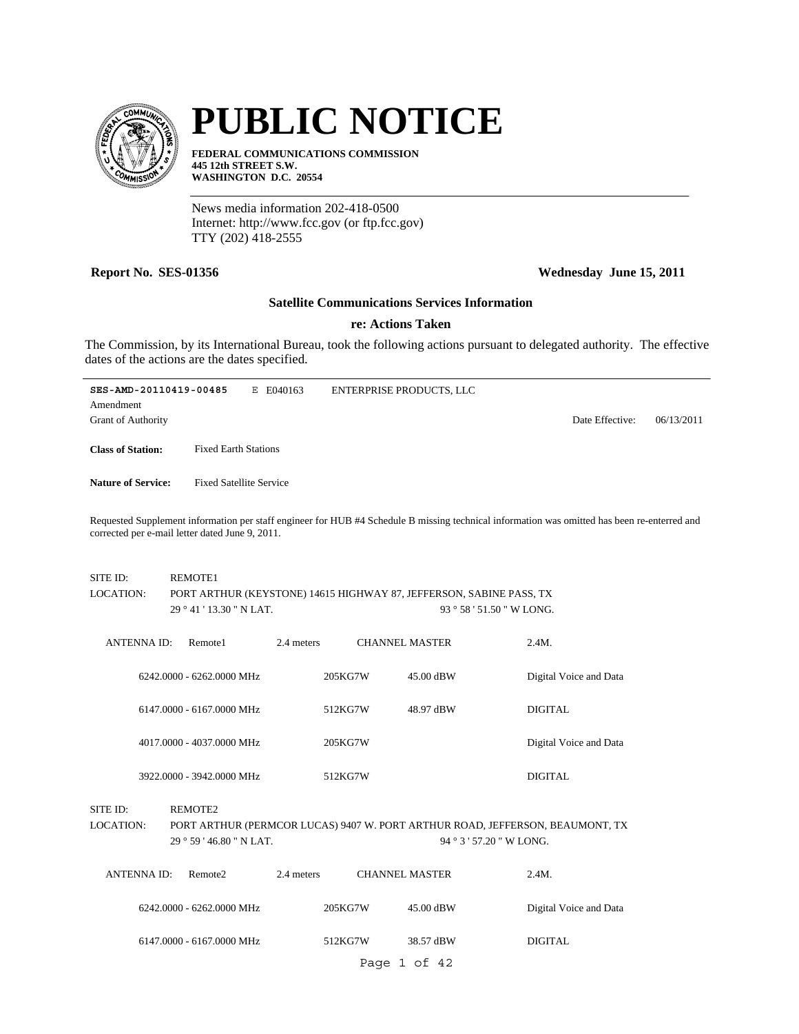# PUBLIC NOTICE

**FEDERAL COMMUNICATIONS COMMISSION**
**445 12th STREET S.W.**
**WASHINGTON D.C. 20554**

News media information 202-418-0500
Internet: http://www.fcc.gov (or ftp.fcc.gov)
TTY (202) 418-2555

**Report No. SES-01356** **Wednesday June 15, 2011**

**Satellite Communications Services Information**

**re: Actions Taken**

The Commission, by its International Bureau, took the following actions pursuant to delegated authority. The effective dates of the actions are the dates specified.

---

**SES-AMD-20110419-00485** E E040163 ENTERPRISE PRODUCTS, LLC
Amendment
Grant of Authority Date Effective: 06/13/2011

**Class of Station:** Fixed Earth Stations

**Nature of Service:** Fixed Satellite Service

Requested Supplement information per staff engineer for HUB #4 Schedule B missing technical information was omitted has been re-enterred and corrected per e-mail letter dated June 9, 2011.

SITE ID: REMOTE1
LOCATION: PORT ARTHUR (KEYSTONE) 14615 HIGHWAY 87, JEFFERSON, SABINE PASS, TX
29 ° 41 ' 13.30 " N LAT. 93 ° 58 ' 51.50 " W LONG.

ANTENNA ID: Remote1 2.4 meters CHANNEL MASTER 2.4M.

| | | | |
|---|---|---|---|
| 6242.0000 - 6262.0000 MHz | 205KG7W | 45.00 dBW | Digital Voice and Data |
| 6147.0000 - 6167.0000 MHz | 512KG7W | 48.97 dBW | DIGITAL |
| 4017.0000 - 4037.0000 MHz | 205KG7W | | Digital Voice and Data |
| 3922.0000 - 3942.0000 MHz | 512KG7W | | DIGITAL |

SITE ID: REMOTE2
LOCATION: PORT ARTHUR (PERMCOR LUCAS) 9407 W. PORT ARTHUR ROAD, JEFFERSON, BEAUMONT, TX
29 ° 59 ' 46.80 " N LAT. 94 ° 3 ' 57.20 " W LONG.

ANTENNA ID: Remote2 2.4 meters CHANNEL MASTER 2.4M.

| | | | |
|---|---|---|---|
| 6242.0000 - 6262.0000 MHz | 205KG7W | 45.00 dBW | Digital Voice and Data |
| 6147.0000 - 6167.0000 MHz | 512KG7W | 38.57 dBW | DIGITAL |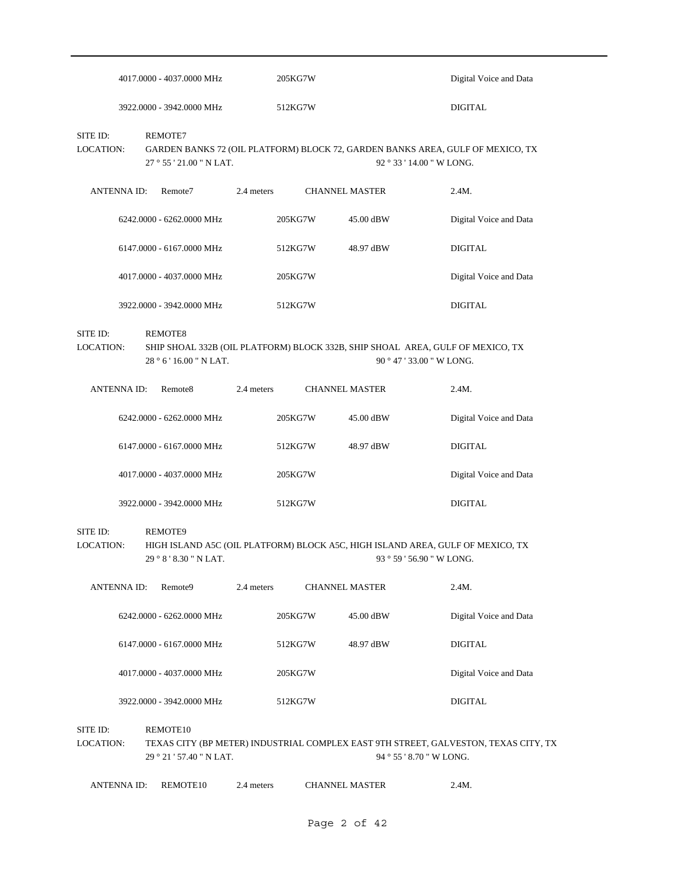| | | | |
|---|---|---|---|
| 4017.0000 - 4037.0000 MHz | 205KG7W | | Digital Voice and Data |
| 3922.0000 - 3942.0000 MHz | 512KG7W | | DIGITAL |

SITE ID: REMOTE7
LOCATION: GARDEN BANKS 72 (OIL PLATFORM) BLOCK 72, GARDEN BANKS AREA, GULF OF MEXICO, TX
27 ° 55 ' 21.00 " N LAT. 92 ° 33 ' 14.00 " W LONG.

ANTENNA ID: Remote7 2.4 meters CHANNEL MASTER 2.4M.

| | | | |
|---|---|---|---|
| 6242.0000 - 6262.0000 MHz | 205KG7W | 45.00 dBW | Digital Voice and Data |
| 6147.0000 - 6167.0000 MHz | 512KG7W | 48.97 dBW | DIGITAL |
| 4017.0000 - 4037.0000 MHz | 205KG7W | | Digital Voice and Data |
| 3922.0000 - 3942.0000 MHz | 512KG7W | | DIGITAL |

SITE ID: REMOTE8
LOCATION: SHIP SHOAL 332B (OIL PLATFORM) BLOCK 332B, SHIP SHOAL AREA, GULF OF MEXICO, TX
28 ° 6 ' 16.00 " N LAT. 90 ° 47 ' 33.00 " W LONG.

ANTENNA ID: Remote8 2.4 meters CHANNEL MASTER 2.4M.

| | | | |
|---|---|---|---|
| 6242.0000 - 6262.0000 MHz | 205KG7W | 45.00 dBW | Digital Voice and Data |
| 6147.0000 - 6167.0000 MHz | 512KG7W | 48.97 dBW | DIGITAL |
| 4017.0000 - 4037.0000 MHz | 205KG7W | | Digital Voice and Data |
| 3922.0000 - 3942.0000 MHz | 512KG7W | | DIGITAL |

SITE ID: REMOTE9
LOCATION: HIGH ISLAND A5C (OIL PLATFORM) BLOCK A5C, HIGH ISLAND AREA, GULF OF MEXICO, TX
29 ° 8 ' 8.30 " N LAT. 93 ° 59 ' 56.90 " W LONG.

ANTENNA ID: Remote9 2.4 meters CHANNEL MASTER 2.4M.

| | | | |
|---|---|---|---|
| 6242.0000 - 6262.0000 MHz | 205KG7W | 45.00 dBW | Digital Voice and Data |
| 6147.0000 - 6167.0000 MHz | 512KG7W | 48.97 dBW | DIGITAL |
| 4017.0000 - 4037.0000 MHz | 205KG7W | | Digital Voice and Data |
| 3922.0000 - 3942.0000 MHz | 512KG7W | | DIGITAL |

SITE ID: REMOTE10
LOCATION: TEXAS CITY (BP METER) INDUSTRIAL COMPLEX EAST 9TH STREET, GALVESTON, TEXAS CITY, TX
29 ° 21 ' 57.40 " N LAT. 94 ° 55 ' 8.70 " W LONG.

ANTENNA ID: REMOTE10 2.4 meters CHANNEL MASTER 2.4M.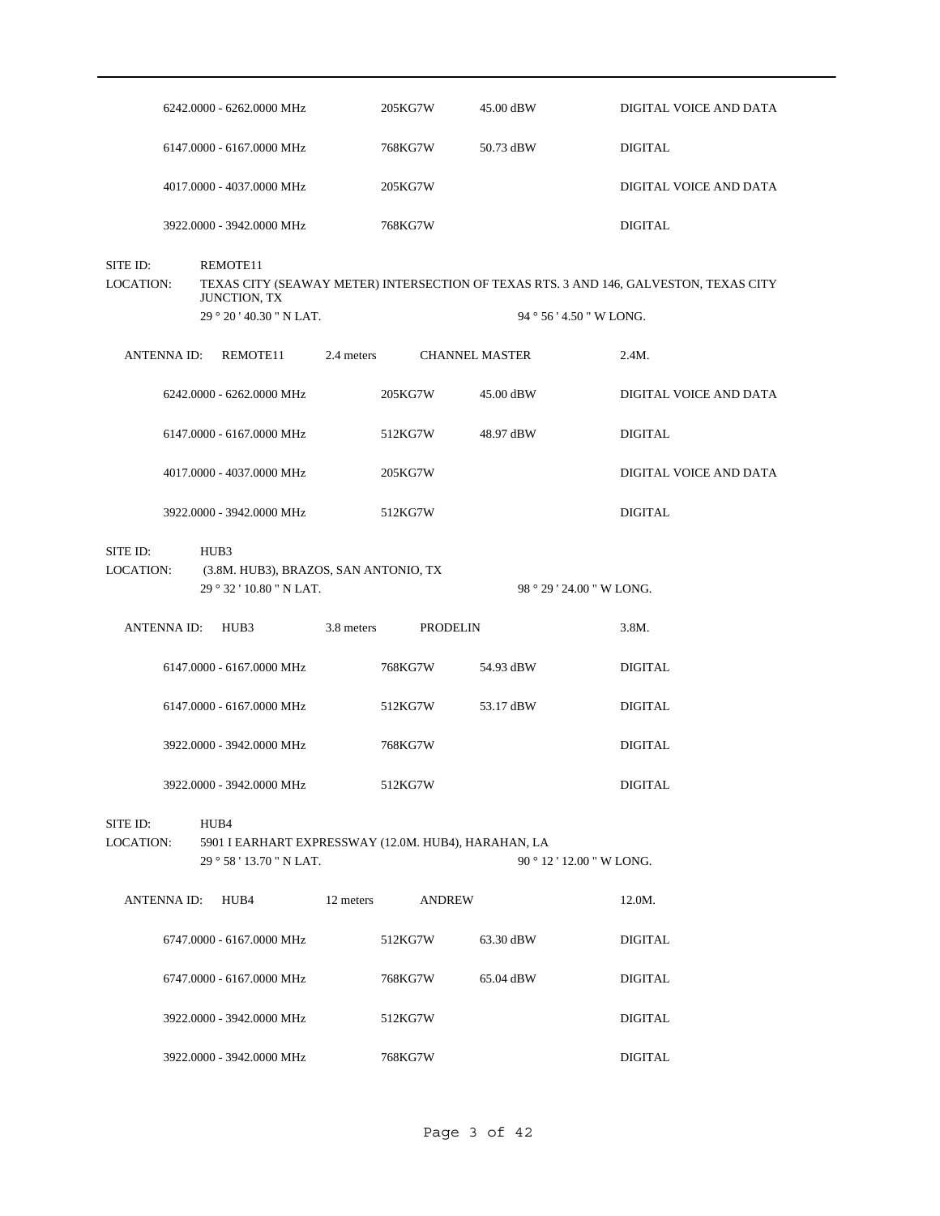| | | | |
|---|---|---|---|
| 6242.0000 - 6262.0000 MHz | 205KG7W | 45.00 dBW | DIGITAL VOICE AND DATA |
| 6147.0000 - 6167.0000 MHz | 768KG7W | 50.73 dBW | DIGITAL |
| 4017.0000 - 4037.0000 MHz | 205KG7W | | DIGITAL VOICE AND DATA |
| 3922.0000 - 3942.0000 MHz | 768KG7W | | DIGITAL |

SITE ID: REMOTE11

LOCATION: TEXAS CITY (SEAWAY METER) INTERSECTION OF TEXAS RTS. 3 AND 146, GALVESTON, TEXAS CITY JUNCTION, TX

29 ° 20 ' 40.30 " N LAT. 94 ° 56 ' 4.50 " W LONG.

ANTENNA ID: REMOTE11 2.4 meters CHANNEL MASTER 2.4M.

| | | | |
|---|---|---|---|
| 6242.0000 - 6262.0000 MHz | 205KG7W | 45.00 dBW | DIGITAL VOICE AND DATA |
| 6147.0000 - 6167.0000 MHz | 512KG7W | 48.97 dBW | DIGITAL |
| 4017.0000 - 4037.0000 MHz | 205KG7W | | DIGITAL VOICE AND DATA |
| 3922.0000 - 3942.0000 MHz | 512KG7W | | DIGITAL |

SITE ID: HUB3

LOCATION: (3.8M. HUB3), BRAZOS, SAN ANTONIO, TX

29 ° 32 ' 10.80 " N LAT. 98 ° 29 ' 24.00 " W LONG.

ANTENNA ID: HUB3 3.8 meters PRODELIN 3.8M.

| | | | |
|---|---|---|---|
| 6147.0000 - 6167.0000 MHz | 768KG7W | 54.93 dBW | DIGITAL |
| 6147.0000 - 6167.0000 MHz | 512KG7W | 53.17 dBW | DIGITAL |
| 3922.0000 - 3942.0000 MHz | 768KG7W | | DIGITAL |
| 3922.0000 - 3942.0000 MHz | 512KG7W | | DIGITAL |

SITE ID: HUB4

LOCATION: 5901 I EARHART EXPRESSWAY (12.0M. HUB4), HARAHAN, LA

29 ° 58 ' 13.70 " N LAT. 90 ° 12 ' 12.00 " W LONG.

ANTENNA ID: HUB4 12 meters ANDREW 12.0M.

| | | | |
|---|---|---|---|
| 6747.0000 - 6167.0000 MHz | 512KG7W | 63.30 dBW | DIGITAL |
| 6747.0000 - 6167.0000 MHz | 768KG7W | 65.04 dBW | DIGITAL |
| 3922.0000 - 3942.0000 MHz | 512KG7W | | DIGITAL |
| 3922.0000 - 3942.0000 MHz | 768KG7W | | DIGITAL |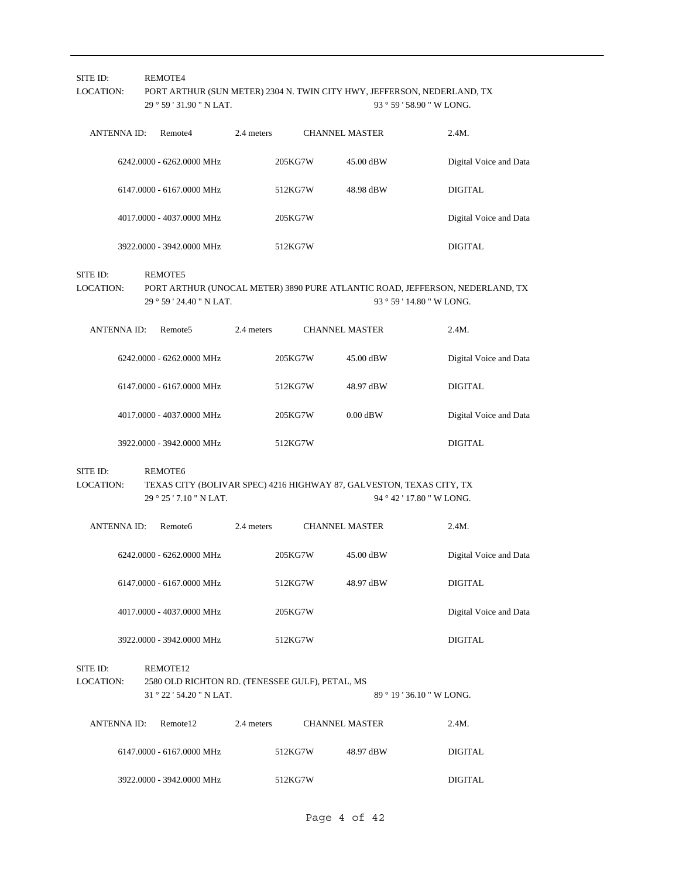SITE ID: REMOTE4

LOCATION: PORT ARTHUR (SUN METER) 2304 N. TWIN CITY HWY, JEFFERSON, NEDERLAND, TX

29 ° 59 ' 31.90 " N LAT. 93 ° 59 ' 58.90 " W LONG.

| ANTENNA ID: Remote4 | 2.4 meters | CHANNEL MASTER | 2.4M. |
|---|---|---|---|
| 6242.0000 - 6262.0000 MHz | 205KG7W | 45.00 dBW | Digital Voice and Data |
| 6147.0000 - 6167.0000 MHz | 512KG7W | 48.98 dBW | DIGITAL |
| 4017.0000 - 4037.0000 MHz | 205KG7W | | Digital Voice and Data |
| 3922.0000 - 3942.0000 MHz | 512KG7W | | DIGITAL |

SITE ID: REMOTE5

LOCATION: PORT ARTHUR (UNOCAL METER) 3890 PURE ATLANTIC ROAD, JEFFERSON, NEDERLAND, TX

29 ° 59 ' 24.40 " N LAT. 93 ° 59 ' 14.80 " W LONG.

| ANTENNA ID: Remote5 | 2.4 meters | CHANNEL MASTER | 2.4M. |
|---|---|---|---|
| 6242.0000 - 6262.0000 MHz | 205KG7W | 45.00 dBW | Digital Voice and Data |
| 6147.0000 - 6167.0000 MHz | 512KG7W | 48.97 dBW | DIGITAL |
| 4017.0000 - 4037.0000 MHz | 205KG7W | 0.00 dBW | Digital Voice and Data |
| 3922.0000 - 3942.0000 MHz | 512KG7W | | DIGITAL |

SITE ID: REMOTE6

LOCATION: TEXAS CITY (BOLIVAR SPEC) 4216 HIGHWAY 87, GALVESTON, TEXAS CITY, TX

29 ° 25 ' 7.10 " N LAT. 94 ° 42 ' 17.80 " W LONG.

| ANTENNA ID: Remote6 | 2.4 meters | CHANNEL MASTER | 2.4M. |
|---|---|---|---|
| 6242.0000 - 6262.0000 MHz | 205KG7W | 45.00 dBW | Digital Voice and Data |
| 6147.0000 - 6167.0000 MHz | 512KG7W | 48.97 dBW | DIGITAL |
| 4017.0000 - 4037.0000 MHz | 205KG7W | | Digital Voice and Data |
| 3922.0000 - 3942.0000 MHz | 512KG7W | | DIGITAL |

SITE ID: REMOTE12

LOCATION: 2580 OLD RICHTON RD. (TENESSEE GULF), PETAL, MS

31 ° 22 ' 54.20 " N LAT. 89 ° 19 ' 36.10 " W LONG.

| ANTENNA ID: Remote12 | 2.4 meters | CHANNEL MASTER | 2.4M. |
|---|---|---|---|
| 6147.0000 - 6167.0000 MHz | 512KG7W | 48.97 dBW | DIGITAL |
| 3922.0000 - 3942.0000 MHz | 512KG7W | | DIGITAL |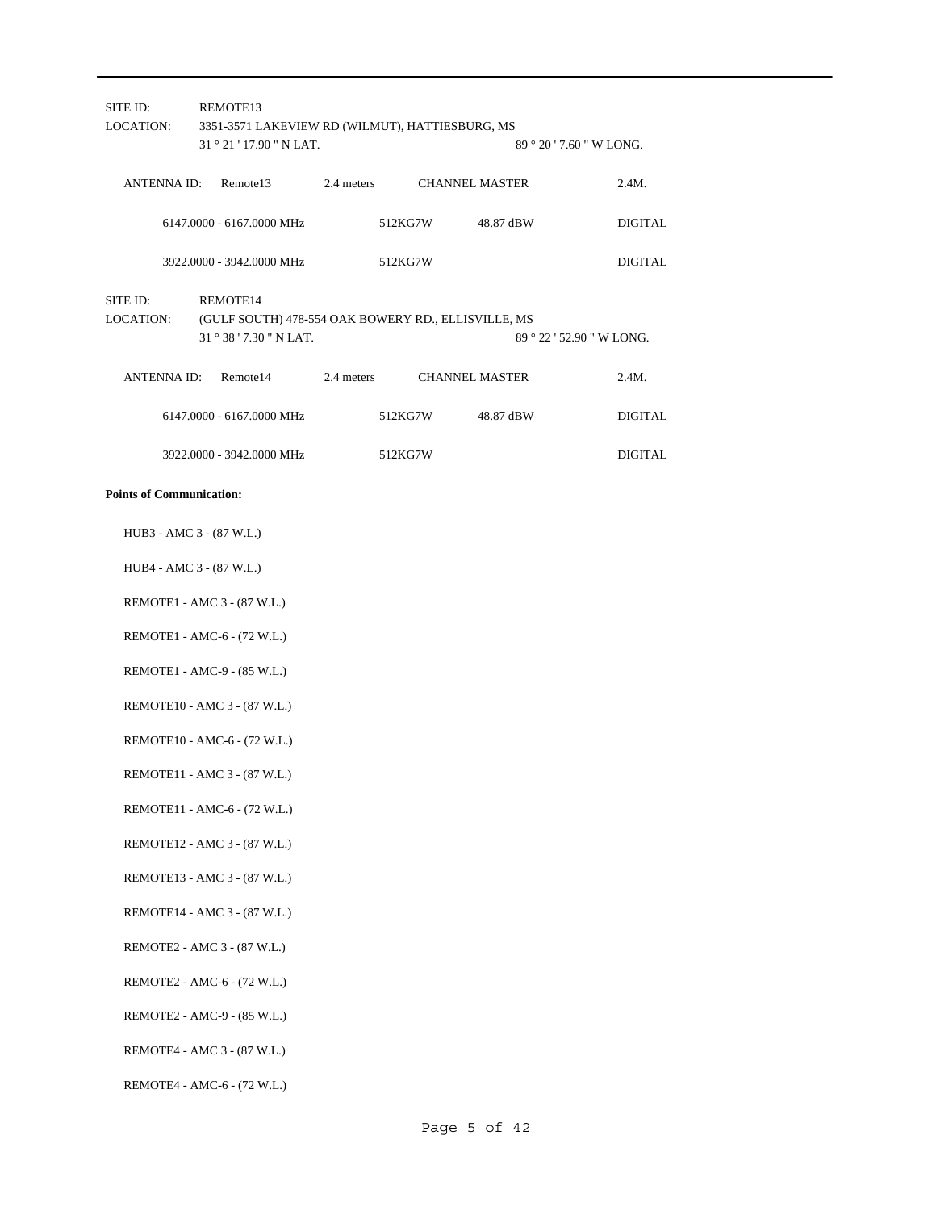SITE ID: REMOTE13

LOCATION: 3351-3571 LAKEVIEW RD (WILMUT), HATTIESBURG, MS

31 ° 21 ' 17.90 " N LAT. 89 ° 20 ' 7.60 " W LONG.

| ANTENNA ID: | Remote13 | 2.4 meters | CHANNEL MASTER | 2.4M. |
|---|---|---|---|---|
| | 6147.0000 - 6167.0000 MHz | 512KG7W | 48.87 dBW | DIGITAL |
| | 3922.0000 - 3942.0000 MHz | 512KG7W | | DIGITAL |

SITE ID: REMOTE14

LOCATION: (GULF SOUTH) 478-554 OAK BOWERY RD., ELLISVILLE, MS

31 ° 38 ' 7.30 " N LAT. 89 ° 22 ' 52.90 " W LONG.

| ANTENNA ID: | Remote14 | 2.4 meters | CHANNEL MASTER | 2.4M. |
|---|---|---|---|---|
| | 6147.0000 - 6167.0000 MHz | 512KG7W | 48.87 dBW | DIGITAL |
| | 3922.0000 - 3942.0000 MHz | 512KG7W | | DIGITAL |

**Points of Communication:**

HUB3 - AMC 3 - (87 W.L.)

HUB4 - AMC 3 - (87 W.L.)

REMOTE1 - AMC 3 - (87 W.L.)

REMOTE1 - AMC-6 - (72 W.L.)

REMOTE1 - AMC-9 - (85 W.L.)

REMOTE10 - AMC 3 - (87 W.L.)

REMOTE10 - AMC-6 - (72 W.L.)

REMOTE11 - AMC 3 - (87 W.L.)

REMOTE11 - AMC-6 - (72 W.L.)

REMOTE12 - AMC 3 - (87 W.L.)

REMOTE13 - AMC 3 - (87 W.L.)

REMOTE14 - AMC 3 - (87 W.L.)

REMOTE2 - AMC 3 - (87 W.L.)

REMOTE2 - AMC-6 - (72 W.L.)

REMOTE2 - AMC-9 - (85 W.L.)

REMOTE4 - AMC 3 - (87 W.L.)

REMOTE4 - AMC-6 - (72 W.L.)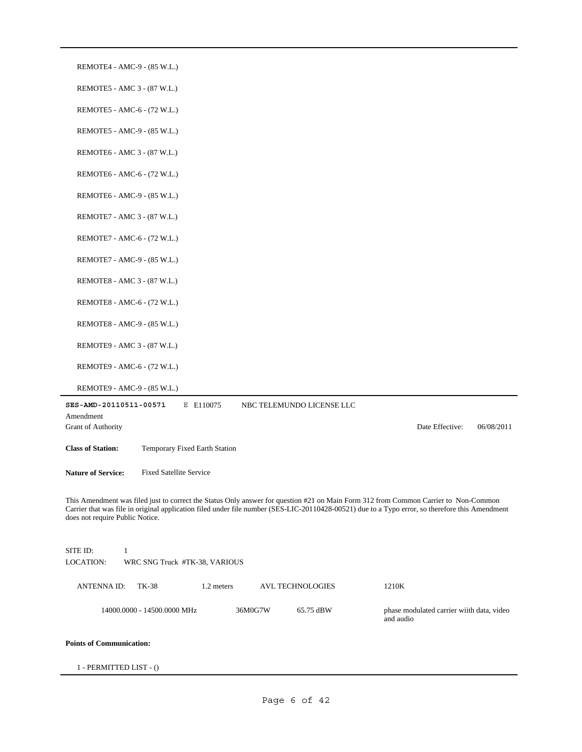REMOTE4 - AMC-9 - (85 W.L.)

REMOTE5 - AMC 3 - (87 W.L.)

REMOTE5 - AMC-6 - (72 W.L.)

REMOTE5 - AMC-9 - (85 W.L.)

REMOTE6 - AMC 3 - (87 W.L.)

REMOTE6 - AMC-6 - (72 W.L.)

REMOTE6 - AMC-9 - (85 W.L.)

REMOTE7 - AMC 3 - (87 W.L.)

REMOTE7 - AMC-6 - (72 W.L.)

REMOTE7 - AMC-9 - (85 W.L.)

REMOTE8 - AMC 3 - (87 W.L.)

REMOTE8 - AMC-6 - (72 W.L.)

REMOTE8 - AMC-9 - (85 W.L.)

REMOTE9 - AMC 3 - (87 W.L.)

REMOTE9 - AMC-6 - (72 W.L.)

REMOTE9 - AMC-9 - (85 W.L.)

---

**SES-AMD-20110511-00571** E E110075 NBC TELEMUNDO LICENSE LLC

Amendment

Grant of Authority

Date Effective: 06/08/2011

**Class of Station:** Temporary Fixed Earth Station

**Nature of Service:** Fixed Satellite Service

This Amendment was filed just to correct the Status Only answer for question #21 on Main Form 312 from Common Carrier to Non-Common Carrier that was file in original application filed under file number (SES-LIC-20110428-00521) due to a Typo error, so therefore this Amendment does not require Public Notice.

SITE ID: 1

LOCATION: WRC SNG Truck #TK-38, VARIOUS

ANTENNA ID: TK-38 1.2 meters AVL TECHNOLOGIES 1210K

14000.0000 - 14500.0000 MHz 36M0G7W 65.75 dBW phase modulated carrier wiith data, video and audio

**Points of Communication:**

1 - PERMITTED LIST - ()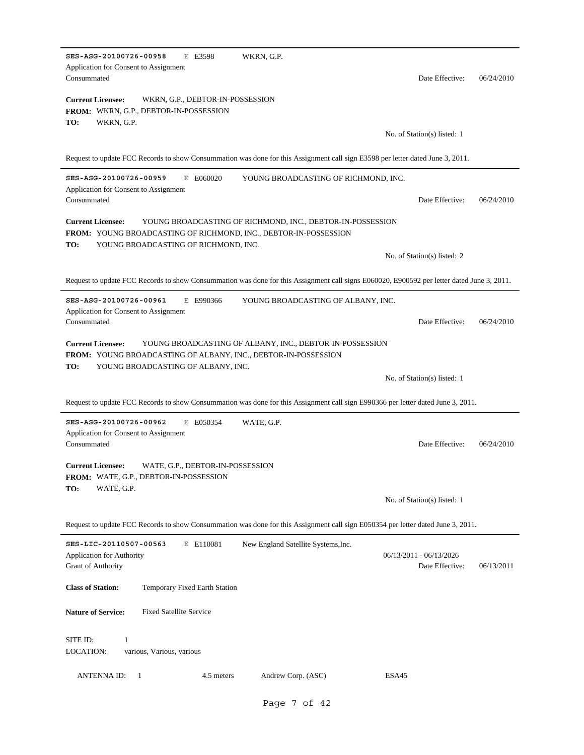---

**SES-ASG-20100726-00958** E E3598 WKRN, G.P.
Application for Consent to Assignment
Consummated Date Effective: 06/24/2010

**Current Licensee:** WKRN, G.P., DEBTOR-IN-POSSESSION
**FROM:** WKRN, G.P., DEBTOR-IN-POSSESSION
**TO:** WKRN, G.P.

No. of Station(s) listed: 1

Request to update FCC Records to show Consummation was done for this Assignment call sign E3598 per letter dated June 3, 2011.

---

**SES-ASG-20100726-00959** E E060020 YOUNG BROADCASTING OF RICHMOND, INC.
Application for Consent to Assignment
Consummated Date Effective: 06/24/2010

**Current Licensee:** YOUNG BROADCASTING OF RICHMOND, INC., DEBTOR-IN-POSSESSION
**FROM:** YOUNG BROADCASTING OF RICHMOND, INC., DEBTOR-IN-POSSESSION
**TO:** YOUNG BROADCASTING OF RICHMOND, INC.

No. of Station(s) listed: 2

Request to update FCC Records to show Consummation was done for this Assignment call signs E060020, E900592 per letter dated June 3, 2011.

---

**SES-ASG-20100726-00961** E E990366 YOUNG BROADCASTING OF ALBANY, INC.
Application for Consent to Assignment
Consummated Date Effective: 06/24/2010

**Current Licensee:** YOUNG BROADCASTING OF ALBANY, INC., DEBTOR-IN-POSSESSION
**FROM:** YOUNG BROADCASTING OF ALBANY, INC., DEBTOR-IN-POSSESSION
**TO:** YOUNG BROADCASTING OF ALBANY, INC.

No. of Station(s) listed: 1

Request to update FCC Records to show Consummation was done for this Assignment call sign E990366 per letter dated June 3, 2011.

---

**SES-ASG-20100726-00962** E E050354 WATE, G.P.
Application for Consent to Assignment
Consummated Date Effective: 06/24/2010

**Current Licensee:** WATE, G.P., DEBTOR-IN-POSSESSION
**FROM:** WATE, G.P., DEBTOR-IN-POSSESSION
**TO:** WATE, G.P.

No. of Station(s) listed: 1

Request to update FCC Records to show Consummation was done for this Assignment call sign E050354 per letter dated June 3, 2011.

---

**SES-LIC-20110507-00563** E E110081 New England Satellite Systems,Inc.
Application for Authority 06/13/2011 - 06/13/2026
Grant of Authority Date Effective: 06/13/2011

**Class of Station:** Temporary Fixed Earth Station

**Nature of Service:** Fixed Satellite Service

SITE ID: 1
LOCATION: various, Various, various

ANTENNA ID: 1 4.5 meters Andrew Corp. (ASC) ESA45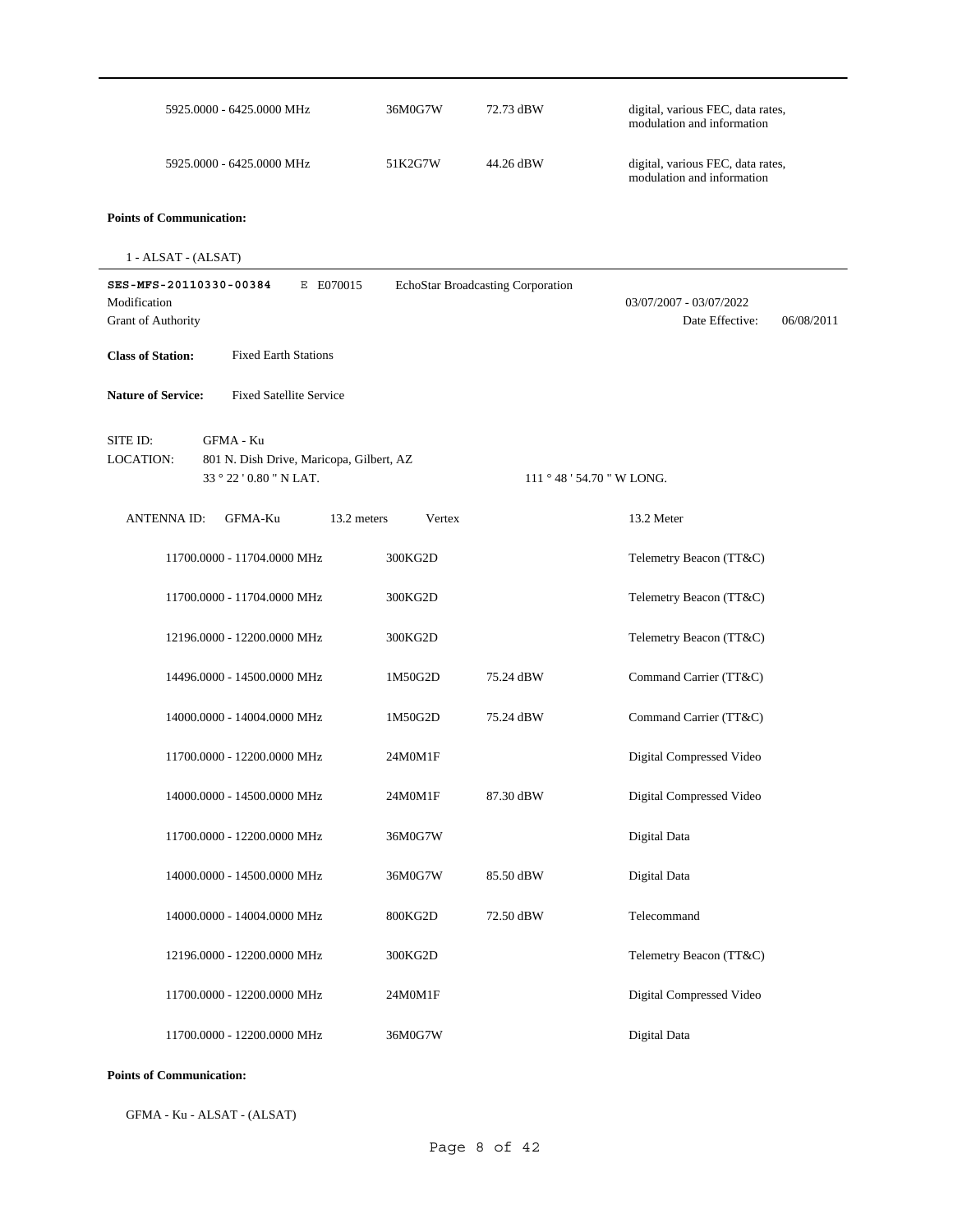| | | | |
|---|---|---|---|
| 5925.0000 - 6425.0000 MHz | 36M0G7W | 72.73 dBW | digital, various FEC, data rates, modulation and information |
| 5925.0000 - 6425.0000 MHz | 51K2G7W | 44.26 dBW | digital, various FEC, data rates, modulation and information |

**Points of Communication:**

1 - ALSAT - (ALSAT)

---

**SES-MFS-20110330-00384** E E070015 EchoStar Broadcasting Corporation

Modification 03/07/2007 - 03/07/2022

Grant of Authority Date Effective: 06/08/2011

**Class of Station:** Fixed Earth Stations

**Nature of Service:** Fixed Satellite Service

SITE ID: GFMA - Ku

LOCATION: 801 N. Dish Drive, Maricopa, Gilbert, AZ

33 ° 22 ' 0.80 " N LAT. 111 ° 48 ' 54.70 " W LONG.

ANTENNA ID: GFMA-Ku 13.2 meters Vertex 13.2 Meter

| | | | |
|---|---|---|---|
| 11700.0000 - 11704.0000 MHz | 300KG2D | | Telemetry Beacon (TT&C) |
| 11700.0000 - 11704.0000 MHz | 300KG2D | | Telemetry Beacon (TT&C) |
| 12196.0000 - 12200.0000 MHz | 300KG2D | | Telemetry Beacon (TT&C) |
| 14496.0000 - 14500.0000 MHz | 1M50G2D | 75.24 dBW | Command Carrier (TT&C) |
| 14000.0000 - 14004.0000 MHz | 1M50G2D | 75.24 dBW | Command Carrier (TT&C) |
| 11700.0000 - 12200.0000 MHz | 24M0M1F | | Digital Compressed Video |
| 14000.0000 - 14500.0000 MHz | 24M0M1F | 87.30 dBW | Digital Compressed Video |
| 11700.0000 - 12200.0000 MHz | 36M0G7W | | Digital Data |
| 14000.0000 - 14500.0000 MHz | 36M0G7W | 85.50 dBW | Digital Data |
| 14000.0000 - 14004.0000 MHz | 800KG2D | 72.50 dBW | Telecommand |
| 12196.0000 - 12200.0000 MHz | 300KG2D | | Telemetry Beacon (TT&C) |
| 11700.0000 - 12200.0000 MHz | 24M0M1F | | Digital Compressed Video |
| 11700.0000 - 12200.0000 MHz | 36M0G7W | | Digital Data |

**Points of Communication:**

GFMA - Ku - ALSAT - (ALSAT)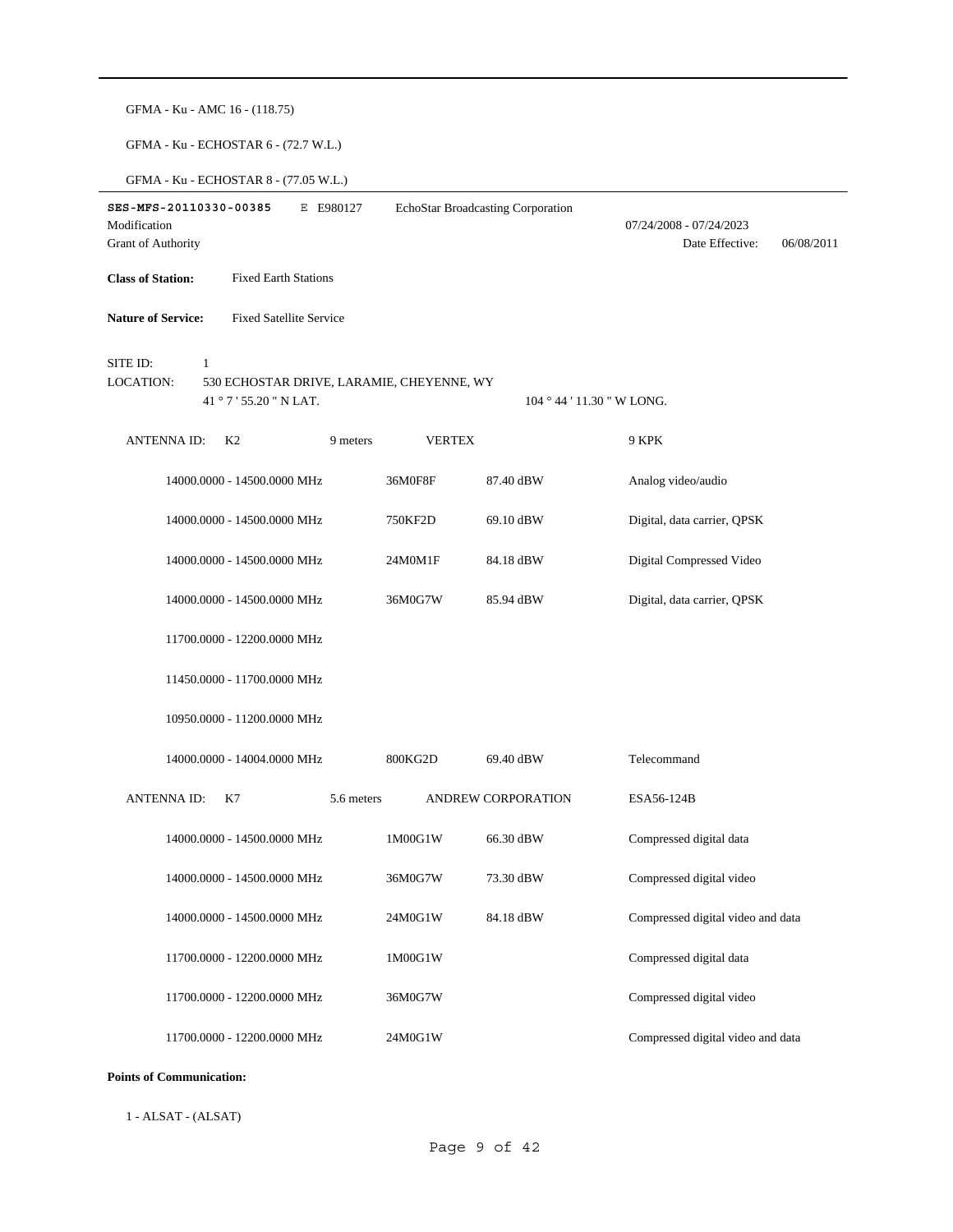GFMA - Ku - AMC 16 - (118.75)

GFMA - Ku - ECHOSTAR 6 - (72.7 W.L.)

GFMA - Ku - ECHOSTAR 8 - (77.05 W.L.)

---

**SES-MFS-20110330-00385** E E980127 EchoStar Broadcasting Corporation

Modification 07/24/2008 - 07/24/2023

Grant of Authority Date Effective: 06/08/2011

**Class of Station:** Fixed Earth Stations

**Nature of Service:** Fixed Satellite Service

SITE ID: 1

LOCATION: 530 ECHOSTAR DRIVE, LARAMIE, CHEYENNE, WY

41 ° 7 ' 55.20 " N LAT. 104 ° 44 ' 11.30 " W LONG.

| ANTENNA ID: K2 | 9 meters | VERTEX | 9 KPK |
|---|---|---|---|
| 14000.0000 - 14500.0000 MHz | 36M0F8F | 87.40 dBW | Analog video/audio |
| 14000.0000 - 14500.0000 MHz | 750KF2D | 69.10 dBW | Digital, data carrier, QPSK |
| 14000.0000 - 14500.0000 MHz | 24M0M1F | 84.18 dBW | Digital Compressed Video |
| 14000.0000 - 14500.0000 MHz | 36M0G7W | 85.94 dBW | Digital, data carrier, QPSK |
| 11700.0000 - 12200.0000 MHz | | | |
| 11450.0000 - 11700.0000 MHz | | | |
| 10950.0000 - 11200.0000 MHz | | | |
| 14000.0000 - 14004.0000 MHz | 800KG2D | 69.40 dBW | Telecommand |

| ANTENNA ID: K7 | 5.6 meters | ANDREW CORPORATION | ESA56-124B |
|---|---|---|---|
| 14000.0000 - 14500.0000 MHz | 1M00G1W | 66.30 dBW | Compressed digital data |
| 14000.0000 - 14500.0000 MHz | 36M0G7W | 73.30 dBW | Compressed digital video |
| 14000.0000 - 14500.0000 MHz | 24M0G1W | 84.18 dBW | Compressed digital video and data |
| 11700.0000 - 12200.0000 MHz | 1M00G1W | | Compressed digital data |
| 11700.0000 - 12200.0000 MHz | 36M0G7W | | Compressed digital video |
| 11700.0000 - 12200.0000 MHz | 24M0G1W | | Compressed digital video and data |

**Points of Communication:**

1 - ALSAT - (ALSAT)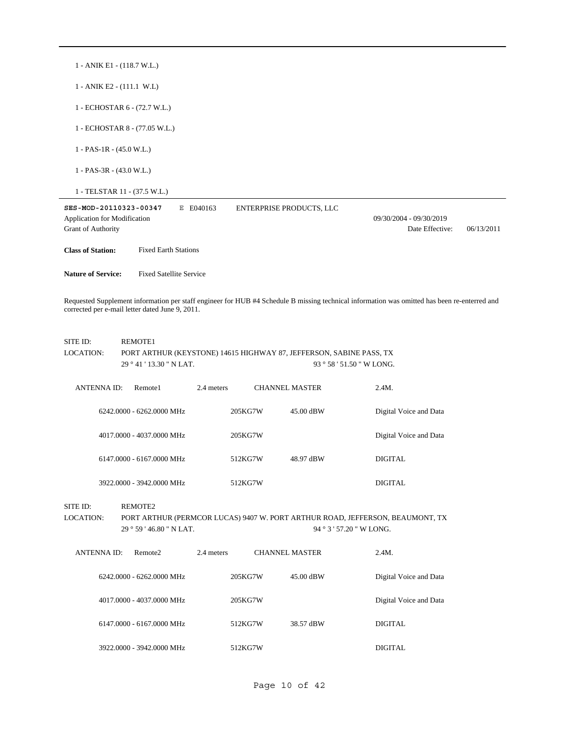1 - ANIK E1 - (118.7 W.L.)

1 - ANIK E2 - (111.1 W.L)

1 - ECHOSTAR 6 - (72.7 W.L.)

1 - ECHOSTAR 8 - (77.05 W.L.)

1 - PAS-1R - (45.0 W.L.)

1 - PAS-3R - (43.0 W.L.)

1 - TELSTAR 11 - (37.5 W.L.)

---

**SES-MOD-20110323-00347** E E040163 ENTERPRISE PRODUCTS, LLC

Application for Modification 09/30/2004 - 09/30/2019

Grant of Authority Date Effective: 06/13/2011

**Class of Station:** Fixed Earth Stations

**Nature of Service:** Fixed Satellite Service

Requested Supplement information per staff engineer for HUB #4 Schedule B missing technical information was omitted has been re-entered and corrected per e-mail letter dated June 9, 2011.

SITE ID: REMOTE1

LOCATION: PORT ARTHUR (KEYSTONE) 14615 HIGHWAY 87, JEFFERSON, SABINE PASS, TX

29 ° 41 ' 13.30 " N LAT. 93 ° 58 ' 51.50 " W LONG.

ANTENNA ID: Remote1 2.4 meters CHANNEL MASTER 2.4M.

| Frequency | Emission | Power | Description |
|---|---|---|---|
| 6242.0000 - 6262.0000 MHz | 205KG7W | 45.00 dBW | Digital Voice and Data |
| 4017.0000 - 4037.0000 MHz | 205KG7W | | Digital Voice and Data |
| 6147.0000 - 6167.0000 MHz | 512KG7W | 48.97 dBW | DIGITAL |
| 3922.0000 - 3942.0000 MHz | 512KG7W | | DIGITAL |

SITE ID: REMOTE2

LOCATION: PORT ARTHUR (PERMCOR LUCAS) 9407 W. PORT ARTHUR ROAD, JEFFERSON, BEAUMONT, TX

29 ° 59 ' 46.80 " N LAT. 94 ° 3 ' 57.20 " W LONG.

ANTENNA ID: Remote2 2.4 meters CHANNEL MASTER 2.4M.

| Frequency | Emission | Power | Description |
|---|---|---|---|
| 6242.0000 - 6262.0000 MHz | 205KG7W | 45.00 dBW | Digital Voice and Data |
| 4017.0000 - 4037.0000 MHz | 205KG7W | | Digital Voice and Data |
| 6147.0000 - 6167.0000 MHz | 512KG7W | 38.57 dBW | DIGITAL |
| 3922.0000 - 3942.0000 MHz | 512KG7W | | DIGITAL |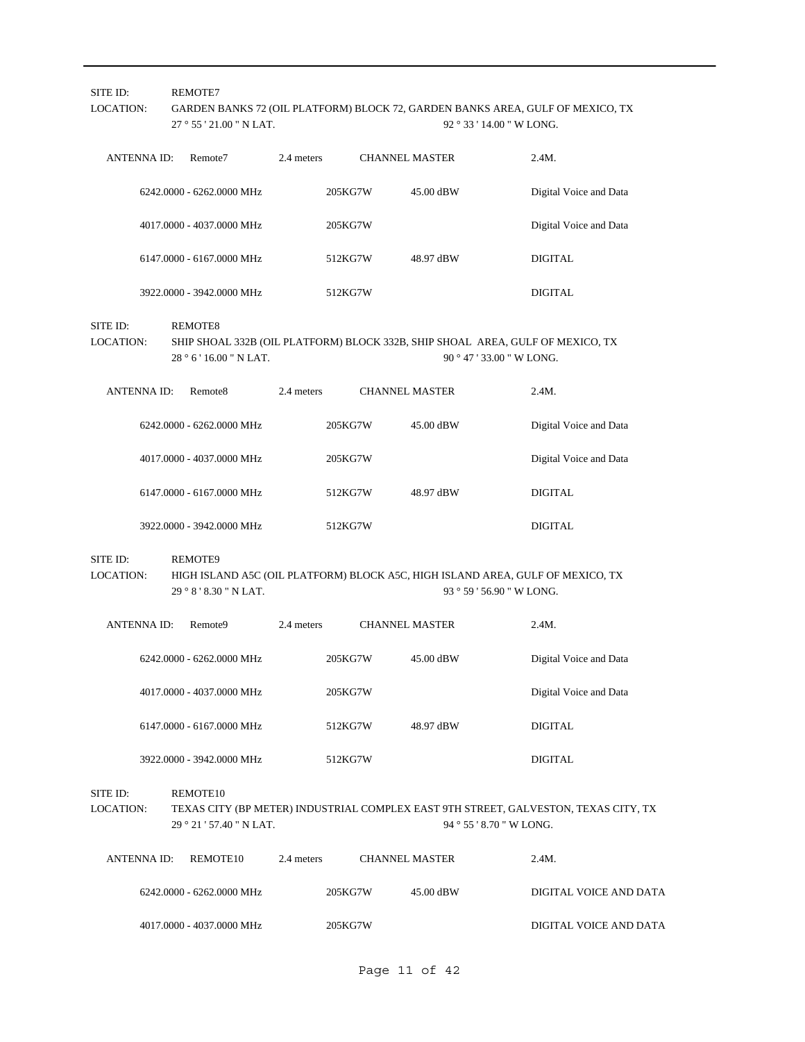SITE ID: REMOTE7
LOCATION: GARDEN BANKS 72 (OIL PLATFORM) BLOCK 72, GARDEN BANKS AREA, GULF OF MEXICO, TX
27 ° 55 ' 21.00 " N LAT. 92 ° 33 ' 14.00 " W LONG.

| ANTENNA ID: Remote7 | 2.4 meters | CHANNEL MASTER | 2.4M. |
|---|---|---|---|
| 6242.0000 - 6262.0000 MHz | 205KG7W | 45.00 dBW | Digital Voice and Data |
| 4017.0000 - 4037.0000 MHz | 205KG7W | | Digital Voice and Data |
| 6147.0000 - 6167.0000 MHz | 512KG7W | 48.97 dBW | DIGITAL |
| 3922.0000 - 3942.0000 MHz | 512KG7W | | DIGITAL |

SITE ID: REMOTE8
LOCATION: SHIP SHOAL 332B (OIL PLATFORM) BLOCK 332B, SHIP SHOAL AREA, GULF OF MEXICO, TX
28 ° 6 ' 16.00 " N LAT. 90 ° 47 ' 33.00 " W LONG.

| ANTENNA ID: Remote8 | 2.4 meters | CHANNEL MASTER | 2.4M. |
|---|---|---|---|
| 6242.0000 - 6262.0000 MHz | 205KG7W | 45.00 dBW | Digital Voice and Data |
| 4017.0000 - 4037.0000 MHz | 205KG7W | | Digital Voice and Data |
| 6147.0000 - 6167.0000 MHz | 512KG7W | 48.97 dBW | DIGITAL |
| 3922.0000 - 3942.0000 MHz | 512KG7W | | DIGITAL |

SITE ID: REMOTE9
LOCATION: HIGH ISLAND A5C (OIL PLATFORM) BLOCK A5C, HIGH ISLAND AREA, GULF OF MEXICO, TX
29 ° 8 ' 8.30 " N LAT. 93 ° 59 ' 56.90 " W LONG.

| ANTENNA ID: Remote9 | 2.4 meters | CHANNEL MASTER | 2.4M. |
|---|---|---|---|
| 6242.0000 - 6262.0000 MHz | 205KG7W | 45.00 dBW | Digital Voice and Data |
| 4017.0000 - 4037.0000 MHz | 205KG7W | | Digital Voice and Data |
| 6147.0000 - 6167.0000 MHz | 512KG7W | 48.97 dBW | DIGITAL |
| 3922.0000 - 3942.0000 MHz | 512KG7W | | DIGITAL |

SITE ID: REMOTE10
LOCATION: TEXAS CITY (BP METER) INDUSTRIAL COMPLEX EAST 9TH STREET, GALVESTON, TEXAS CITY, TX
29 ° 21 ' 57.40 " N LAT. 94 ° 55 ' 8.70 " W LONG.

| ANTENNA ID: REMOTE10 | 2.4 meters | CHANNEL MASTER | 2.4M. |
|---|---|---|---|
| 6242.0000 - 6262.0000 MHz | 205KG7W | 45.00 dBW | DIGITAL VOICE AND DATA |
| 4017.0000 - 4037.0000 MHz | 205KG7W | | DIGITAL VOICE AND DATA |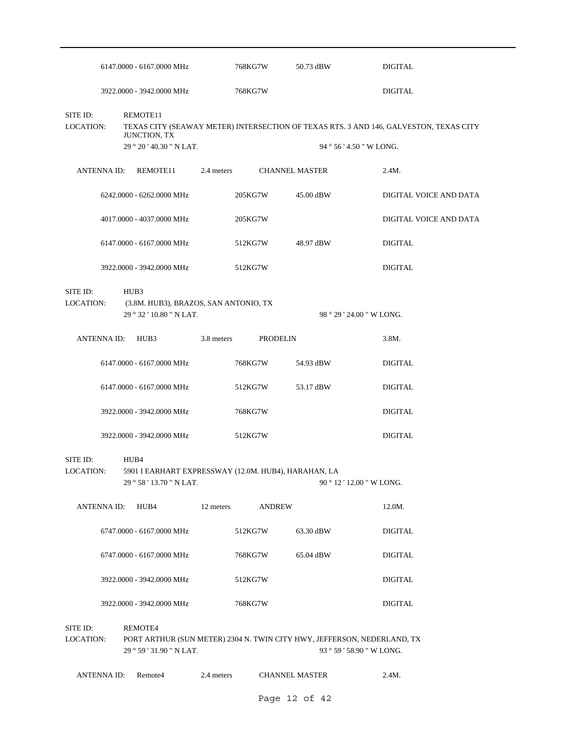| | | | |
|---|---|---|---|
| 6147.0000 - 6167.0000 MHz | 768KG7W | 50.73 dBW | DIGITAL |
| 3922.0000 - 3942.0000 MHz | 768KG7W | | DIGITAL |

SITE ID: REMOTE11

LOCATION: TEXAS CITY (SEAWAY METER) INTERSECTION OF TEXAS RTS. 3 AND 146, GALVESTON, TEXAS CITY JUNCTION, TX

29 ° 20 ' 40.30 " N LAT. 94 ° 56 ' 4.50 " W LONG.

ANTENNA ID: REMOTE11 2.4 meters CHANNEL MASTER 2.4M.

| | | | |
|---|---|---|---|
| 6242.0000 - 6262.0000 MHz | 205KG7W | 45.00 dBW | DIGITAL VOICE AND DATA |
| 4017.0000 - 4037.0000 MHz | 205KG7W | | DIGITAL VOICE AND DATA |
| 6147.0000 - 6167.0000 MHz | 512KG7W | 48.97 dBW | DIGITAL |
| 3922.0000 - 3942.0000 MHz | 512KG7W | | DIGITAL |

SITE ID: HUB3

LOCATION: (3.8M. HUB3), BRAZOS, SAN ANTONIO, TX

29 ° 32 ' 10.80 " N LAT. 98 ° 29 ' 24.00 " W LONG.

ANTENNA ID: HUB3 3.8 meters PRODELIN 3.8M.

| | | | |
|---|---|---|---|
| 6147.0000 - 6167.0000 MHz | 768KG7W | 54.93 dBW | DIGITAL |
| 6147.0000 - 6167.0000 MHz | 512KG7W | 53.17 dBW | DIGITAL |
| 3922.0000 - 3942.0000 MHz | 768KG7W | | DIGITAL |
| 3922.0000 - 3942.0000 MHz | 512KG7W | | DIGITAL |

SITE ID: HUB4

LOCATION: 5901 I EARHART EXPRESSWAY (12.0M. HUB4), HARAHAN, LA

29 ° 58 ' 13.70 " N LAT. 90 ° 12 ' 12.00 " W LONG.

ANTENNA ID: HUB4 12 meters ANDREW 12.0M.

| | | | |
|---|---|---|---|
| 6747.0000 - 6167.0000 MHz | 512KG7W | 63.30 dBW | DIGITAL |
| 6747.0000 - 6167.0000 MHz | 768KG7W | 65.04 dBW | DIGITAL |
| 3922.0000 - 3942.0000 MHz | 512KG7W | | DIGITAL |
| 3922.0000 - 3942.0000 MHz | 768KG7W | | DIGITAL |

SITE ID: REMOTE4

LOCATION: PORT ARTHUR (SUN METER) 2304 N. TWIN CITY HWY, JEFFERSON, NEDERLAND, TX

29 ° 59 ' 31.90 " N LAT. 93 ° 59 ' 58.90 " W LONG.

ANTENNA ID: Remote4 2.4 meters CHANNEL MASTER 2.4M.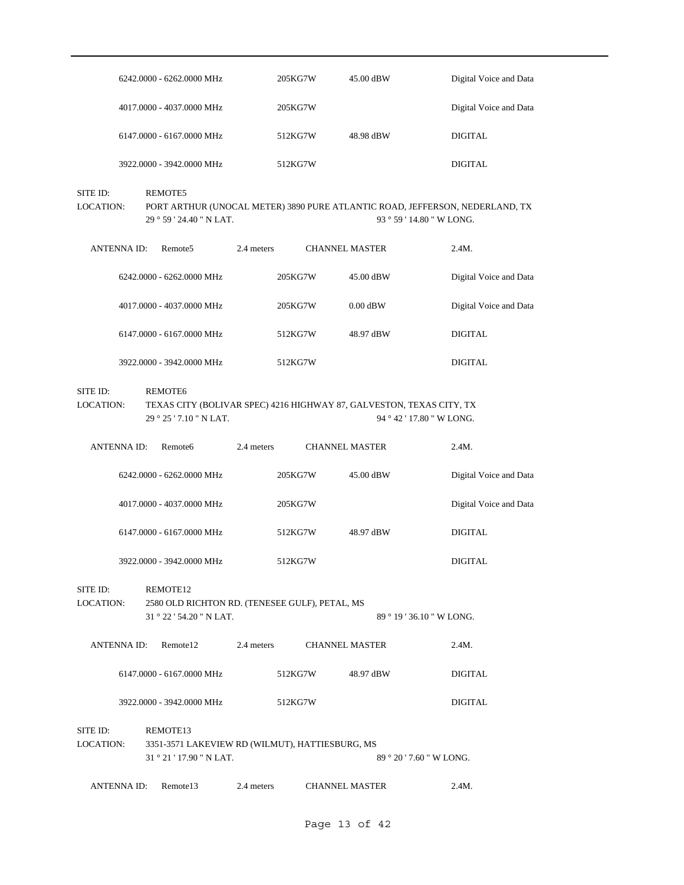| | | | |
|---|---|---|---|
| 6242.0000 - 6262.0000 MHz | 205KG7W | 45.00 dBW | Digital Voice and Data |
| 4017.0000 - 4037.0000 MHz | 205KG7W | | Digital Voice and Data |
| 6147.0000 - 6167.0000 MHz | 512KG7W | 48.98 dBW | DIGITAL |
| 3922.0000 - 3942.0000 MHz | 512KG7W | | DIGITAL |

SITE ID: REMOTE5

LOCATION: PORT ARTHUR (UNOCAL METER) 3890 PURE ATLANTIC ROAD, JEFFERSON, NEDERLAND, TX

29 ° 59 ' 24.40 " N LAT. 93 ° 59 ' 14.80 " W LONG.

ANTENNA ID: Remote5 2.4 meters CHANNEL MASTER 2.4M.

| | | | |
|---|---|---|---|
| 6242.0000 - 6262.0000 MHz | 205KG7W | 45.00 dBW | Digital Voice and Data |
| 4017.0000 - 4037.0000 MHz | 205KG7W | 0.00 dBW | Digital Voice and Data |
| 6147.0000 - 6167.0000 MHz | 512KG7W | 48.97 dBW | DIGITAL |
| 3922.0000 - 3942.0000 MHz | 512KG7W | | DIGITAL |

SITE ID: REMOTE6

LOCATION: TEXAS CITY (BOLIVAR SPEC) 4216 HIGHWAY 87, GALVESTON, TEXAS CITY, TX

29 ° 25 ' 7.10 " N LAT. 94 ° 42 ' 17.80 " W LONG.

ANTENNA ID: Remote6 2.4 meters CHANNEL MASTER 2.4M.

| | | | |
|---|---|---|---|
| 6242.0000 - 6262.0000 MHz | 205KG7W | 45.00 dBW | Digital Voice and Data |
| 4017.0000 - 4037.0000 MHz | 205KG7W | | Digital Voice and Data |
| 6147.0000 - 6167.0000 MHz | 512KG7W | 48.97 dBW | DIGITAL |
| 3922.0000 - 3942.0000 MHz | 512KG7W | | DIGITAL |

SITE ID: REMOTE12

LOCATION: 2580 OLD RICHTON RD. (TENESEE GULF), PETAL, MS

31 ° 22 ' 54.20 " N LAT. 89 ° 19 ' 36.10 " W LONG.

ANTENNA ID: Remote12 2.4 meters CHANNEL MASTER 2.4M.

| | | | |
|---|---|---|---|
| 6147.0000 - 6167.0000 MHz | 512KG7W | 48.97 dBW | DIGITAL |
| 3922.0000 - 3942.0000 MHz | 512KG7W | | DIGITAL |

SITE ID: REMOTE13

LOCATION: 3351-3571 LAKEVIEW RD (WILMUT), HATTIESBURG, MS

31 ° 21 ' 17.90 " N LAT. 89 ° 20 ' 7.60 " W LONG.

ANTENNA ID: Remote13 2.4 meters CHANNEL MASTER 2.4M.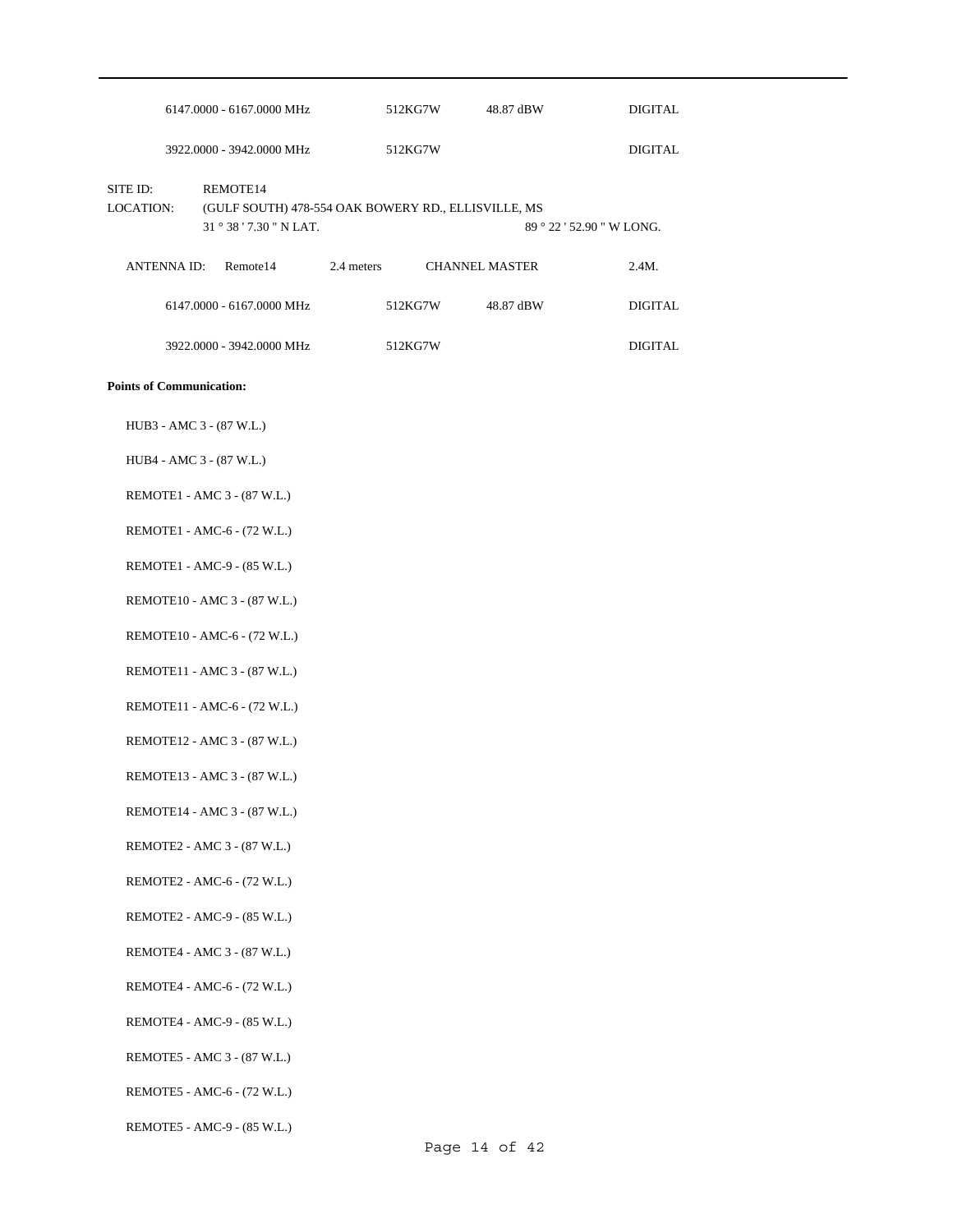| | | | |
|---|---|---|---|
| 6147.0000 - 6167.0000 MHz | 512KG7W | 48.87 dBW | DIGITAL |
| 3922.0000 - 3942.0000 MHz | 512KG7W | | DIGITAL |

SITE ID: REMOTE14

LOCATION: (GULF SOUTH) 478-554 OAK BOWERY RD., ELLISVILLE, MS

31 ° 38 ' 7.30 " N LAT. 89 ° 22 ' 52.90 " W LONG.

| ANTENNA ID: | Remote14 | 2.4 meters | CHANNEL MASTER | 2.4M. |
|---|---|---|---|---|

| | | | |
|---|---|---|---|
| 6147.0000 - 6167.0000 MHz | 512KG7W | 48.87 dBW | DIGITAL |
| 3922.0000 - 3942.0000 MHz | 512KG7W | | DIGITAL |

**Points of Communication:**

HUB3 - AMC 3 - (87 W.L.)

HUB4 - AMC 3 - (87 W.L.)

REMOTE1 - AMC 3 - (87 W.L.)

REMOTE1 - AMC-6 - (72 W.L.)

REMOTE1 - AMC-9 - (85 W.L.)

REMOTE10 - AMC 3 - (87 W.L.)

REMOTE10 - AMC-6 - (72 W.L.)

REMOTE11 - AMC 3 - (87 W.L.)

REMOTE11 - AMC-6 - (72 W.L.)

REMOTE12 - AMC 3 - (87 W.L.)

REMOTE13 - AMC 3 - (87 W.L.)

REMOTE14 - AMC 3 - (87 W.L.)

REMOTE2 - AMC 3 - (87 W.L.)

REMOTE2 - AMC-6 - (72 W.L.)

REMOTE2 - AMC-9 - (85 W.L.)

REMOTE4 - AMC 3 - (87 W.L.)

REMOTE4 - AMC-6 - (72 W.L.)

REMOTE4 - AMC-9 - (85 W.L.)

REMOTE5 - AMC 3 - (87 W.L.)

REMOTE5 - AMC-6 - (72 W.L.)

REMOTE5 - AMC-9 - (85 W.L.)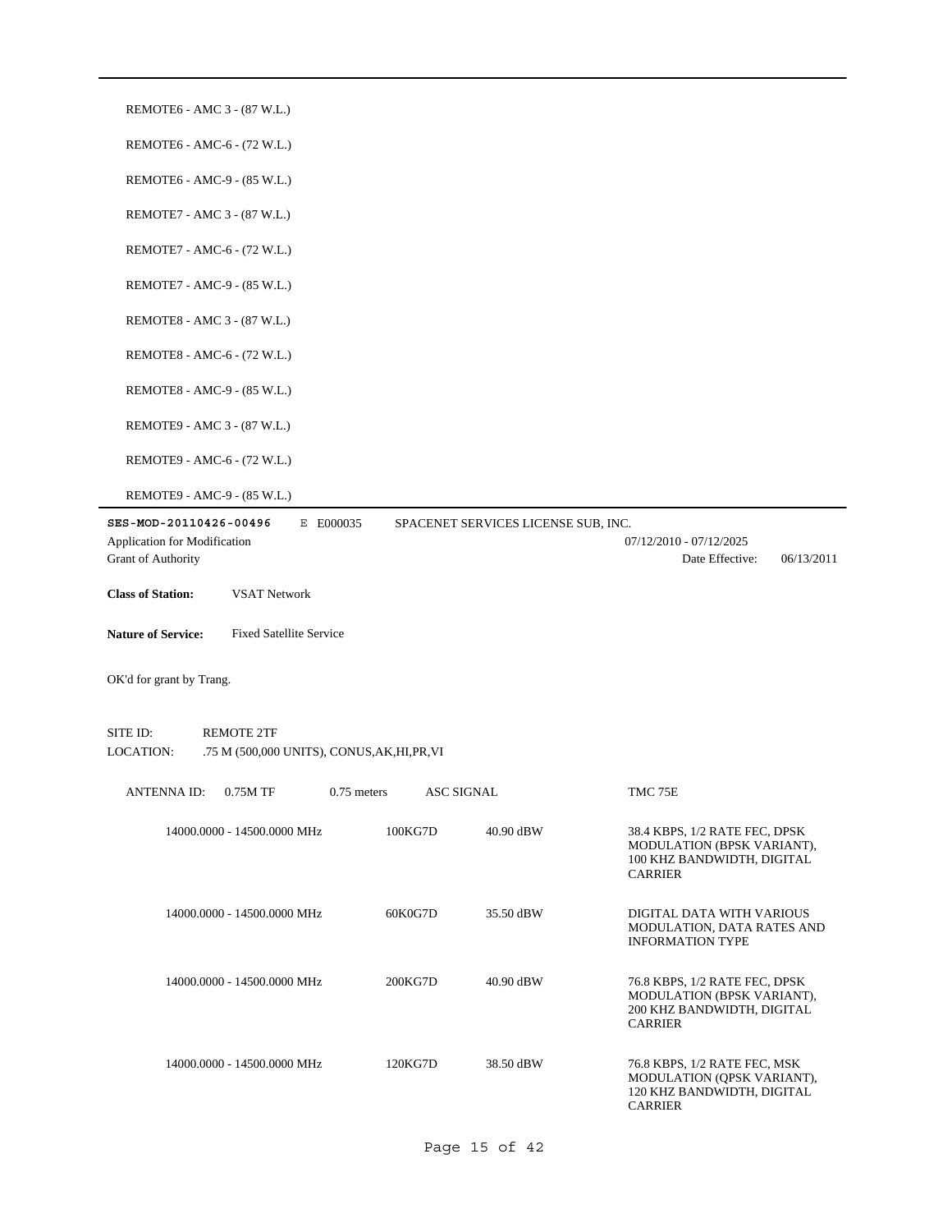REMOTE6 - AMC 3 - (87 W.L.)

REMOTE6 - AMC-6 - (72 W.L.)

REMOTE6 - AMC-9 - (85 W.L.)

REMOTE7 - AMC 3 - (87 W.L.)

REMOTE7 - AMC-6 - (72 W.L.)

REMOTE7 - AMC-9 - (85 W.L.)

REMOTE8 - AMC 3 - (87 W.L.)

REMOTE8 - AMC-6 - (72 W.L.)

REMOTE8 - AMC-9 - (85 W.L.)

REMOTE9 - AMC 3 - (87 W.L.)

REMOTE9 - AMC-6 - (72 W.L.)

REMOTE9 - AMC-9 - (85 W.L.)

---

**SES-MOD-20110426-00496** E E000035 SPACENET SERVICES LICENSE SUB, INC.

Application for Modification 07/12/2010 - 07/12/2025

Grant of Authority Date Effective: 06/13/2011

**Class of Station:** VSAT Network

**Nature of Service:** Fixed Satellite Service

OK'd for grant by Trang.

SITE ID: REMOTE 2TF

LOCATION: .75 M (500,000 UNITS), CONUS,AK,HI,PR,VI

ANTENNA ID: 0.75M TF 0.75 meters ASC SIGNAL TMC 75E

| Frequency | Emission | EIRP | Description |
|---|---|---|---|
| 14000.0000 - 14500.0000 MHz | 100KG7D | 40.90 dBW | 38.4 KBPS, 1/2 RATE FEC, DPSK MODULATION (BPSK VARIANT), 100 KHZ BANDWIDTH, DIGITAL CARRIER |
| 14000.0000 - 14500.0000 MHz | 60K0G7D | 35.50 dBW | DIGITAL DATA WITH VARIOUS MODULATION, DATA RATES AND INFORMATION TYPE |
| 14000.0000 - 14500.0000 MHz | 200KG7D | 40.90 dBW | 76.8 KBPS, 1/2 RATE FEC, DPSK MODULATION (BPSK VARIANT), 200 KHZ BANDWIDTH, DIGITAL CARRIER |
| 14000.0000 - 14500.0000 MHz | 120KG7D | 38.50 dBW | 76.8 KBPS, 1/2 RATE FEC, MSK MODULATION (QPSK VARIANT), 120 KHZ BANDWIDTH, DIGITAL CARRIER |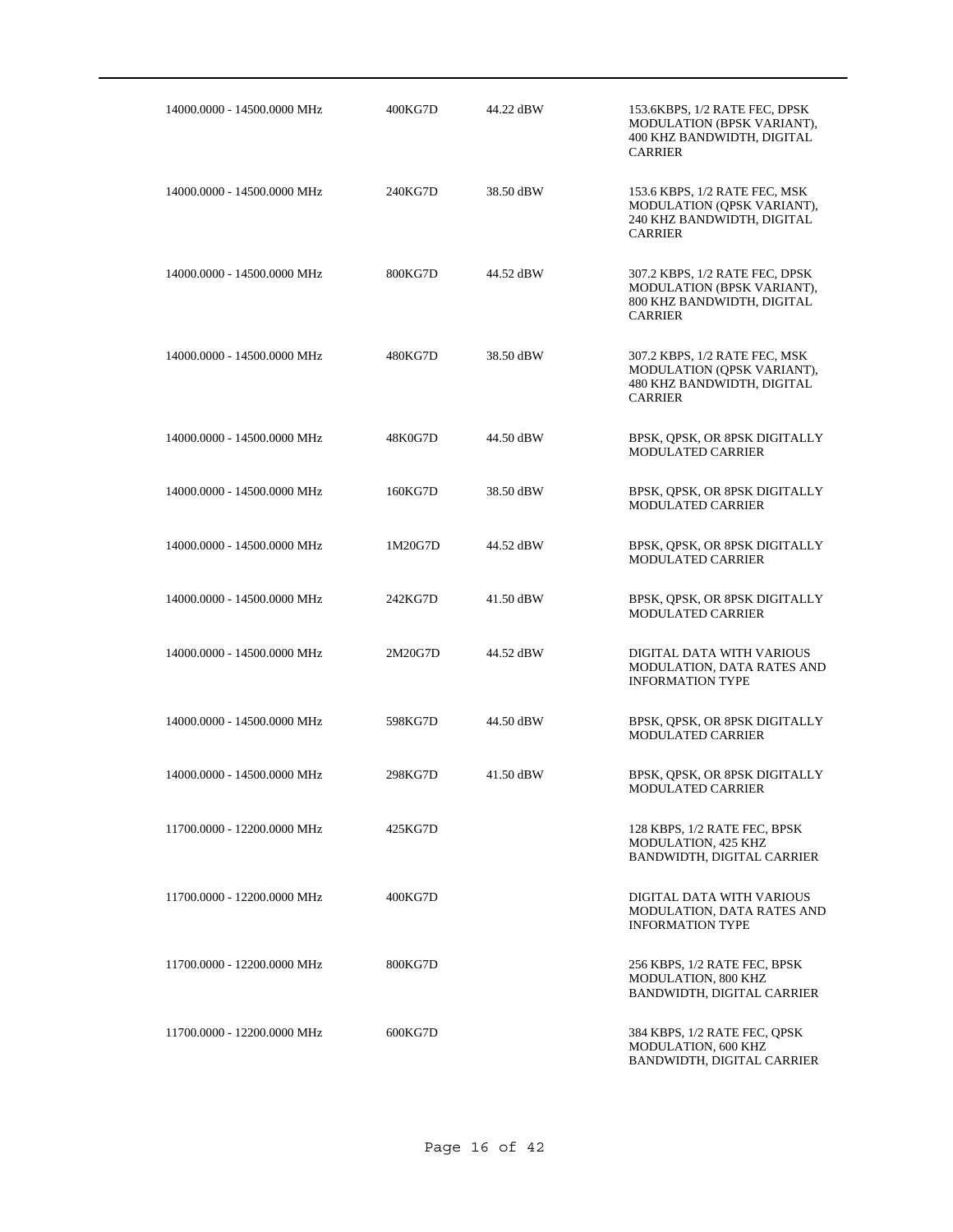| | | | |
|---|---|---|---|
| 14000.0000 - 14500.0000 MHz | 400KG7D | 44.22 dBW | 153.6KBPS, 1/2 RATE FEC, DPSK MODULATION (BPSK VARIANT), 400 KHZ BANDWIDTH, DIGITAL CARRIER |
| 14000.0000 - 14500.0000 MHz | 240KG7D | 38.50 dBW | 153.6 KBPS, 1/2 RATE FEC, MSK MODULATION (QPSK VARIANT), 240 KHZ BANDWIDTH, DIGITAL CARRIER |
| 14000.0000 - 14500.0000 MHz | 800KG7D | 44.52 dBW | 307.2 KBPS, 1/2 RATE FEC, DPSK MODULATION (BPSK VARIANT), 800 KHZ BANDWIDTH, DIGITAL CARRIER |
| 14000.0000 - 14500.0000 MHz | 480KG7D | 38.50 dBW | 307.2 KBPS, 1/2 RATE FEC, MSK MODULATION (QPSK VARIANT), 480 KHZ BANDWIDTH, DIGITAL CARRIER |
| 14000.0000 - 14500.0000 MHz | 48K0G7D | 44.50 dBW | BPSK, QPSK, OR 8PSK DIGITALLY MODULATED CARRIER |
| 14000.0000 - 14500.0000 MHz | 160KG7D | 38.50 dBW | BPSK, QPSK, OR 8PSK DIGITALLY MODULATED CARRIER |
| 14000.0000 - 14500.0000 MHz | 1M20G7D | 44.52 dBW | BPSK, QPSK, OR 8PSK DIGITALLY MODULATED CARRIER |
| 14000.0000 - 14500.0000 MHz | 242KG7D | 41.50 dBW | BPSK, QPSK, OR 8PSK DIGITALLY MODULATED CARRIER |
| 14000.0000 - 14500.0000 MHz | 2M20G7D | 44.52 dBW | DIGITAL DATA WITH VARIOUS MODULATION, DATA RATES AND INFORMATION TYPE |
| 14000.0000 - 14500.0000 MHz | 598KG7D | 44.50 dBW | BPSK, QPSK, OR 8PSK DIGITALLY MODULATED CARRIER |
| 14000.0000 - 14500.0000 MHz | 298KG7D | 41.50 dBW | BPSK, QPSK, OR 8PSK DIGITALLY MODULATED CARRIER |
| 11700.0000 - 12200.0000 MHz | 425KG7D | | 128 KBPS, 1/2 RATE FEC, BPSK MODULATION, 425 KHZ BANDWIDTH, DIGITAL CARRIER |
| 11700.0000 - 12200.0000 MHz | 400KG7D | | DIGITAL DATA WITH VARIOUS MODULATION, DATA RATES AND INFORMATION TYPE |
| 11700.0000 - 12200.0000 MHz | 800KG7D | | 256 KBPS, 1/2 RATE FEC, BPSK MODULATION, 800 KHZ BANDWIDTH, DIGITAL CARRIER |
| 11700.0000 - 12200.0000 MHz | 600KG7D | | 384 KBPS, 1/2 RATE FEC, QPSK MODULATION, 600 KHZ BANDWIDTH, DIGITAL CARRIER |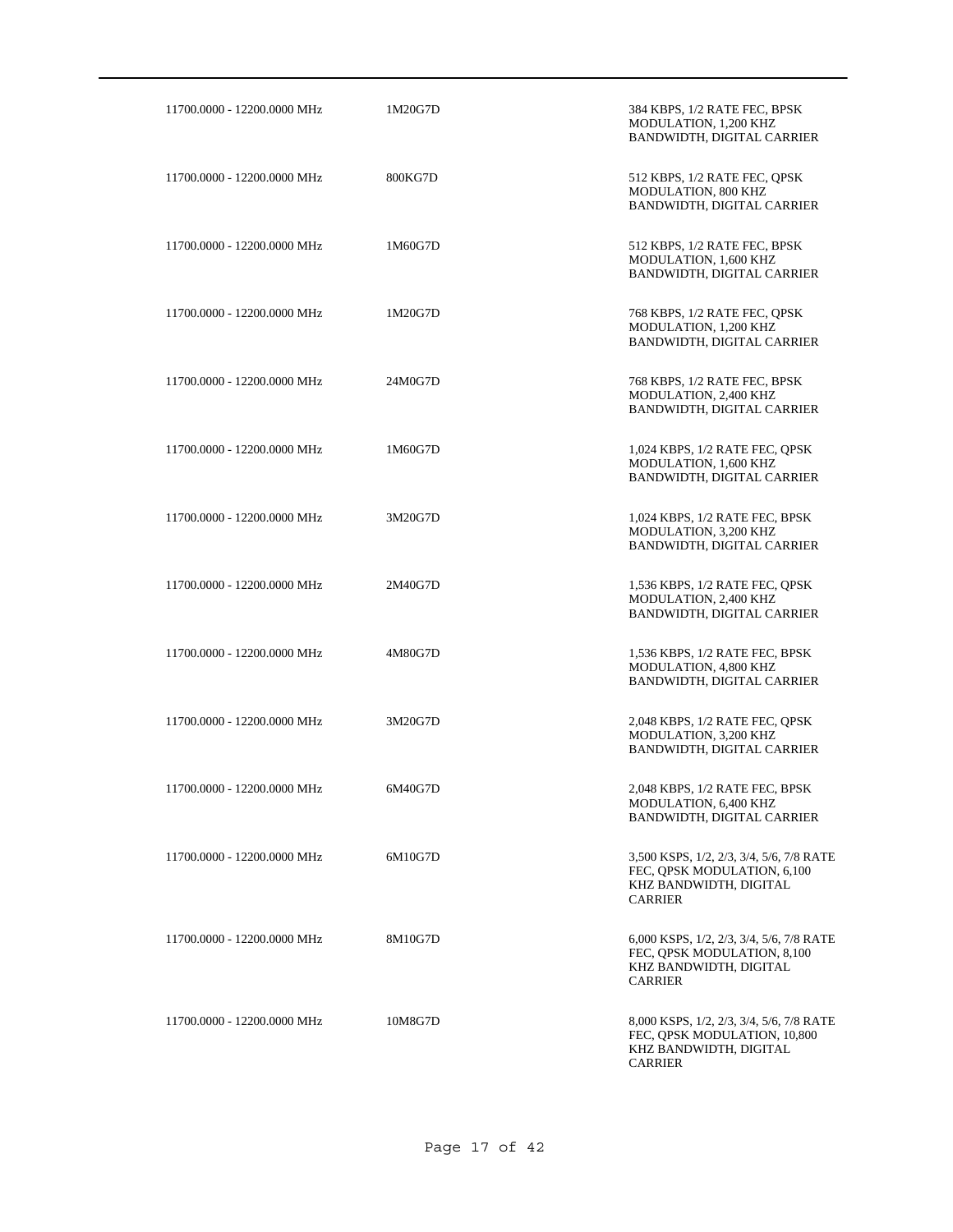| | | |
|---|---|---|
| 11700.0000 - 12200.0000 MHz | 1M20G7D | 384 KBPS, 1/2 RATE FEC, BPSK MODULATION, 1,200 KHZ BANDWIDTH, DIGITAL CARRIER |
| 11700.0000 - 12200.0000 MHz | 800KG7D | 512 KBPS, 1/2 RATE FEC, QPSK MODULATION, 800 KHZ BANDWIDTH, DIGITAL CARRIER |
| 11700.0000 - 12200.0000 MHz | 1M60G7D | 512 KBPS, 1/2 RATE FEC, BPSK MODULATION, 1,600 KHZ BANDWIDTH, DIGITAL CARRIER |
| 11700.0000 - 12200.0000 MHz | 1M20G7D | 768 KBPS, 1/2 RATE FEC, QPSK MODULATION, 1,200 KHZ BANDWIDTH, DIGITAL CARRIER |
| 11700.0000 - 12200.0000 MHz | 24M0G7D | 768 KBPS, 1/2 RATE FEC, BPSK MODULATION, 2,400 KHZ BANDWIDTH, DIGITAL CARRIER |
| 11700.0000 - 12200.0000 MHz | 1M60G7D | 1,024 KBPS, 1/2 RATE FEC, QPSK MODULATION, 1,600 KHZ BANDWIDTH, DIGITAL CARRIER |
| 11700.0000 - 12200.0000 MHz | 3M20G7D | 1,024 KBPS, 1/2 RATE FEC, BPSK MODULATION, 3,200 KHZ BANDWIDTH, DIGITAL CARRIER |
| 11700.0000 - 12200.0000 MHz | 2M40G7D | 1,536 KBPS, 1/2 RATE FEC, QPSK MODULATION, 2,400 KHZ BANDWIDTH, DIGITAL CARRIER |
| 11700.0000 - 12200.0000 MHz | 4M80G7D | 1,536 KBPS, 1/2 RATE FEC, BPSK MODULATION, 4,800 KHZ BANDWIDTH, DIGITAL CARRIER |
| 11700.0000 - 12200.0000 MHz | 3M20G7D | 2,048 KBPS, 1/2 RATE FEC, QPSK MODULATION, 3,200 KHZ BANDWIDTH, DIGITAL CARRIER |
| 11700.0000 - 12200.0000 MHz | 6M40G7D | 2,048 KBPS, 1/2 RATE FEC, BPSK MODULATION, 6,400 KHZ BANDWIDTH, DIGITAL CARRIER |
| 11700.0000 - 12200.0000 MHz | 6M10G7D | 3,500 KSPS, 1/2, 2/3, 3/4, 5/6, 7/8 RATE FEC, QPSK MODULATION, 6,100 KHZ BANDWIDTH, DIGITAL CARRIER |
| 11700.0000 - 12200.0000 MHz | 8M10G7D | 6,000 KSPS, 1/2, 2/3, 3/4, 5/6, 7/8 RATE FEC, QPSK MODULATION, 8,100 KHZ BANDWIDTH, DIGITAL CARRIER |
| 11700.0000 - 12200.0000 MHz | 10M8G7D | 8,000 KSPS, 1/2, 2/3, 3/4, 5/6, 7/8 RATE FEC, QPSK MODULATION, 10,800 KHZ BANDWIDTH, DIGITAL CARRIER |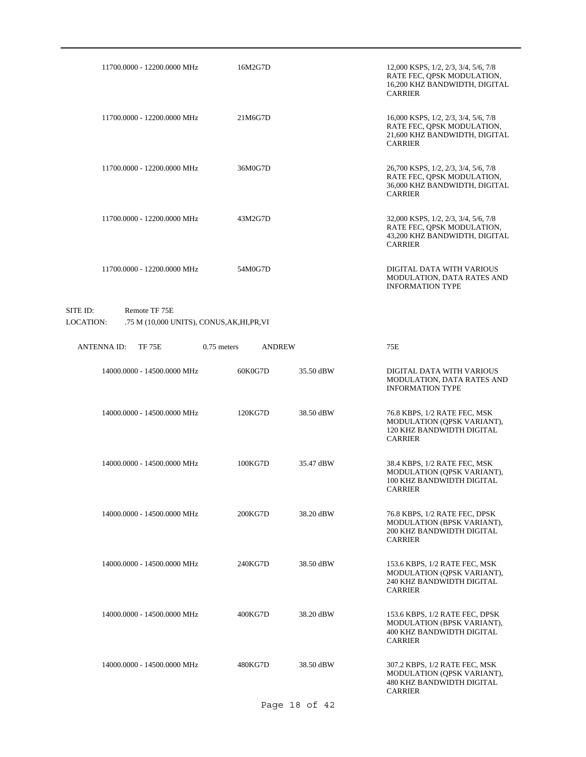| Frequency | Emission | Power | Description |
|---|---|---|---|
| 11700.0000 - 12200.0000 MHz | 16M2G7D | | 12,000 KSPS, 1/2, 2/3, 3/4, 5/6, 7/8 RATE FEC, QPSK MODULATION, 16,200 KHZ BANDWIDTH, DIGITAL CARRIER |
| 11700.0000 - 12200.0000 MHz | 21M6G7D | | 16,000 KSPS, 1/2, 2/3, 3/4, 5/6, 7/8 RATE FEC, QPSK MODULATION, 21,600 KHZ BANDWIDTH, DIGITAL CARRIER |
| 11700.0000 - 12200.0000 MHz | 36M0G7D | | 26,700 KSPS, 1/2, 2/3, 3/4, 5/6, 7/8 RATE FEC, QPSK MODULATION, 36,000 KHZ BANDWIDTH, DIGITAL CARRIER |
| 11700.0000 - 12200.0000 MHz | 43M2G7D | | 32,000 KSPS, 1/2, 2/3, 3/4, 5/6, 7/8 RATE FEC, QPSK MODULATION, 43,200 KHZ BANDWIDTH, DIGITAL CARRIER |
| 11700.0000 - 12200.0000 MHz | 54M0G7D | | DIGITAL DATA WITH VARIOUS MODULATION, DATA RATES AND INFORMATION TYPE |

SITE ID: Remote TF 75E

LOCATION: .75 M (10,000 UNITS), CONUS,AK,HI,PR,VI

ANTENNA ID: TF 75E 0.75 meters ANDREW 75E

| Frequency | Emission | Power | Description |
|---|---|---|---|
| 14000.0000 - 14500.0000 MHz | 60K0G7D | 35.50 dBW | DIGITAL DATA WITH VARIOUS MODULATION, DATA RATES AND INFORMATION TYPE |
| 14000.0000 - 14500.0000 MHz | 120KG7D | 38.50 dBW | 76.8 KBPS, 1/2 RATE FEC, MSK MODULATION (QPSK VARIANT), 120 KHZ BANDWIDTH DIGITAL CARRIER |
| 14000.0000 - 14500.0000 MHz | 100KG7D | 35.47 dBW | 38.4 KBPS, 1/2 RATE FEC, MSK MODULATION (QPSK VARIANT), 100 KHZ BANDWIDTH DIGITAL CARRIER |
| 14000.0000 - 14500.0000 MHz | 200KG7D | 38.20 dBW | 76.8 KBPS, 1/2 RATE FEC, DPSK MODULATION (BPSK VARIANT), 200 KHZ BANDWIDTH DIGITAL CARRIER |
| 14000.0000 - 14500.0000 MHz | 240KG7D | 38.50 dBW | 153.6 KBPS, 1/2 RATE FEC, MSK MODULATION (QPSK VARIANT), 240 KHZ BANDWIDTH DIGITAL CARRIER |
| 14000.0000 - 14500.0000 MHz | 400KG7D | 38.20 dBW | 153.6 KBPS, 1/2 RATE FEC, DPSK MODULATION (BPSK VARIANT), 400 KHZ BANDWIDTH DIGITAL CARRIER |
| 14000.0000 - 14500.0000 MHz | 480KG7D | 38.50 dBW | 307.2 KBPS, 1/2 RATE FEC, MSK MODULATION (QPSK VARIANT), 480 KHZ BANDWIDTH DIGITAL CARRIER |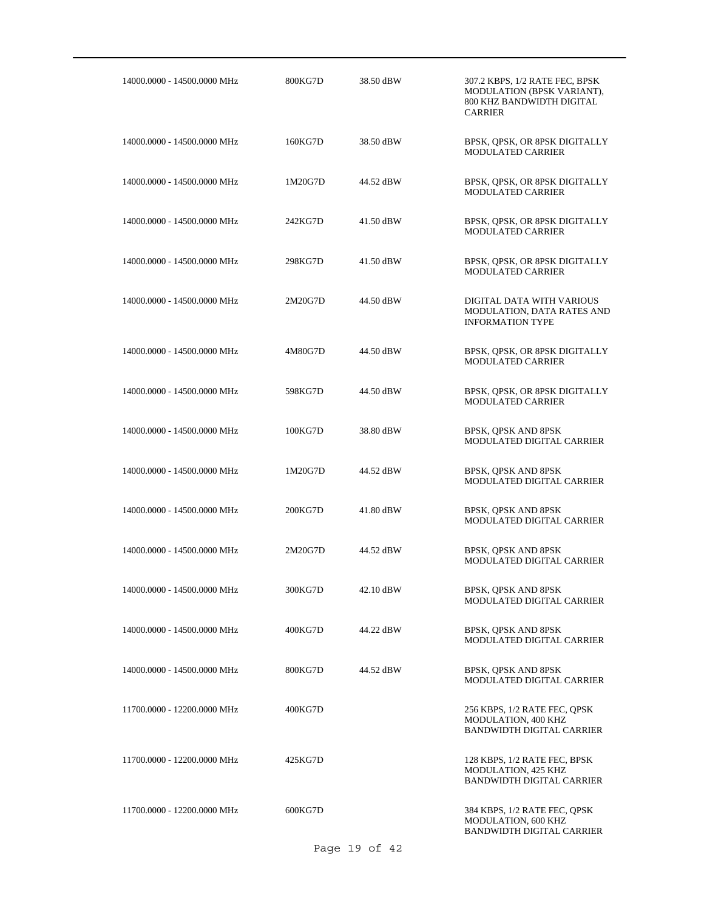| | | | |
|---|---|---|---|
| 14000.0000 - 14500.0000 MHz | 800KG7D | 38.50 dBW | 307.2 KBPS, 1/2 RATE FEC, BPSK MODULATION (BPSK VARIANT), 800 KHZ BANDWIDTH DIGITAL CARRIER |
| 14000.0000 - 14500.0000 MHz | 160KG7D | 38.50 dBW | BPSK, QPSK, OR 8PSK DIGITALLY MODULATED CARRIER |
| 14000.0000 - 14500.0000 MHz | 1M20G7D | 44.52 dBW | BPSK, QPSK, OR 8PSK DIGITALLY MODULATED CARRIER |
| 14000.0000 - 14500.0000 MHz | 242KG7D | 41.50 dBW | BPSK, QPSK, OR 8PSK DIGITALLY MODULATED CARRIER |
| 14000.0000 - 14500.0000 MHz | 298KG7D | 41.50 dBW | BPSK, QPSK, OR 8PSK DIGITALLY MODULATED CARRIER |
| 14000.0000 - 14500.0000 MHz | 2M20G7D | 44.50 dBW | DIGITAL DATA WITH VARIOUS MODULATION, DATA RATES AND INFORMATION TYPE |
| 14000.0000 - 14500.0000 MHz | 4M80G7D | 44.50 dBW | BPSK, QPSK, OR 8PSK DIGITALLY MODULATED CARRIER |
| 14000.0000 - 14500.0000 MHz | 598KG7D | 44.50 dBW | BPSK, QPSK, OR 8PSK DIGITALLY MODULATED CARRIER |
| 14000.0000 - 14500.0000 MHz | 100KG7D | 38.80 dBW | BPSK, QPSK AND 8PSK MODULATED DIGITAL CARRIER |
| 14000.0000 - 14500.0000 MHz | 1M20G7D | 44.52 dBW | BPSK, QPSK AND 8PSK MODULATED DIGITAL CARRIER |
| 14000.0000 - 14500.0000 MHz | 200KG7D | 41.80 dBW | BPSK, QPSK AND 8PSK MODULATED DIGITAL CARRIER |
| 14000.0000 - 14500.0000 MHz | 2M20G7D | 44.52 dBW | BPSK, QPSK AND 8PSK MODULATED DIGITAL CARRIER |
| 14000.0000 - 14500.0000 MHz | 300KG7D | 42.10 dBW | BPSK, QPSK AND 8PSK MODULATED DIGITAL CARRIER |
| 14000.0000 - 14500.0000 MHz | 400KG7D | 44.22 dBW | BPSK, QPSK AND 8PSK MODULATED DIGITAL CARRIER |
| 14000.0000 - 14500.0000 MHz | 800KG7D | 44.52 dBW | BPSK, QPSK AND 8PSK MODULATED DIGITAL CARRIER |
| 11700.0000 - 12200.0000 MHz | 400KG7D | | 256 KBPS, 1/2 RATE FEC, QPSK MODULATION, 400 KHZ BANDWIDTH DIGITAL CARRIER |
| 11700.0000 - 12200.0000 MHz | 425KG7D | | 128 KBPS, 1/2 RATE FEC, BPSK MODULATION, 425 KHZ BANDWIDTH DIGITAL CARRIER |
| 11700.0000 - 12200.0000 MHz | 600KG7D | | 384 KBPS, 1/2 RATE FEC, QPSK MODULATION, 600 KHZ BANDWIDTH DIGITAL CARRIER |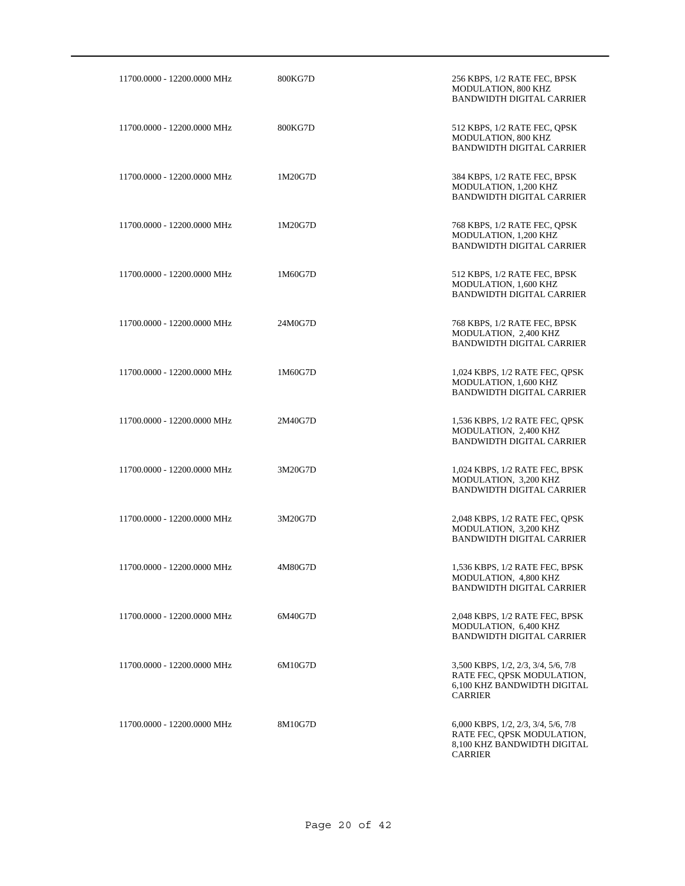| | | |
|---|---|---|
| 11700.0000 - 12200.0000 MHz | 800KG7D | 256 KBPS, 1/2 RATE FEC, BPSK MODULATION, 800 KHZ BANDWIDTH DIGITAL CARRIER |
| 11700.0000 - 12200.0000 MHz | 800KG7D | 512 KBPS, 1/2 RATE FEC, QPSK MODULATION, 800 KHZ BANDWIDTH DIGITAL CARRIER |
| 11700.0000 - 12200.0000 MHz | 1M20G7D | 384 KBPS, 1/2 RATE FEC, BPSK MODULATION, 1,200 KHZ BANDWIDTH DIGITAL CARRIER |
| 11700.0000 - 12200.0000 MHz | 1M20G7D | 768 KBPS, 1/2 RATE FEC, QPSK MODULATION, 1,200 KHZ BANDWIDTH DIGITAL CARRIER |
| 11700.0000 - 12200.0000 MHz | 1M60G7D | 512 KBPS, 1/2 RATE FEC, BPSK MODULATION, 1,600 KHZ BANDWIDTH DIGITAL CARRIER |
| 11700.0000 - 12200.0000 MHz | 24M0G7D | 768 KBPS, 1/2 RATE FEC, BPSK MODULATION, 2,400 KHZ BANDWIDTH DIGITAL CARRIER |
| 11700.0000 - 12200.0000 MHz | 1M60G7D | 1,024 KBPS, 1/2 RATE FEC, QPSK MODULATION, 1,600 KHZ BANDWIDTH DIGITAL CARRIER |
| 11700.0000 - 12200.0000 MHz | 2M40G7D | 1,536 KBPS, 1/2 RATE FEC, QPSK MODULATION, 2,400 KHZ BANDWIDTH DIGITAL CARRIER |
| 11700.0000 - 12200.0000 MHz | 3M20G7D | 1,024 KBPS, 1/2 RATE FEC, BPSK MODULATION, 3,200 KHZ BANDWIDTH DIGITAL CARRIER |
| 11700.0000 - 12200.0000 MHz | 3M20G7D | 2,048 KBPS, 1/2 RATE FEC, QPSK MODULATION, 3,200 KHZ BANDWIDTH DIGITAL CARRIER |
| 11700.0000 - 12200.0000 MHz | 4M80G7D | 1,536 KBPS, 1/2 RATE FEC, BPSK MODULATION, 4,800 KHZ BANDWIDTH DIGITAL CARRIER |
| 11700.0000 - 12200.0000 MHz | 6M40G7D | 2,048 KBPS, 1/2 RATE FEC, BPSK MODULATION, 6,400 KHZ BANDWIDTH DIGITAL CARRIER |
| 11700.0000 - 12200.0000 MHz | 6M10G7D | 3,500 KBPS, 1/2, 2/3, 3/4, 5/6, 7/8 RATE FEC, QPSK MODULATION, 6,100 KHZ BANDWIDTH DIGITAL CARRIER |
| 11700.0000 - 12200.0000 MHz | 8M10G7D | 6,000 KBPS, 1/2, 2/3, 3/4, 5/6, 7/8 RATE FEC, QPSK MODULATION, 8,100 KHZ BANDWIDTH DIGITAL CARRIER |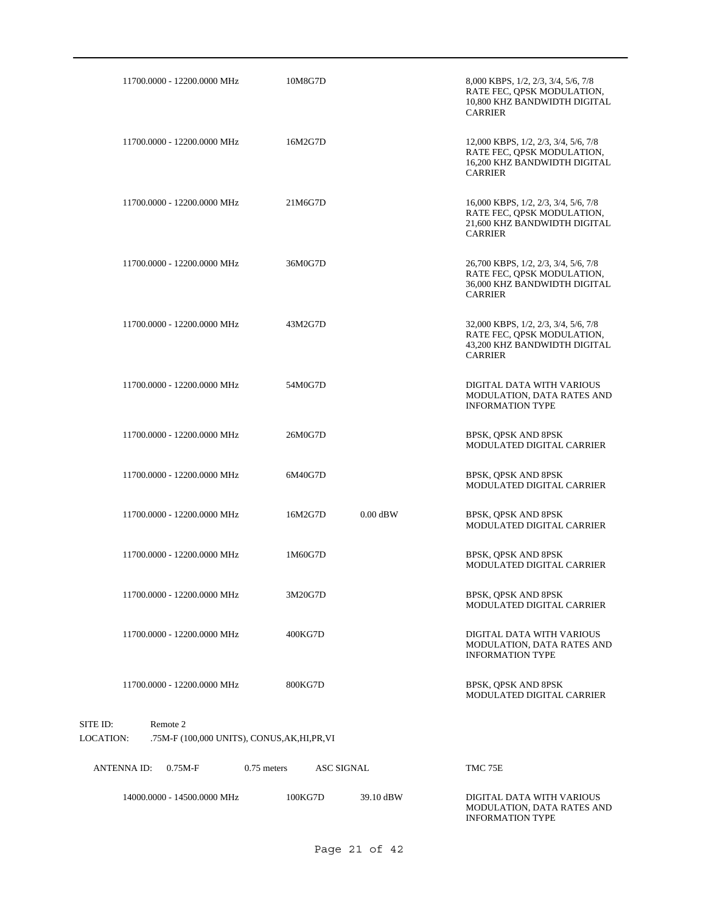| Frequency | Emission | Power | Description |
|---|---|---|---|
| 11700.0000 - 12200.0000 MHz | 10M8G7D | | 8,000 KBPS, 1/2, 2/3, 3/4, 5/6, 7/8 RATE FEC, QPSK MODULATION, 10,800 KHZ BANDWIDTH DIGITAL CARRIER |
| 11700.0000 - 12200.0000 MHz | 16M2G7D | | 12,000 KBPS, 1/2, 2/3, 3/4, 5/6, 7/8 RATE FEC, QPSK MODULATION, 16,200 KHZ BANDWIDTH DIGITAL CARRIER |
| 11700.0000 - 12200.0000 MHz | 21M6G7D | | 16,000 KBPS, 1/2, 2/3, 3/4, 5/6, 7/8 RATE FEC, QPSK MODULATION, 21,600 KHZ BANDWIDTH DIGITAL CARRIER |
| 11700.0000 - 12200.0000 MHz | 36M0G7D | | 26,700 KBPS, 1/2, 2/3, 3/4, 5/6, 7/8 RATE FEC, QPSK MODULATION, 36,000 KHZ BANDWIDTH DIGITAL CARRIER |
| 11700.0000 - 12200.0000 MHz | 43M2G7D | | 32,000 KBPS, 1/2, 2/3, 3/4, 5/6, 7/8 RATE FEC, QPSK MODULATION, 43,200 KHZ BANDWIDTH DIGITAL CARRIER |
| 11700.0000 - 12200.0000 MHz | 54M0G7D | | DIGITAL DATA WITH VARIOUS MODULATION, DATA RATES AND INFORMATION TYPE |
| 11700.0000 - 12200.0000 MHz | 26M0G7D | | BPSK, QPSK AND 8PSK MODULATED DIGITAL CARRIER |
| 11700.0000 - 12200.0000 MHz | 6M40G7D | | BPSK, QPSK AND 8PSK MODULATED DIGITAL CARRIER |
| 11700.0000 - 12200.0000 MHz | 16M2G7D | 0.00 dBW | BPSK, QPSK AND 8PSK MODULATED DIGITAL CARRIER |
| 11700.0000 - 12200.0000 MHz | 1M60G7D | | BPSK, QPSK AND 8PSK MODULATED DIGITAL CARRIER |
| 11700.0000 - 12200.0000 MHz | 3M20G7D | | BPSK, QPSK AND 8PSK MODULATED DIGITAL CARRIER |
| 11700.0000 - 12200.0000 MHz | 400KG7D | | DIGITAL DATA WITH VARIOUS MODULATION, DATA RATES AND INFORMATION TYPE |
| 11700.0000 - 12200.0000 MHz | 800KG7D | | BPSK, QPSK AND 8PSK MODULATED DIGITAL CARRIER |

SITE ID: Remote 2

LOCATION: .75M-F (100,000 UNITS), CONUS,AK,HI,PR,VI

ANTENNA ID: 0.75M-F | 0.75 meters | ASC SIGNAL | TMC 75E

| Frequency | Emission | Power | Description |
|---|---|---|---|
| 14000.0000 - 14500.0000 MHz | 100KG7D | 39.10 dBW | DIGITAL DATA WITH VARIOUS MODULATION, DATA RATES AND INFORMATION TYPE |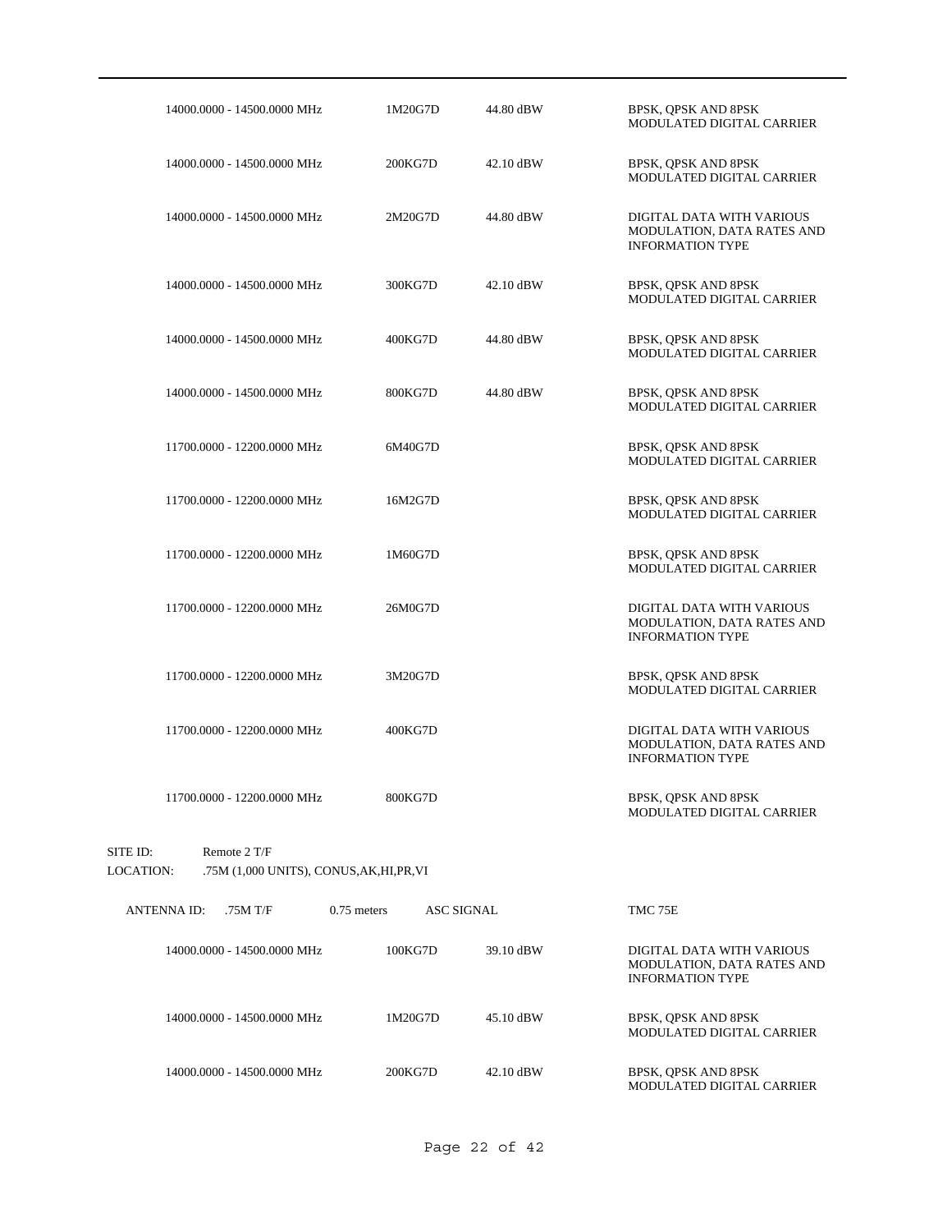| | | | |
|---|---|---|---|
| 14000.0000 - 14500.0000 MHz | 1M20G7D | 44.80 dBW | BPSK, QPSK AND 8PSK MODULATED DIGITAL CARRIER |
| 14000.0000 - 14500.0000 MHz | 200KG7D | 42.10 dBW | BPSK, QPSK AND 8PSK MODULATED DIGITAL CARRIER |
| 14000.0000 - 14500.0000 MHz | 2M20G7D | 44.80 dBW | DIGITAL DATA WITH VARIOUS MODULATION, DATA RATES AND INFORMATION TYPE |
| 14000.0000 - 14500.0000 MHz | 300KG7D | 42.10 dBW | BPSK, QPSK AND 8PSK MODULATED DIGITAL CARRIER |
| 14000.0000 - 14500.0000 MHz | 400KG7D | 44.80 dBW | BPSK, QPSK AND 8PSK MODULATED DIGITAL CARRIER |
| 14000.0000 - 14500.0000 MHz | 800KG7D | 44.80 dBW | BPSK, QPSK AND 8PSK MODULATED DIGITAL CARRIER |
| 11700.0000 - 12200.0000 MHz | 6M40G7D | | BPSK, QPSK AND 8PSK MODULATED DIGITAL CARRIER |
| 11700.0000 - 12200.0000 MHz | 16M2G7D | | BPSK, QPSK AND 8PSK MODULATED DIGITAL CARRIER |
| 11700.0000 - 12200.0000 MHz | 1M60G7D | | BPSK, QPSK AND 8PSK MODULATED DIGITAL CARRIER |
| 11700.0000 - 12200.0000 MHz | 26M0G7D | | DIGITAL DATA WITH VARIOUS MODULATION, DATA RATES AND INFORMATION TYPE |
| 11700.0000 - 12200.0000 MHz | 3M20G7D | | BPSK, QPSK AND 8PSK MODULATED DIGITAL CARRIER |
| 11700.0000 - 12200.0000 MHz | 400KG7D | | DIGITAL DATA WITH VARIOUS MODULATION, DATA RATES AND INFORMATION TYPE |
| 11700.0000 - 12200.0000 MHz | 800KG7D | | BPSK, QPSK AND 8PSK MODULATED DIGITAL CARRIER |

SITE ID: Remote 2 T/F

LOCATION: .75M (1,000 UNITS), CONUS,AK,HI,PR,VI

ANTENNA ID: .75M T/F 0.75 meters ASC SIGNAL TMC 75E

| | | | |
|---|---|---|---|
| 14000.0000 - 14500.0000 MHz | 100KG7D | 39.10 dBW | DIGITAL DATA WITH VARIOUS MODULATION, DATA RATES AND INFORMATION TYPE |
| 14000.0000 - 14500.0000 MHz | 1M20G7D | 45.10 dBW | BPSK, QPSK AND 8PSK MODULATED DIGITAL CARRIER |
| 14000.0000 - 14500.0000 MHz | 200KG7D | 42.10 dBW | BPSK, QPSK AND 8PSK MODULATED DIGITAL CARRIER |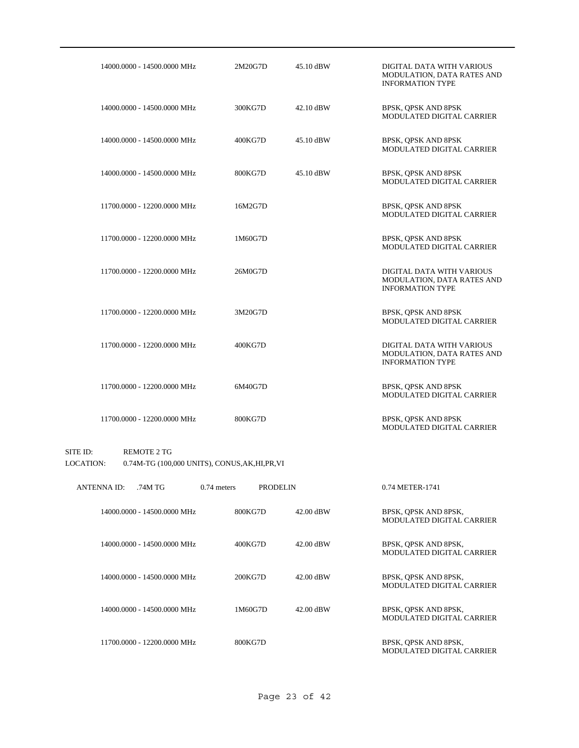| Frequency | Emission | Power | Description |
|---|---|---|---|
| 14000.0000 - 14500.0000 MHz | 2M20G7D | 45.10 dBW | DIGITAL DATA WITH VARIOUS MODULATION, DATA RATES AND INFORMATION TYPE |
| 14000.0000 - 14500.0000 MHz | 300KG7D | 42.10 dBW | BPSK, QPSK AND 8PSK MODULATED DIGITAL CARRIER |
| 14000.0000 - 14500.0000 MHz | 400KG7D | 45.10 dBW | BPSK, QPSK AND 8PSK MODULATED DIGITAL CARRIER |
| 14000.0000 - 14500.0000 MHz | 800KG7D | 45.10 dBW | BPSK, QPSK AND 8PSK MODULATED DIGITAL CARRIER |
| 11700.0000 - 12200.0000 MHz | 16M2G7D | | BPSK, QPSK AND 8PSK MODULATED DIGITAL CARRIER |
| 11700.0000 - 12200.0000 MHz | 1M60G7D | | BPSK, QPSK AND 8PSK MODULATED DIGITAL CARRIER |
| 11700.0000 - 12200.0000 MHz | 26M0G7D | | DIGITAL DATA WITH VARIOUS MODULATION, DATA RATES AND INFORMATION TYPE |
| 11700.0000 - 12200.0000 MHz | 3M20G7D | | BPSK, QPSK AND 8PSK MODULATED DIGITAL CARRIER |
| 11700.0000 - 12200.0000 MHz | 400KG7D | | DIGITAL DATA WITH VARIOUS MODULATION, DATA RATES AND INFORMATION TYPE |
| 11700.0000 - 12200.0000 MHz | 6M40G7D | | BPSK, QPSK AND 8PSK MODULATED DIGITAL CARRIER |
| 11700.0000 - 12200.0000 MHz | 800KG7D | | BPSK, QPSK AND 8PSK MODULATED DIGITAL CARRIER |

SITE ID: REMOTE 2 TG

LOCATION: 0.74M-TG (100,000 UNITS), CONUS,AK,HI,PR,VI

ANTENNA ID: .74M TG 0.74 meters PRODELIN 0.74 METER-1741

| Frequency | Emission | Power | Description |
|---|---|---|---|
| 14000.0000 - 14500.0000 MHz | 800KG7D | 42.00 dBW | BPSK, QPSK AND 8PSK, MODULATED DIGITAL CARRIER |
| 14000.0000 - 14500.0000 MHz | 400KG7D | 42.00 dBW | BPSK, QPSK AND 8PSK, MODULATED DIGITAL CARRIER |
| 14000.0000 - 14500.0000 MHz | 200KG7D | 42.00 dBW | BPSK, QPSK AND 8PSK, MODULATED DIGITAL CARRIER |
| 14000.0000 - 14500.0000 MHz | 1M60G7D | 42.00 dBW | BPSK, QPSK AND 8PSK, MODULATED DIGITAL CARRIER |
| 11700.0000 - 12200.0000 MHz | 800KG7D | | BPSK, QPSK AND 8PSK, MODULATED DIGITAL CARRIER |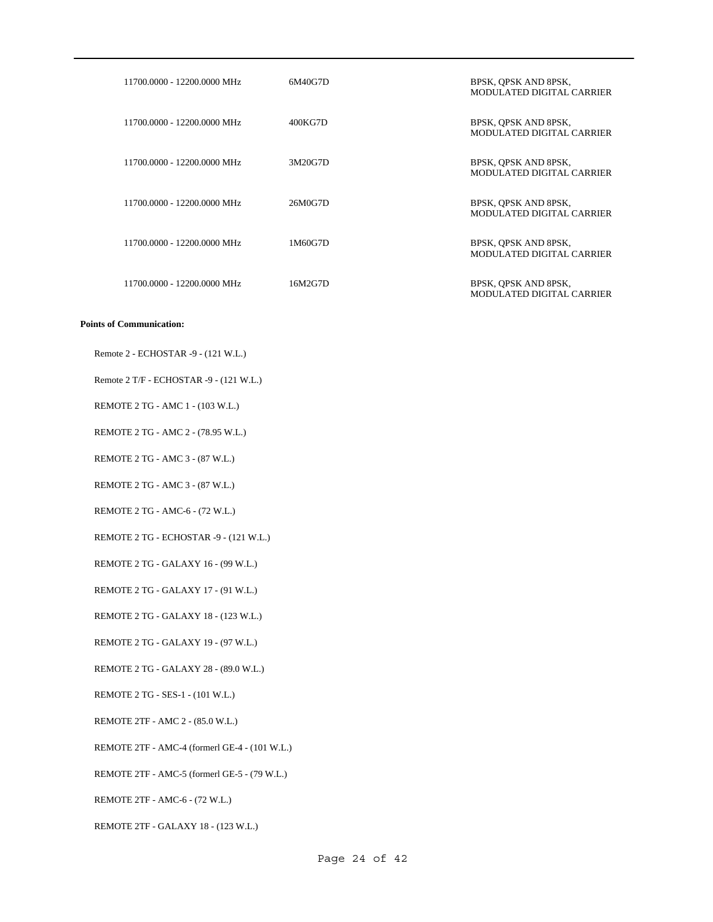| | | |
|---|---|---|
| 11700.0000 - 12200.0000 MHz | 6M40G7D | BPSK, QPSK AND 8PSK, MODULATED DIGITAL CARRIER |
| 11700.0000 - 12200.0000 MHz | 400KG7D | BPSK, QPSK AND 8PSK, MODULATED DIGITAL CARRIER |
| 11700.0000 - 12200.0000 MHz | 3M20G7D | BPSK, QPSK AND 8PSK, MODULATED DIGITAL CARRIER |
| 11700.0000 - 12200.0000 MHz | 26M0G7D | BPSK, QPSK AND 8PSK, MODULATED DIGITAL CARRIER |
| 11700.0000 - 12200.0000 MHz | 1M60G7D | BPSK, QPSK AND 8PSK, MODULATED DIGITAL CARRIER |
| 11700.0000 - 12200.0000 MHz | 16M2G7D | BPSK, QPSK AND 8PSK, MODULATED DIGITAL CARRIER |

**Points of Communication:**

Remote 2 - ECHOSTAR -9 - (121 W.L.)

Remote 2 T/F - ECHOSTAR -9 - (121 W.L.)

REMOTE 2 TG - AMC 1 - (103 W.L.)

REMOTE 2 TG - AMC 2 - (78.95 W.L.)

REMOTE 2 TG - AMC 3 - (87 W.L.)

REMOTE 2 TG - AMC 3 - (87 W.L.)

REMOTE 2 TG - AMC-6 - (72 W.L.)

REMOTE 2 TG - ECHOSTAR -9 - (121 W.L.)

REMOTE 2 TG - GALAXY 16 - (99 W.L.)

REMOTE 2 TG - GALAXY 17 - (91 W.L.)

REMOTE 2 TG - GALAXY 18 - (123 W.L.)

REMOTE 2 TG - GALAXY 19 - (97 W.L.)

REMOTE 2 TG - GALAXY 28 - (89.0 W.L.)

REMOTE 2 TG - SES-1 - (101 W.L.)

REMOTE 2TF - AMC 2 - (85.0 W.L.)

REMOTE 2TF - AMC-4 (formerl GE-4 - (101 W.L.)

REMOTE 2TF - AMC-5 (formerl GE-5 - (79 W.L.)

REMOTE 2TF - AMC-6 - (72 W.L.)

REMOTE 2TF - GALAXY 18 - (123 W.L.)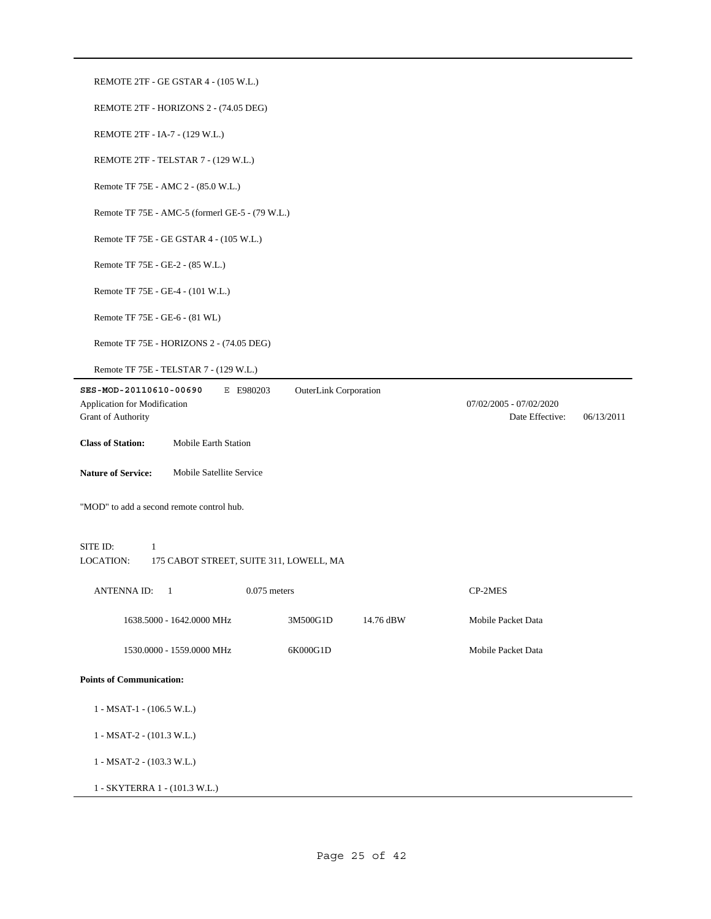REMOTE 2TF - GE GSTAR 4 - (105 W.L.)

REMOTE 2TF - HORIZONS 2 - (74.05 DEG)

REMOTE 2TF - IA-7 - (129 W.L.)

REMOTE 2TF - TELSTAR 7 - (129 W.L.)

Remote TF 75E - AMC 2 - (85.0 W.L.)

Remote TF 75E - AMC-5 (formerl GE-5 - (79 W.L.)

Remote TF 75E - GE GSTAR 4 - (105 W.L.)

Remote TF 75E - GE-2 - (85 W.L.)

Remote TF 75E - GE-4 - (101 W.L.)

Remote TF 75E - GE-6 - (81 WL)

Remote TF 75E - HORIZONS 2 - (74.05 DEG)

Remote TF 75E - TELSTAR 7 - (129 W.L.)

---

**SES-MOD-20110610-00690** E E980203 OuterLink Corporation

Application for Modification 07/02/2005 - 07/02/2020

Grant of Authority Date Effective: 06/13/2011

**Class of Station:** Mobile Earth Station

**Nature of Service:** Mobile Satellite Service

"MOD" to add a second remote control hub.

SITE ID: 1

LOCATION: 175 CABOT STREET, SUITE 311, LOWELL, MA

ANTENNA ID: 1 0.075 meters CP-2MES

| | | | |
|---|---|---|---|
| 1638.5000 - 1642.0000 MHz | 3M500G1D | 14.76 dBW | Mobile Packet Data |
| 1530.0000 - 1559.0000 MHz | 6K000G1D | | Mobile Packet Data |

**Points of Communication:**

1 - MSAT-1 - (106.5 W.L.)

1 - MSAT-2 - (101.3 W.L.)

1 - MSAT-2 - (103.3 W.L.)

1 - SKYTERRA 1 - (101.3 W.L.)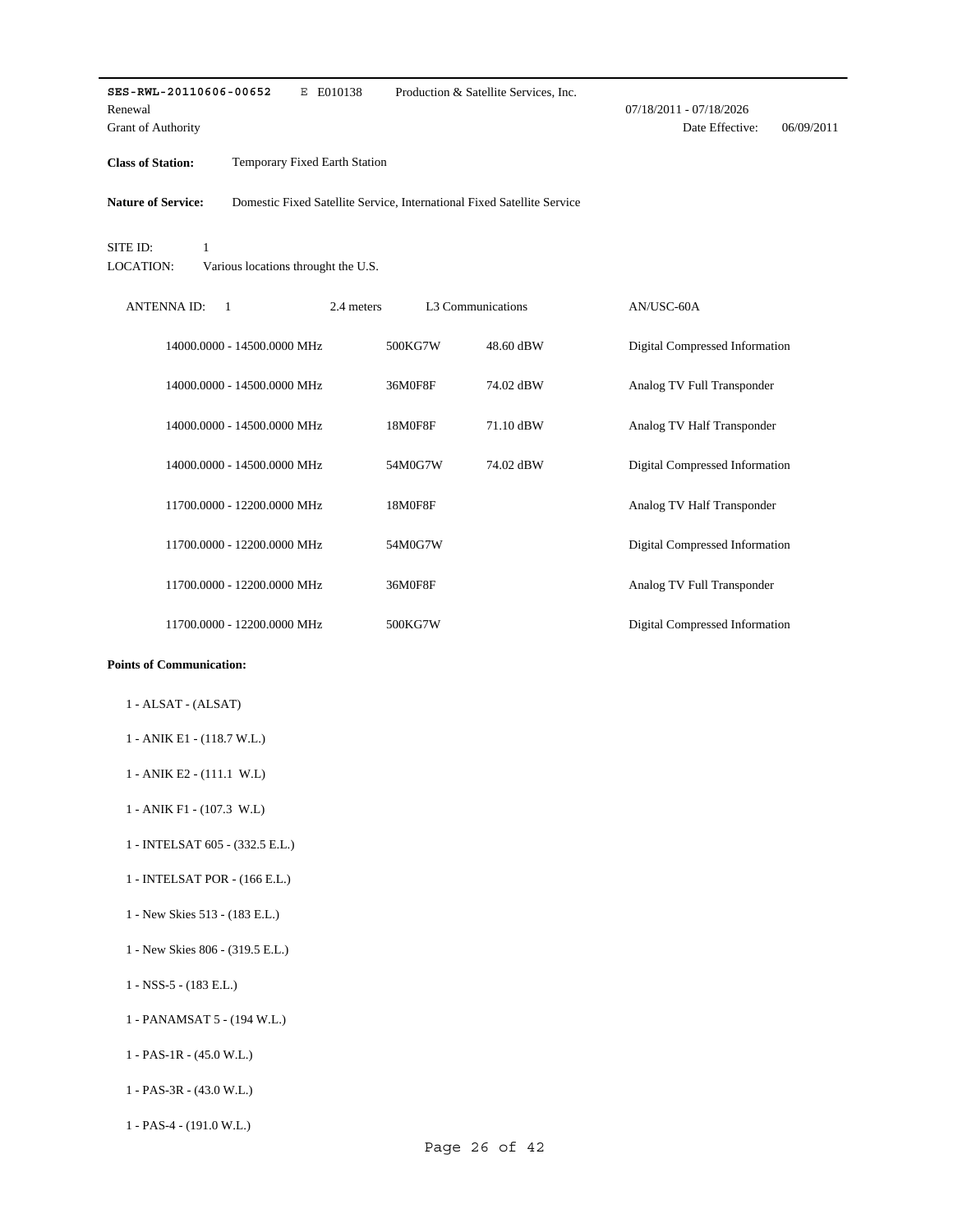**SES-RWL-20110606-00652** E E010138 Production & Satellite Services, Inc.

Renewal 07/18/2011 - 07/18/2026

Grant of Authority Date Effective: 06/09/2011

**Class of Station:** Temporary Fixed Earth Station

**Nature of Service:** Domestic Fixed Satellite Service, International Fixed Satellite Service

SITE ID: 1

LOCATION: Various locations throught the U.S.

ANTENNA ID: 1 2.4 meters L3 Communications AN/USC-60A

| Frequency | Emission | Power | Description |
|---|---|---|---|
| 14000.0000 - 14500.0000 MHz | 500KG7W | 48.60 dBW | Digital Compressed Information |
| 14000.0000 - 14500.0000 MHz | 36M0F8F | 74.02 dBW | Analog TV Full Transponder |
| 14000.0000 - 14500.0000 MHz | 18M0F8F | 71.10 dBW | Analog TV Half Transponder |
| 14000.0000 - 14500.0000 MHz | 54M0G7W | 74.02 dBW | Digital Compressed Information |
| 11700.0000 - 12200.0000 MHz | 18M0F8F | | Analog TV Half Transponder |
| 11700.0000 - 12200.0000 MHz | 54M0G7W | | Digital Compressed Information |
| 11700.0000 - 12200.0000 MHz | 36M0F8F | | Analog TV Full Transponder |
| 11700.0000 - 12200.0000 MHz | 500KG7W | | Digital Compressed Information |

**Points of Communication:**

1 - ALSAT - (ALSAT)

1 - ANIK E1 - (118.7 W.L.)

1 - ANIK E2 - (111.1 W.L)

1 - ANIK F1 - (107.3 W.L)

1 - INTELSAT 605 - (332.5 E.L.)

1 - INTELSAT POR - (166 E.L.)

1 - New Skies 513 - (183 E.L.)

1 - New Skies 806 - (319.5 E.L.)

1 - NSS-5 - (183 E.L.)

1 - PANAMSAT 5 - (194 W.L.)

1 - PAS-1R - (45.0 W.L.)

1 - PAS-3R - (43.0 W.L.)

1 - PAS-4 - (191.0 W.L.)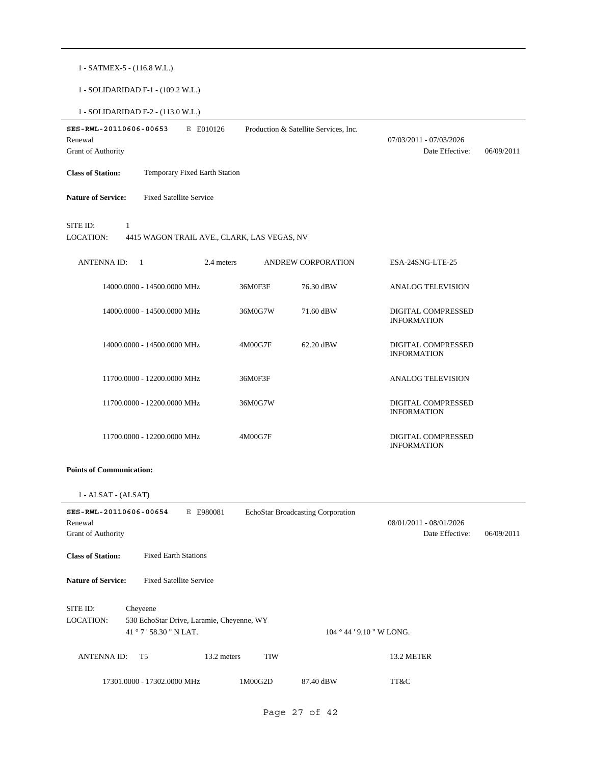1 - SATMEX-5 - (116.8 W.L.)

1 - SOLIDARIDAD F-1 - (109.2 W.L.)

1 - SOLIDARIDAD F-2 - (113.0 W.L.)

---

**SES-RWL-20110606-00653** E E010126 Production & Satellite Services, Inc.

Renewal 07/03/2011 - 07/03/2026

Grant of Authority Date Effective: 06/09/2011

**Class of Station:** Temporary Fixed Earth Station

**Nature of Service:** Fixed Satellite Service

SITE ID: 1

LOCATION: 4415 WAGON TRAIL AVE., CLARK, LAS VEGAS, NV

ANTENNA ID: 1 2.4 meters ANDREW CORPORATION ESA-24SNG-LTE-25

| Frequency | Emission | Power | Description |
|---|---|---|---|
| 14000.0000 - 14500.0000 MHz | 36M0F3F | 76.30 dBW | ANALOG TELEVISION |
| 14000.0000 - 14500.0000 MHz | 36M0G7W | 71.60 dBW | DIGITAL COMPRESSED INFORMATION |
| 14000.0000 - 14500.0000 MHz | 4M00G7F | 62.20 dBW | DIGITAL COMPRESSED INFORMATION |
| 11700.0000 - 12200.0000 MHz | 36M0F3F | | ANALOG TELEVISION |
| 11700.0000 - 12200.0000 MHz | 36M0G7W | | DIGITAL COMPRESSED INFORMATION |
| 11700.0000 - 12200.0000 MHz | 4M00G7F | | DIGITAL COMPRESSED INFORMATION |

**Points of Communication:**

1 - ALSAT - (ALSAT)

---

**SES-RWL-20110606-00654** E E980081 EchoStar Broadcasting Corporation

Renewal 08/01/2011 - 08/01/2026

Grant of Authority Date Effective: 06/09/2011

**Class of Station:** Fixed Earth Stations

**Nature of Service:** Fixed Satellite Service

SITE ID: Cheyeene

LOCATION: 530 EchoStar Drive, Laramie, Cheyenne, WY

41 ° 7 ' 58.30 " N LAT. 104 ° 44 ' 9.10 " W LONG.

ANTENNA ID: T5 13.2 meters TIW 13.2 METER

| Frequency | Emission | Power | Description |
|---|---|---|---|
| 17301.0000 - 17302.0000 MHz | 1M00G2D | 87.40 dBW | TT&C |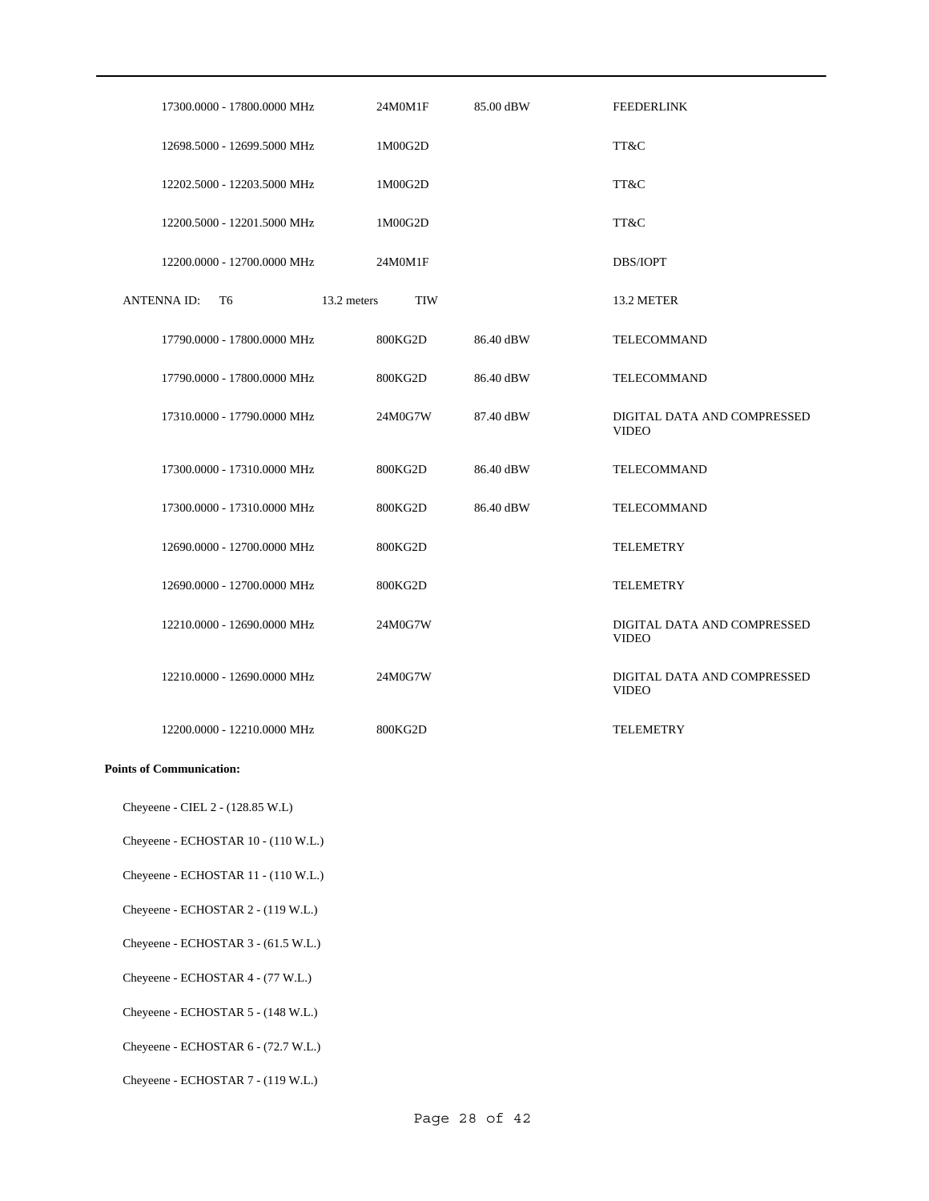| | | | |
|---|---|---|---|
| 17300.0000 - 17800.0000 MHz | 24M0M1F | 85.00 dBW | FEEDERLINK |
| 12698.5000 - 12699.5000 MHz | 1M00G2D | | TT&C |
| 12202.5000 - 12203.5000 MHz | 1M00G2D | | TT&C |
| 12200.5000 - 12201.5000 MHz | 1M00G2D | | TT&C |
| 12200.0000 - 12700.0000 MHz | 24M0M1F | | DBS/IOPT |

| ANTENNA ID: T6 | 13.2 meters | TIW | | 13.2 METER |
|---|---|---|---|---|
| 17790.0000 - 17800.0000 MHz | | 800KG2D | 86.40 dBW | TELECOMMAND |
| 17790.0000 - 17800.0000 MHz | | 800KG2D | 86.40 dBW | TELECOMMAND |
| 17310.0000 - 17790.0000 MHz | | 24M0G7W | 87.40 dBW | DIGITAL DATA AND COMPRESSED VIDEO |
| 17300.0000 - 17310.0000 MHz | | 800KG2D | 86.40 dBW | TELECOMMAND |
| 17300.0000 - 17310.0000 MHz | | 800KG2D | 86.40 dBW | TELECOMMAND |
| 12690.0000 - 12700.0000 MHz | | 800KG2D | | TELEMETRY |
| 12690.0000 - 12700.0000 MHz | | 800KG2D | | TELEMETRY |
| 12210.0000 - 12690.0000 MHz | | 24M0G7W | | DIGITAL DATA AND COMPRESSED VIDEO |
| 12210.0000 - 12690.0000 MHz | | 24M0G7W | | DIGITAL DATA AND COMPRESSED VIDEO |
| 12200.0000 - 12210.0000 MHz | | 800KG2D | | TELEMETRY |

**Points of Communication:**

Cheyeene - CIEL 2 - (128.85 W.L)

Cheyeene - ECHOSTAR 10 - (110 W.L.)

Cheyeene - ECHOSTAR 11 - (110 W.L.)

Cheyeene - ECHOSTAR 2 - (119 W.L.)

Cheyeene - ECHOSTAR 3 - (61.5 W.L.)

Cheyeene - ECHOSTAR 4 - (77 W.L.)

Cheyeene - ECHOSTAR 5 - (148 W.L.)

Cheyeene - ECHOSTAR 6 - (72.7 W.L.)

Cheyeene - ECHOSTAR 7 - (119 W.L.)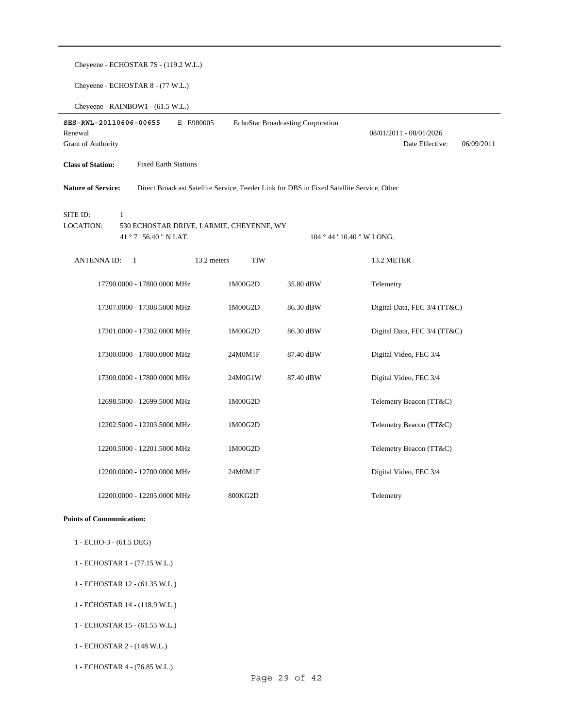Cheyeene - ECHOSTAR 7S - (119.2 W.L.)

Cheyeene - ECHOSTAR 8 - (77 W.L.)

Cheyeene - RAINBOW1 - (61.5 W.L.)

---

**SES-RWL-20110606-00655** E E980005 EchoStar Broadcasting Corporation

Renewal 08/01/2011 - 08/01/2026

Grant of Authority Date Effective: 06/09/2011

**Class of Station:** Fixed Earth Stations

**Nature of Service:** Direct Broadcast Satellite Service, Feeder Link for DBS in Fixed Satellite Service, Other

SITE ID: 1

LOCATION: 530 ECHOSTAR DRIVE, LARMIE, CHEYENNE, WY

41 ° 7 ' 56.40 " N LAT. 104 ° 44 ' 10.40 " W LONG.

ANTENNA ID: 1 13.2 meters TIW 13.2 METER

| Frequency | Emission | Power | Description |
|---|---|---|---|
| 17790.0000 - 17800.0000 MHz | 1M00G2D | 35.80 dBW | Telemetry |
| 17307.0000 - 17308.5000 MHz | 1M00G2D | 86.30 dBW | Digital Data, FEC 3/4 (TT&C) |
| 17301.0000 - 17302.0000 MHz | 1M00G2D | 86.30 dBW | Digital Data, FEC 3/4 (TT&C) |
| 17300.0000 - 17800.0000 MHz | 24M0M1F | 87.40 dBW | Digital Video, FEC 3/4 |
| 17300.0000 - 17800.0000 MHz | 24M0G1W | 87.40 dBW | Digital Video, FEC 3/4 |
| 12698.5000 - 12699.5000 MHz | 1M00G2D | | Telemetry Beacon (TT&C) |
| 12202.5000 - 12203.5000 MHz | 1M00G2D | | Telemetry Beacon (TT&C) |
| 12200.5000 - 12201.5000 MHz | 1M00G2D | | Telemetry Beacon (TT&C) |
| 12200.0000 - 12700.0000 MHz | 24M0M1F | | Digital Video, FEC 3/4 |
| 12200.0000 - 12205.0000 MHz | 800KG2D | | Telemetry |

**Points of Communication:**

1 - ECHO-3 - (61.5 DEG)

1 - ECHOSTAR 1 - (77.15 W.L.)

1 - ECHOSTAR 12 - (61.35 W.L.)

1 - ECHOSTAR 14 - (118.9 W.L.)

1 - ECHOSTAR 15 - (61.55 W.L.)

1 - ECHOSTAR 2 - (148 W.L.)

1 - ECHOSTAR 4 - (76.85 W.L.)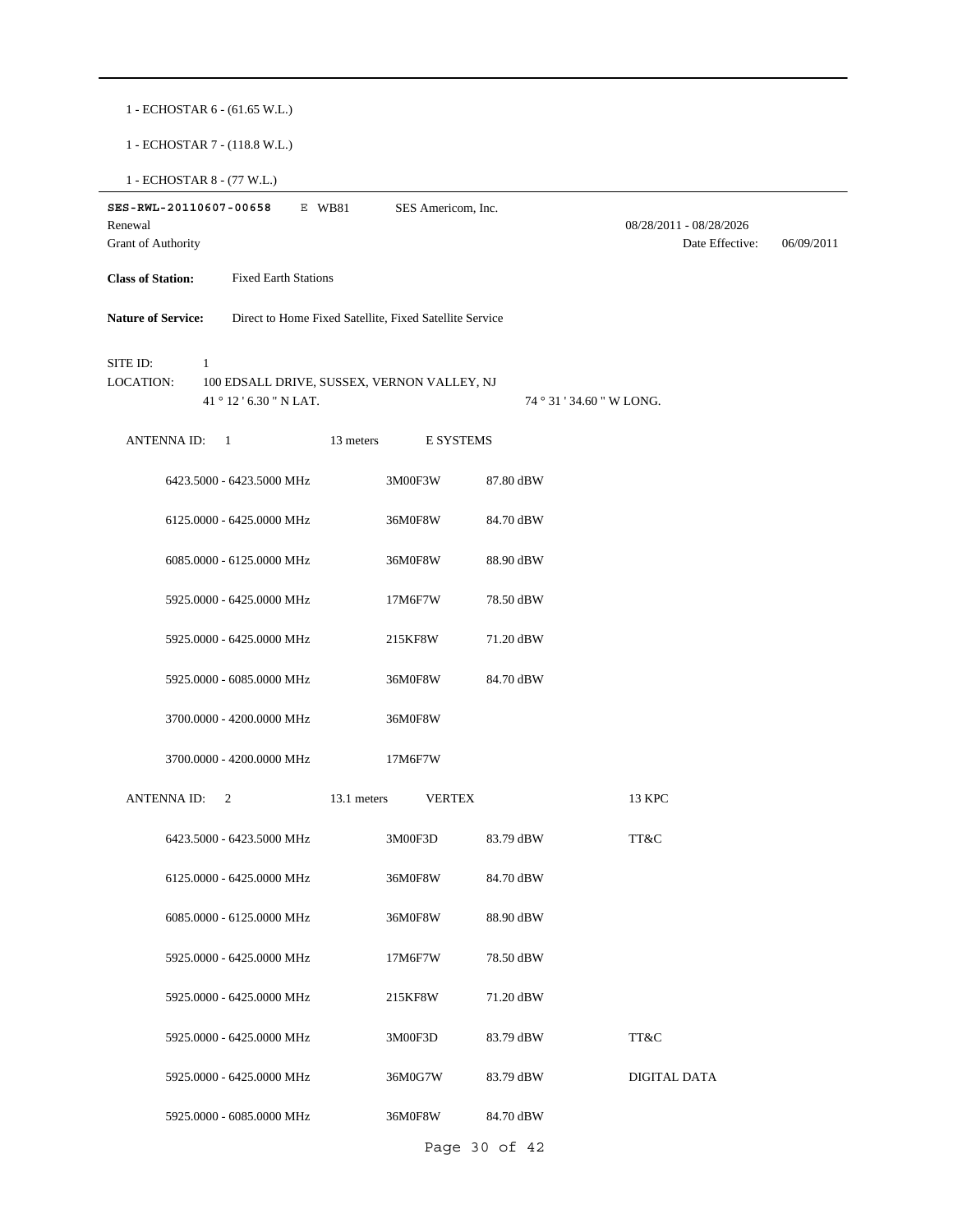1 - ECHOSTAR 6 - (61.65 W.L.)

1 - ECHOSTAR 7 - (118.8 W.L.)

1 - ECHOSTAR 8 - (77 W.L.)

---

**SES-RWL-20110607-00658** E WB81 SES Americom, Inc.

Renewal 08/28/2011 - 08/28/2026

Grant of Authority Date Effective: 06/09/2011

**Class of Station:** Fixed Earth Stations

**Nature of Service:** Direct to Home Fixed Satellite, Fixed Satellite Service

SITE ID: 1

LOCATION: 100 EDSALL DRIVE, SUSSEX, VERNON VALLEY, NJ

41 ° 12 ' 6.30 " N LAT. 74 ° 31 ' 34.60 " W LONG.

ANTENNA ID: 1 13 meters E SYSTEMS

| Frequency | Emission | EIRP | |
|---|---|---|---|
| 6423.5000 - 6423.5000 MHz | 3M00F3W | 87.80 dBW | |
| 6125.0000 - 6425.0000 MHz | 36M0F8W | 84.70 dBW | |
| 6085.0000 - 6125.0000 MHz | 36M0F8W | 88.90 dBW | |
| 5925.0000 - 6425.0000 MHz | 17M6F7W | 78.50 dBW | |
| 5925.0000 - 6425.0000 MHz | 215KF8W | 71.20 dBW | |
| 5925.0000 - 6085.0000 MHz | 36M0F8W | 84.70 dBW | |
| 3700.0000 - 4200.0000 MHz | 36M0F8W | | |
| 3700.0000 - 4200.0000 MHz | 17M6F7W | | |

ANTENNA ID: 2 13.1 meters VERTEX 13 KPC

| Frequency | Emission | EIRP | |
|---|---|---|---|
| 6423.5000 - 6423.5000 MHz | 3M00F3D | 83.79 dBW | TT&C |
| 6125.0000 - 6425.0000 MHz | 36M0F8W | 84.70 dBW | |
| 6085.0000 - 6125.0000 MHz | 36M0F8W | 88.90 dBW | |
| 5925.0000 - 6425.0000 MHz | 17M6F7W | 78.50 dBW | |
| 5925.0000 - 6425.0000 MHz | 215KF8W | 71.20 dBW | |
| 5925.0000 - 6425.0000 MHz | 3M00F3D | 83.79 dBW | TT&C |
| 5925.0000 - 6425.0000 MHz | 36M0G7W | 83.79 dBW | DIGITAL DATA |
| 5925.0000 - 6085.0000 MHz | 36M0F8W | 84.70 dBW | |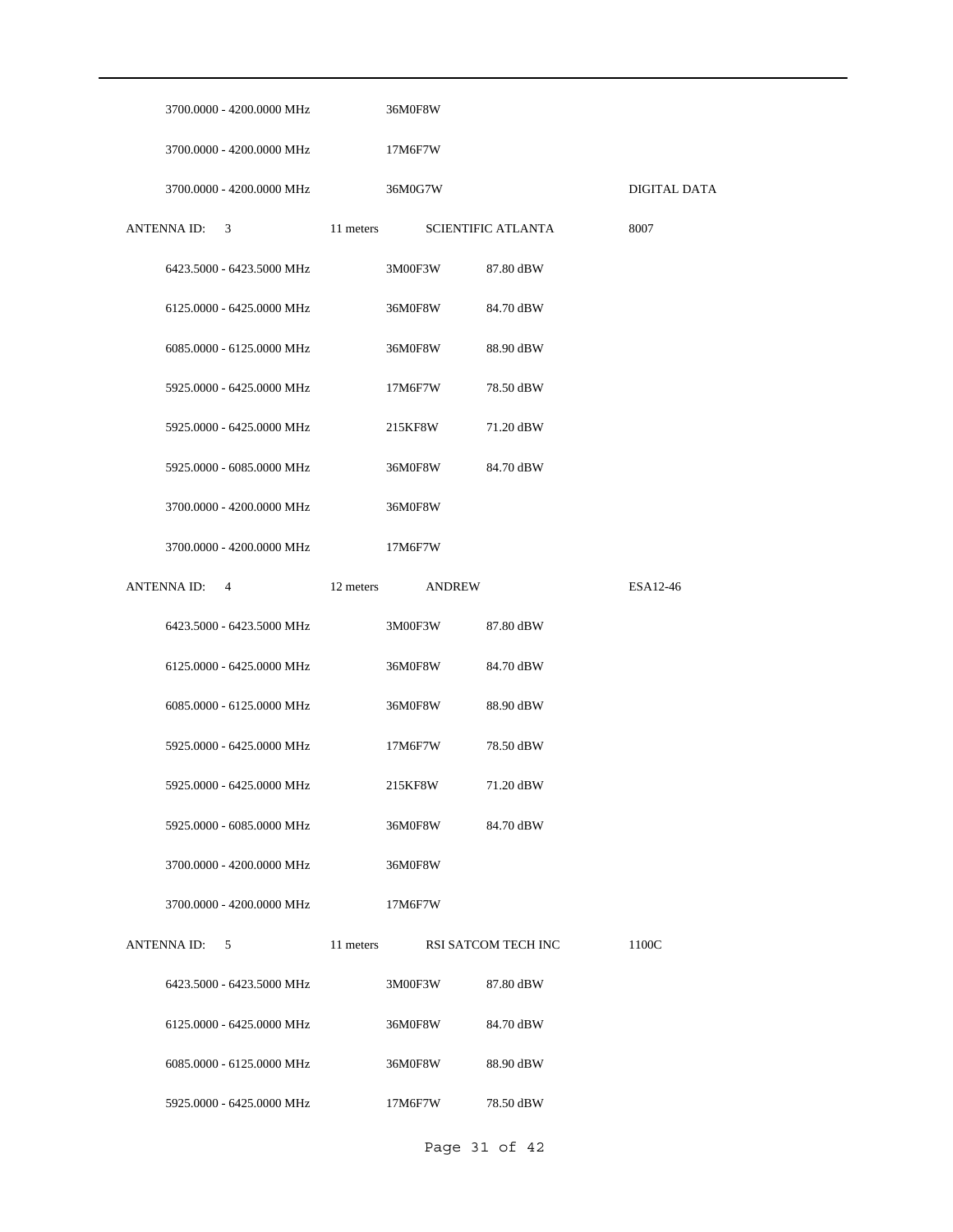| | | | | |
|---|---|---|---|---|
| 3700.0000 - 4200.0000 MHz | | 36M0F8W | | |
| 3700.0000 - 4200.0000 MHz | | 17M6F7W | | |
| 3700.0000 - 4200.0000 MHz | | 36M0G7W | | DIGITAL DATA |
| ANTENNA ID: 3 | 11 meters | SCIENTIFIC ATLANTA | | 8007 |
| 6423.5000 - 6423.5000 MHz | | 3M00F3W | 87.80 dBW | |
| 6125.0000 - 6425.0000 MHz | | 36M0F8W | 84.70 dBW | |
| 6085.0000 - 6125.0000 MHz | | 36M0F8W | 88.90 dBW | |
| 5925.0000 - 6425.0000 MHz | | 17M6F7W | 78.50 dBW | |
| 5925.0000 - 6425.0000 MHz | | 215KF8W | 71.20 dBW | |
| 5925.0000 - 6085.0000 MHz | | 36M0F8W | 84.70 dBW | |
| 3700.0000 - 4200.0000 MHz | | 36M0F8W | | |
| 3700.0000 - 4200.0000 MHz | | 17M6F7W | | |
| ANTENNA ID: 4 | 12 meters | ANDREW | | ESA12-46 |
| 6423.5000 - 6423.5000 MHz | | 3M00F3W | 87.80 dBW | |
| 6125.0000 - 6425.0000 MHz | | 36M0F8W | 84.70 dBW | |
| 6085.0000 - 6125.0000 MHz | | 36M0F8W | 88.90 dBW | |
| 5925.0000 - 6425.0000 MHz | | 17M6F7W | 78.50 dBW | |
| 5925.0000 - 6425.0000 MHz | | 215KF8W | 71.20 dBW | |
| 5925.0000 - 6085.0000 MHz | | 36M0F8W | 84.70 dBW | |
| 3700.0000 - 4200.0000 MHz | | 36M0F8W | | |
| 3700.0000 - 4200.0000 MHz | | 17M6F7W | | |
| ANTENNA ID: 5 | 11 meters | RSI SATCOM TECH INC | | 1100C |
| 6423.5000 - 6423.5000 MHz | | 3M00F3W | 87.80 dBW | |
| 6125.0000 - 6425.0000 MHz | | 36M0F8W | 84.70 dBW | |
| 6085.0000 - 6125.0000 MHz | | 36M0F8W | 88.90 dBW | |
| 5925.0000 - 6425.0000 MHz | | 17M6F7W | 78.50 dBW | |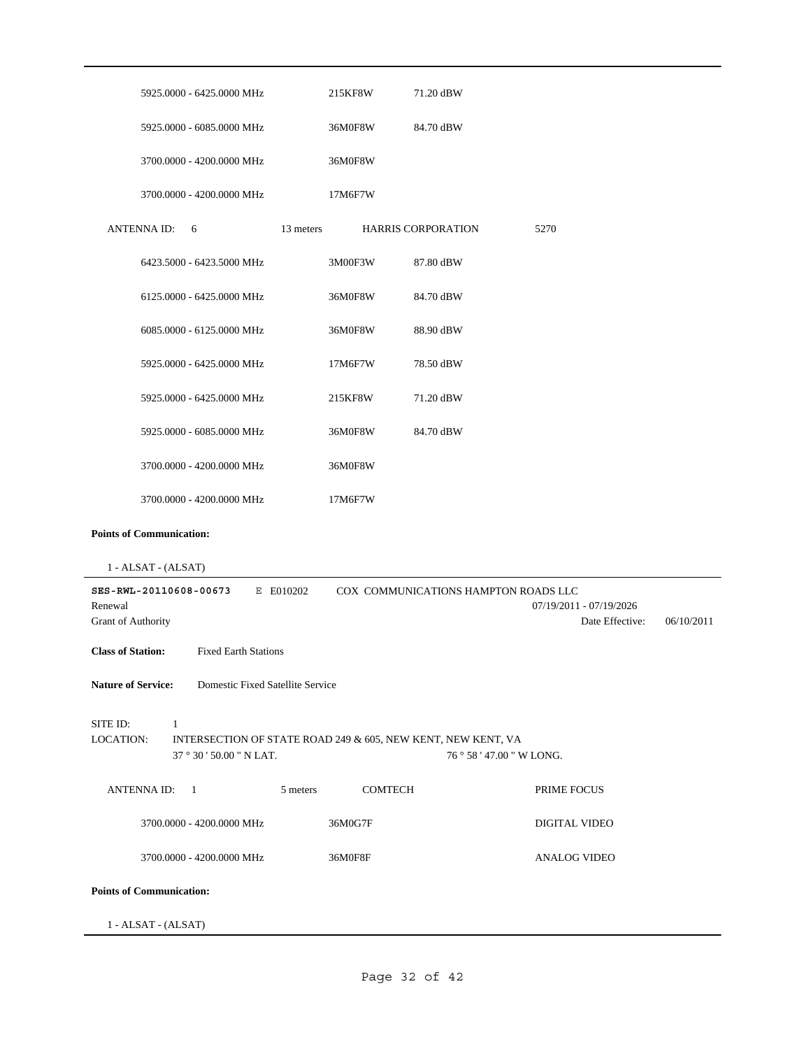| | | | |
|---|---|---|---|
| 5925.0000 - 6425.0000 MHz | 215KF8W | 71.20 dBW | |
| 5925.0000 - 6085.0000 MHz | 36M0F8W | 84.70 dBW | |
| 3700.0000 - 4200.0000 MHz | 36M0F8W | | |
| 3700.0000 - 4200.0000 MHz | 17M6F7W | | |

| ANTENNA ID: 6 | 13 meters | HARRIS CORPORATION | 5270 |
|---|---|---|---|
| 6423.5000 - 6423.5000 MHz | 3M00F3W | 87.80 dBW | |
| 6125.0000 - 6425.0000 MHz | 36M0F8W | 84.70 dBW | |
| 6085.0000 - 6125.0000 MHz | 36M0F8W | 88.90 dBW | |
| 5925.0000 - 6425.0000 MHz | 17M6F7W | 78.50 dBW | |
| 5925.0000 - 6425.0000 MHz | 215KF8W | 71.20 dBW | |
| 5925.0000 - 6085.0000 MHz | 36M0F8W | 84.70 dBW | |
| 3700.0000 - 4200.0000 MHz | 36M0F8W | | |
| 3700.0000 - 4200.0000 MHz | 17M6F7W | | |

**Points of Communication:**

1 - ALSAT - (ALSAT)

---

**SES-RWL-20110608-00673** E E010202 COX COMMUNICATIONS HAMPTON ROADS LLC

Renewal 07/19/2011 - 07/19/2026

Grant of Authority Date Effective: 06/10/2011

**Class of Station:** Fixed Earth Stations

**Nature of Service:** Domestic Fixed Satellite Service

SITE ID: 1

LOCATION: INTERSECTION OF STATE ROAD 249 & 605, NEW KENT, NEW KENT, VA

37 ° 30 ' 50.00 " N LAT. 76 ° 58 ' 47.00 " W LONG.

| ANTENNA ID: 1 | 5 meters | COMTECH | PRIME FOCUS |
|---|---|---|---|
| 3700.0000 - 4200.0000 MHz | 36M0G7F | | DIGITAL VIDEO |
| 3700.0000 - 4200.0000 MHz | 36M0F8F | | ANALOG VIDEO |

**Points of Communication:**

1 - ALSAT - (ALSAT)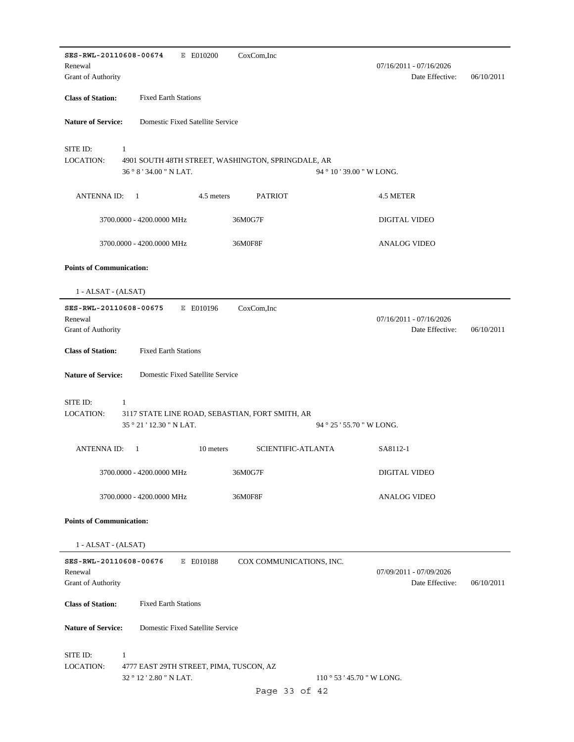---

**SES-RWL-20110608-00674** E E010200 CoxCom,Inc

Renewal 07/16/2011 - 07/16/2026

Grant of Authority Date Effective: 06/10/2011

**Class of Station:** Fixed Earth Stations

**Nature of Service:** Domestic Fixed Satellite Service

SITE ID: 1

LOCATION: 4901 SOUTH 48TH STREET, WASHINGTON, SPRINGDALE, AR

36 ° 8 ' 34.00 " N LAT. 94 ° 10 ' 39.00 " W LONG.

| ANTENNA ID: 1 | 4.5 meters | PATRIOT | 4.5 METER |
|---|---|---|---|
| 3700.0000 - 4200.0000 MHz | | 36M0G7F | DIGITAL VIDEO |
| 3700.0000 - 4200.0000 MHz | | 36M0F8F | ANALOG VIDEO |

**Points of Communication:**

1 - ALSAT - (ALSAT)

---

**SES-RWL-20110608-00675** E E010196 CoxCom,Inc

Renewal 07/16/2011 - 07/16/2026

Grant of Authority Date Effective: 06/10/2011

**Class of Station:** Fixed Earth Stations

**Nature of Service:** Domestic Fixed Satellite Service

SITE ID: 1

LOCATION: 3117 STATE LINE ROAD, SEBASTIAN, FORT SMITH, AR

35 ° 21 ' 12.30 " N LAT. 94 ° 25 ' 55.70 " W LONG.

| ANTENNA ID: 1 | 10 meters | SCIENTIFIC-ATLANTA | SA8112-1 |
|---|---|---|---|
| 3700.0000 - 4200.0000 MHz | | 36M0G7F | DIGITAL VIDEO |
| 3700.0000 - 4200.0000 MHz | | 36M0F8F | ANALOG VIDEO |

**Points of Communication:**

1 - ALSAT - (ALSAT)

---

**SES-RWL-20110608-00676** E E010188 COX COMMUNICATIONS, INC.

Renewal 07/09/2011 - 07/09/2026

Grant of Authority Date Effective: 06/10/2011

**Class of Station:** Fixed Earth Stations

**Nature of Service:** Domestic Fixed Satellite Service

SITE ID: 1

LOCATION: 4777 EAST 29TH STREET, PIMA, TUSCON, AZ

32 ° 12 ' 2.80 " N LAT. 110 ° 53 ' 45.70 " W LONG.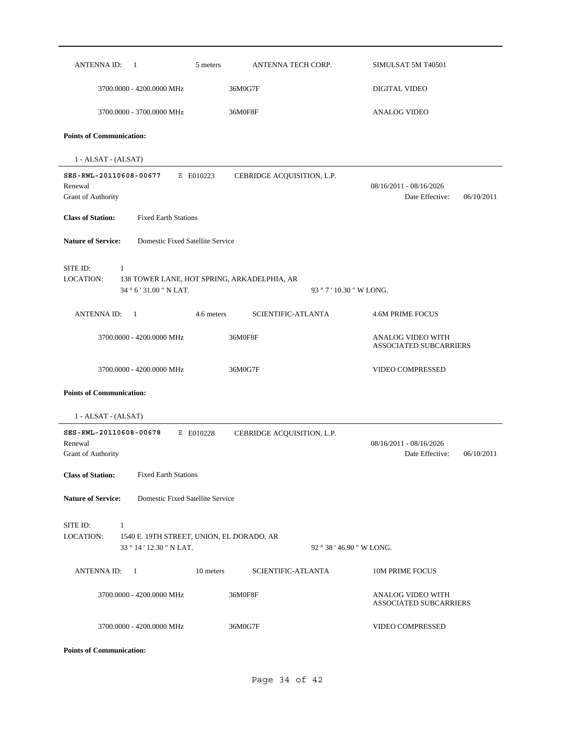| ANTENNA ID: 1 | 5 meters | ANTENNA TECH CORP. | SIMULSAT 5M T40501 |
|---|---|---|---|
| 3700.0000 - 4200.0000 MHz | | 36M0G7F | DIGITAL VIDEO |
| 3700.0000 - 3700.0000 MHz | | 36M0F8F | ANALOG VIDEO |

**Points of Communication:**

1 - ALSAT - (ALSAT)

---

**SES-RWL-20110608-00677** E E010223 CEBRIDGE ACQUISITION, L.P.

Renewal 08/16/2011 - 08/16/2026

Grant of Authority Date Effective: 06/10/2011

**Class of Station:** Fixed Earth Stations

**Nature of Service:** Domestic Fixed Satellite Service

SITE ID: 1

LOCATION: 138 TOWER LANE, HOT SPRING, ARKADELPHIA, AR

34 ° 6 ' 31.00 " N LAT. 93 ° 7 ' 10.30 " W LONG.

| ANTENNA ID: 1 | 4.6 meters | SCIENTIFIC-ATLANTA | 4.6M PRIME FOCUS |
|---|---|---|---|
| 3700.0000 - 4200.0000 MHz | | 36M0F8F | ANALOG VIDEO WITH ASSOCIATED SUBCARRIERS |
| 3700.0000 - 4200.0000 MHz | | 36M0G7F | VIDEO COMPRESSED |

**Points of Communication:**

1 - ALSAT - (ALSAT)

---

**SES-RWL-20110608-00678** E E010228 CEBRIDGE ACQUISITION, L.P.

Renewal 08/16/2011 - 08/16/2026

Grant of Authority Date Effective: 06/10/2011

**Class of Station:** Fixed Earth Stations

**Nature of Service:** Domestic Fixed Satellite Service

SITE ID: 1

LOCATION: 1540 E. 19TH STREET, UNION, EL DORADO, AR

33 ° 14 ' 12.30 " N LAT. 92 ° 38 ' 46.90 " W LONG.

| ANTENNA ID: 1 | 10 meters | SCIENTIFIC-ATLANTA | 10M PRIME FOCUS |
|---|---|---|---|
| 3700.0000 - 4200.0000 MHz | | 36M0F8F | ANALOG VIDEO WITH ASSOCIATED SUBCARRIERS |
| 3700.0000 - 4200.0000 MHz | | 36M0G7F | VIDEO COMPRESSED |

**Points of Communication:**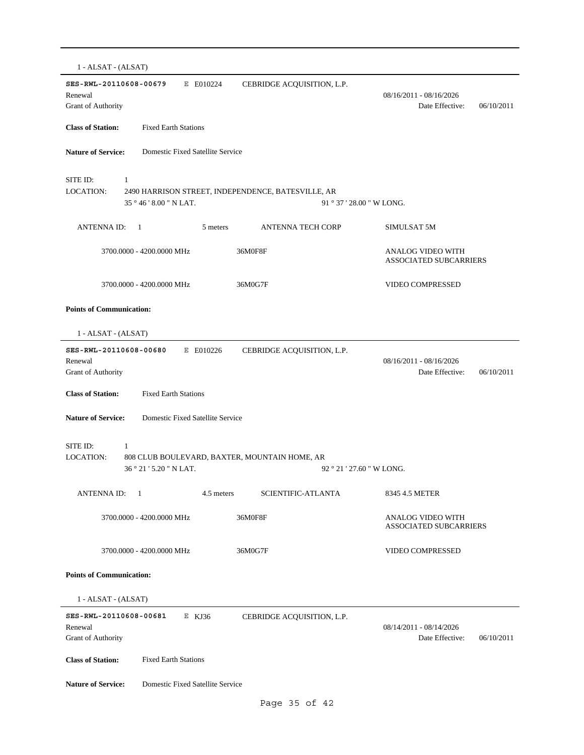1 - ALSAT - (ALSAT)

---

**SES-RWL-20110608-00679** E E010224 CEBRIDGE ACQUISITION, L.P.

Renewal 08/16/2011 - 08/16/2026

Grant of Authority Date Effective: 06/10/2011

**Class of Station:** Fixed Earth Stations

**Nature of Service:** Domestic Fixed Satellite Service

SITE ID: 1

LOCATION: 2490 HARRISON STREET, INDEPENDENCE, BATESVILLE, AR

35 ° 46 ' 8.00 " N LAT. 91 ° 37 ' 28.00 " W LONG.

ANTENNA ID: 1 5 meters ANTENNA TECH CORP SIMULSAT 5M

| | | |
|---|---|---|
| 3700.0000 - 4200.0000 MHz | 36M0F8F | ANALOG VIDEO WITH ASSOCIATED SUBCARRIERS |
| 3700.0000 - 4200.0000 MHz | 36M0G7F | VIDEO COMPRESSED |

**Points of Communication:**

1 - ALSAT - (ALSAT)

---

**SES-RWL-20110608-00680** E E010226 CEBRIDGE ACQUISITION, L.P.

Renewal 08/16/2011 - 08/16/2026

Grant of Authority Date Effective: 06/10/2011

**Class of Station:** Fixed Earth Stations

**Nature of Service:** Domestic Fixed Satellite Service

SITE ID: 1

LOCATION: 808 CLUB BOULEVARD, BAXTER, MOUNTAIN HOME, AR

36 ° 21 ' 5.20 " N LAT. 92 ° 21 ' 27.60 " W LONG.

ANTENNA ID: 1 4.5 meters SCIENTIFIC-ATLANTA 8345 4.5 METER

| | | |
|---|---|---|
| 3700.0000 - 4200.0000 MHz | 36M0F8F | ANALOG VIDEO WITH ASSOCIATED SUBCARRIERS |
| 3700.0000 - 4200.0000 MHz | 36M0G7F | VIDEO COMPRESSED |

**Points of Communication:**

1 - ALSAT - (ALSAT)

---

**SES-RWL-20110608-00681** E KJ36 CEBRIDGE ACQUISITION, L.P.

Renewal 08/14/2011 - 08/14/2026

Grant of Authority Date Effective: 06/10/2011

**Class of Station:** Fixed Earth Stations

**Nature of Service:** Domestic Fixed Satellite Service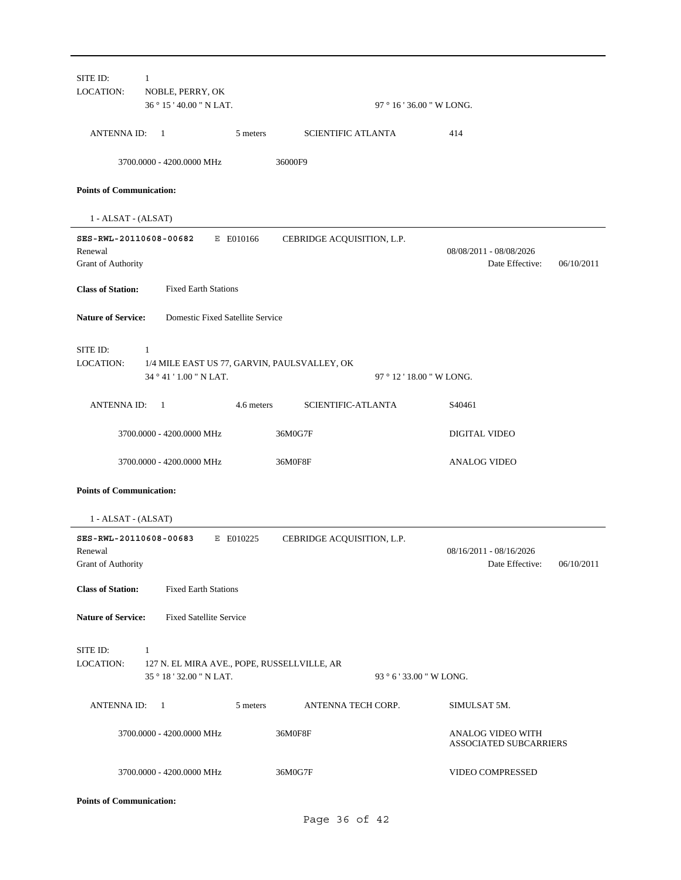SITE ID: 1
LOCATION: NOBLE, PERRY, OK
36 ° 15 ' 40.00 " N LAT. 97 ° 16 ' 36.00 " W LONG.

ANTENNA ID: 1 5 meters SCIENTIFIC ATLANTA 414

3700.0000 - 4200.0000 MHz 36000F9

**Points of Communication:**

1 - ALSAT - (ALSAT)

---

**SES-RWL-20110608-00682** E E010166 CEBRIDGE ACQUISITION, L.P.
Renewal 08/08/2011 - 08/08/2026
Grant of Authority Date Effective: 06/10/2011

**Class of Station:** Fixed Earth Stations

**Nature of Service:** Domestic Fixed Satellite Service

SITE ID: 1
LOCATION: 1/4 MILE EAST US 77, GARVIN, PAULSVALLEY, OK
34 ° 41 ' 1.00 " N LAT. 97 ° 12 ' 18.00 " W LONG.

ANTENNA ID: 1 4.6 meters SCIENTIFIC-ATLANTA S40461

3700.0000 - 4200.0000 MHz 36M0G7F DIGITAL VIDEO

3700.0000 - 4200.0000 MHz 36M0F8F ANALOG VIDEO

**Points of Communication:**

1 - ALSAT - (ALSAT)

---

**SES-RWL-20110608-00683** E E010225 CEBRIDGE ACQUISITION, L.P.
Renewal 08/16/2011 - 08/16/2026
Grant of Authority Date Effective: 06/10/2011

**Class of Station:** Fixed Earth Stations

**Nature of Service:** Fixed Satellite Service

SITE ID: 1
LOCATION: 127 N. EL MIRA AVE., POPE, RUSSELLVILLE, AR
35 ° 18 ' 32.00 " N LAT. 93 ° 6 ' 33.00 " W LONG.

ANTENNA ID: 1 5 meters ANTENNA TECH CORP. SIMULSAT 5M.

3700.0000 - 4200.0000 MHz 36M0F8F ANALOG VIDEO WITH ASSOCIATED SUBCARRIERS

3700.0000 - 4200.0000 MHz 36M0G7F VIDEO COMPRESSED

**Points of Communication:**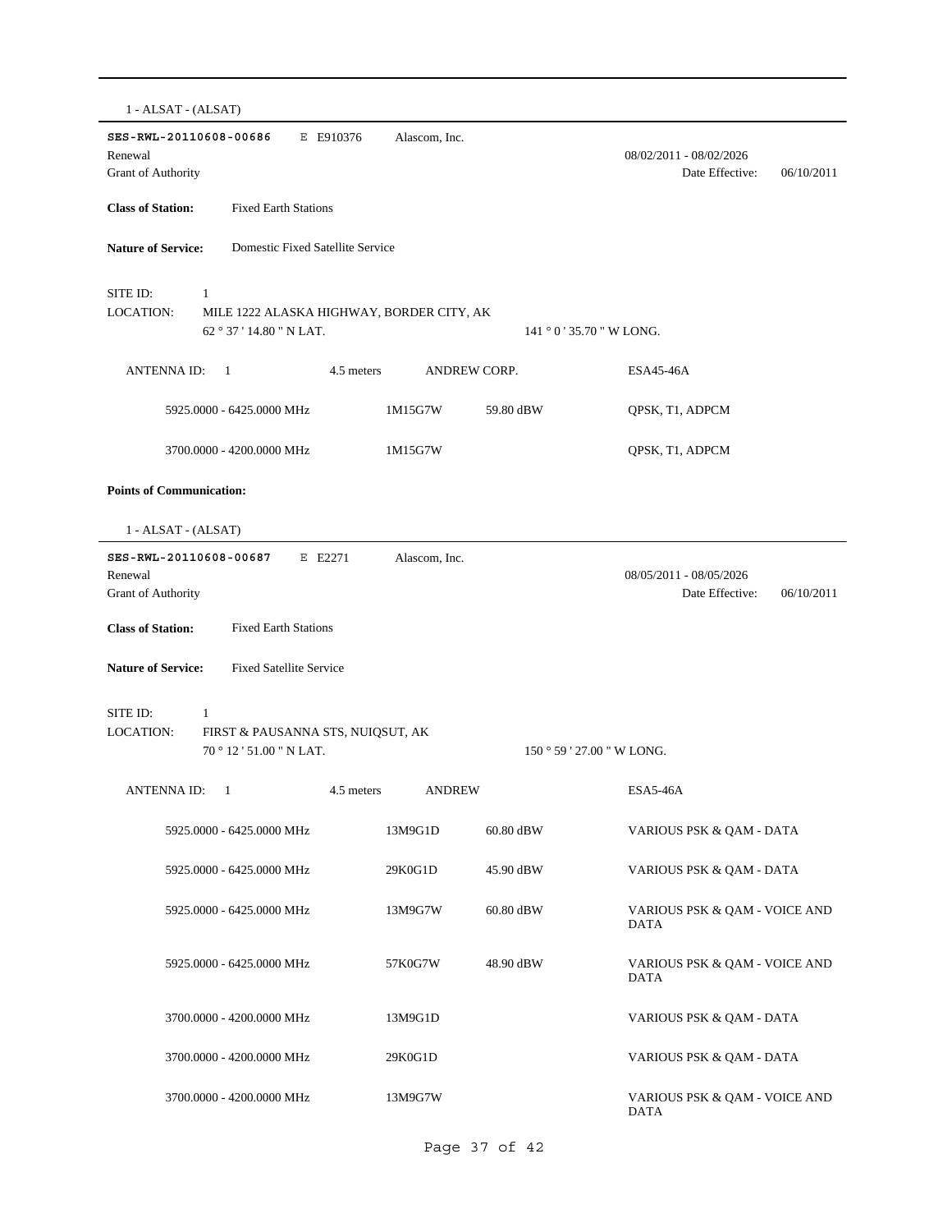1 - ALSAT - (ALSAT)

---

**SES-RWL-20110608-00686** E E910376 Alascom, Inc.

Renewal 08/02/2011 - 08/02/2026

Grant of Authority Date Effective: 06/10/2011

**Class of Station:** Fixed Earth Stations

**Nature of Service:** Domestic Fixed Satellite Service

SITE ID: 1

LOCATION: MILE 1222 ALASKA HIGHWAY, BORDER CITY, AK

62 ° 37 ' 14.80 " N LAT. 141 ° 0 ' 35.70 " W LONG.

ANTENNA ID: 1 4.5 meters ANDREW CORP. ESA45-46A

| | | | |
|---|---|---|---|
| 5925.0000 - 6425.0000 MHz | 1M15G7W | 59.80 dBW | QPSK, T1, ADPCM |
| 3700.0000 - 4200.0000 MHz | 1M15G7W | | QPSK, T1, ADPCM |

**Points of Communication:**

1 - ALSAT - (ALSAT)

---

**SES-RWL-20110608-00687** E E2271 Alascom, Inc.

Renewal 08/05/2011 - 08/05/2026

Grant of Authority Date Effective: 06/10/2011

**Class of Station:** Fixed Earth Stations

**Nature of Service:** Fixed Satellite Service

SITE ID: 1

LOCATION: FIRST & PAUSANNA STS, NUIQSUT, AK

70 ° 12 ' 51.00 " N LAT. 150 ° 59 ' 27.00 " W LONG.

ANTENNA ID: 1 4.5 meters ANDREW ESA5-46A

| | | | |
|---|---|---|---|
| 5925.0000 - 6425.0000 MHz | 13M9G1D | 60.80 dBW | VARIOUS PSK & QAM - DATA |
| 5925.0000 - 6425.0000 MHz | 29K0G1D | 45.90 dBW | VARIOUS PSK & QAM - DATA |
| 5925.0000 - 6425.0000 MHz | 13M9G7W | 60.80 dBW | VARIOUS PSK & QAM - VOICE AND DATA |
| 5925.0000 - 6425.0000 MHz | 57K0G7W | 48.90 dBW | VARIOUS PSK & QAM - VOICE AND DATA |
| 3700.0000 - 4200.0000 MHz | 13M9G1D | | VARIOUS PSK & QAM - DATA |
| 3700.0000 - 4200.0000 MHz | 29K0G1D | | VARIOUS PSK & QAM - DATA |
| 3700.0000 - 4200.0000 MHz | 13M9G7W | | VARIOUS PSK & QAM - VOICE AND DATA |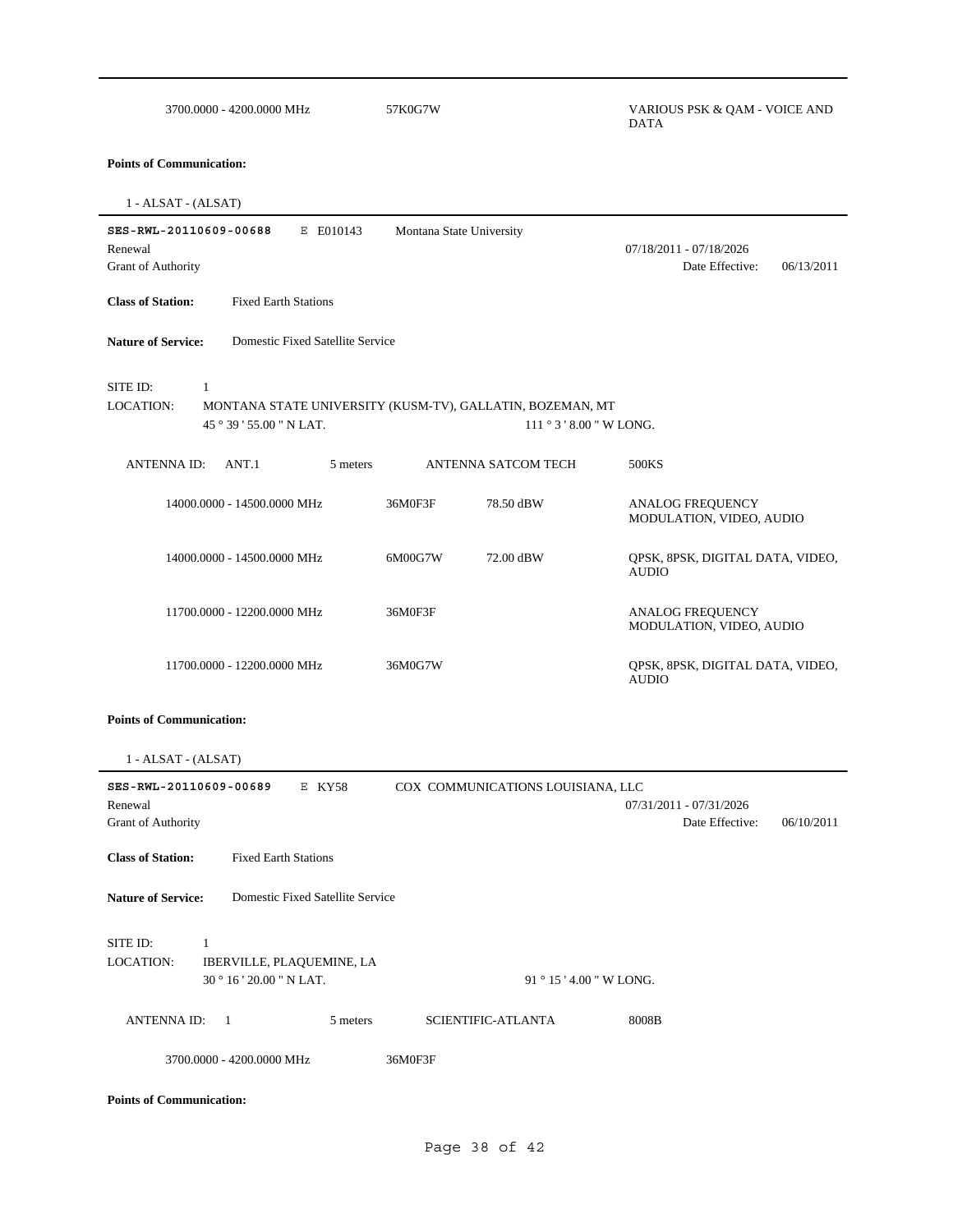| 3700.0000 - 4200.0000 MHz | 57K0G7W | | VARIOUS PSK & QAM - VOICE AND DATA |
|---|---|---|---|

**Points of Communication:**

1 - ALSAT - (ALSAT)

---

**SES-RWL-20110609-00688** E E010143 Montana State University

Renewal 07/18/2011 - 07/18/2026

Grant of Authority Date Effective: 06/13/2011

**Class of Station:** Fixed Earth Stations

**Nature of Service:** Domestic Fixed Satellite Service

SITE ID: 1

LOCATION: MONTANA STATE UNIVERSITY (KUSM-TV), GALLATIN, BOZEMAN, MT

45 ° 39 ' 55.00 " N LAT. 111 ° 3 ' 8.00 " W LONG.

ANTENNA ID: ANT.1 5 meters ANTENNA SATCOM TECH 500KS

| Frequency | Emission | EIRP | Description |
|---|---|---|---|
| 14000.0000 - 14500.0000 MHz | 36M0F3F | 78.50 dBW | ANALOG FREQUENCY MODULATION, VIDEO, AUDIO |
| 14000.0000 - 14500.0000 MHz | 6M00G7W | 72.00 dBW | QPSK, 8PSK, DIGITAL DATA, VIDEO, AUDIO |
| 11700.0000 - 12200.0000 MHz | 36M0F3F | | ANALOG FREQUENCY MODULATION, VIDEO, AUDIO |
| 11700.0000 - 12200.0000 MHz | 36M0G7W | | QPSK, 8PSK, DIGITAL DATA, VIDEO, AUDIO |

**Points of Communication:**

1 - ALSAT - (ALSAT)

---

**SES-RWL-20110609-00689** E KY58 COX COMMUNICATIONS LOUISIANA, LLC

Renewal 07/31/2011 - 07/31/2026

Grant of Authority Date Effective: 06/10/2011

**Class of Station:** Fixed Earth Stations

**Nature of Service:** Domestic Fixed Satellite Service

SITE ID: 1

LOCATION: IBERVILLE, PLAQUEMINE, LA

30 ° 16 ' 20.00 " N LAT. 91 ° 15 ' 4.00 " W LONG.

ANTENNA ID: 1 5 meters SCIENTIFIC-ATLANTA 8008B

| Frequency | Emission |
|---|---|
| 3700.0000 - 4200.0000 MHz | 36M0F3F |

**Points of Communication:**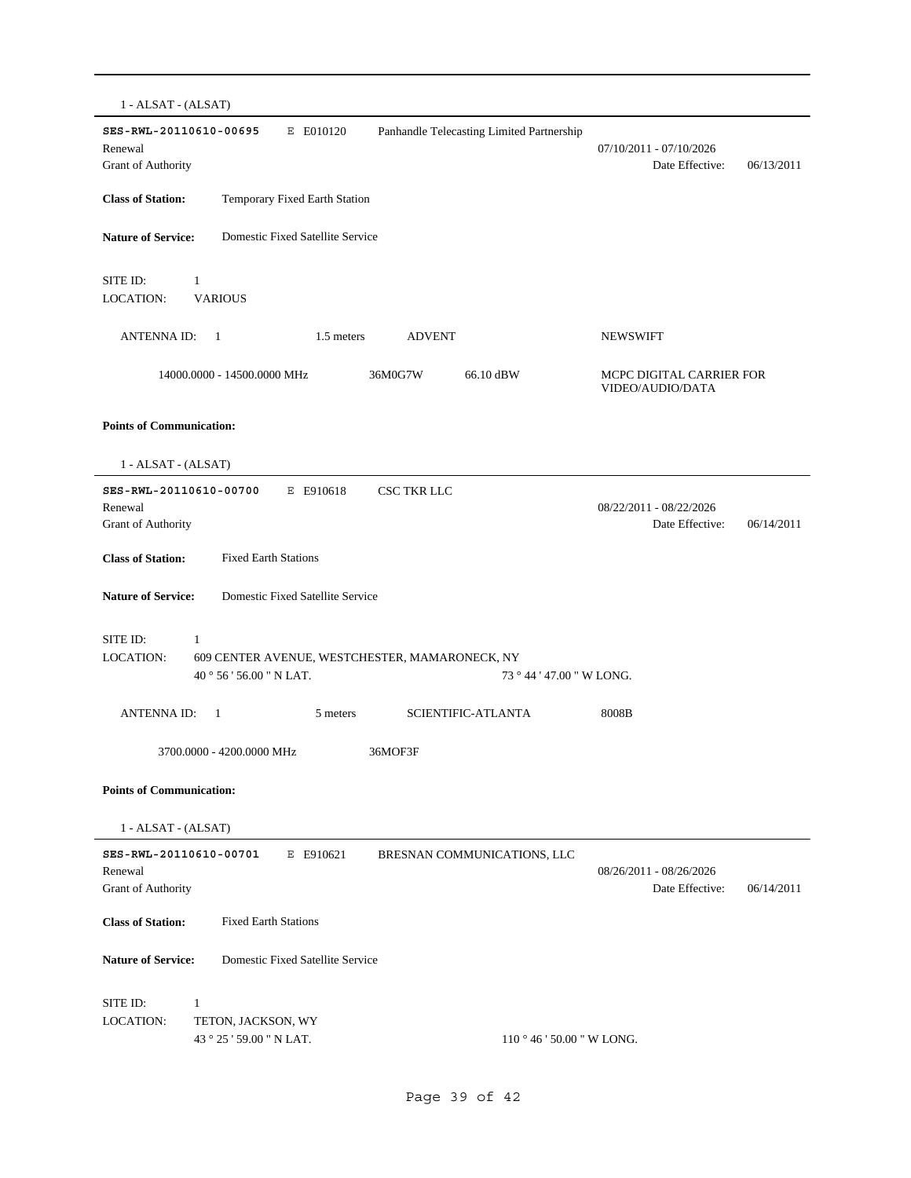1 - ALSAT - (ALSAT)

---

**SES-RWL-20110610-00695** E E010120 Panhandle Telecasting Limited Partnership

Renewal 07/10/2011 - 07/10/2026

Grant of Authority Date Effective: 06/13/2011

**Class of Station:** Temporary Fixed Earth Station

**Nature of Service:** Domestic Fixed Satellite Service

SITE ID: 1
LOCATION: VARIOUS

ANTENNA ID: 1 1.5 meters ADVENT NEWSWIFT

14000.0000 - 14500.0000 MHz 36M0G7W 66.10 dBW MCPC DIGITAL CARRIER FOR VIDEO/AUDIO/DATA

**Points of Communication:**

1 - ALSAT - (ALSAT)

---

**SES-RWL-20110610-00700** E E910618 CSC TKR LLC

Renewal 08/22/2011 - 08/22/2026

Grant of Authority Date Effective: 06/14/2011

**Class of Station:** Fixed Earth Stations

**Nature of Service:** Domestic Fixed Satellite Service

SITE ID: 1
LOCATION: 609 CENTER AVENUE, WESTCHESTER, MAMARONECK, NY
40 ° 56 ' 56.00 " N LAT. 73 ° 44 ' 47.00 " W LONG.

ANTENNA ID: 1 5 meters SCIENTIFIC-ATLANTA 8008B

3700.0000 - 4200.0000 MHz 36MOF3F

**Points of Communication:**

1 - ALSAT - (ALSAT)

---

**SES-RWL-20110610-00701** E E910621 BRESNAN COMMUNICATIONS, LLC

Renewal 08/26/2011 - 08/26/2026

Grant of Authority Date Effective: 06/14/2011

**Class of Station:** Fixed Earth Stations

**Nature of Service:** Domestic Fixed Satellite Service

SITE ID: 1
LOCATION: TETON, JACKSON, WY
43 ° 25 ' 59.00 " N LAT. 110 ° 46 ' 50.00 " W LONG.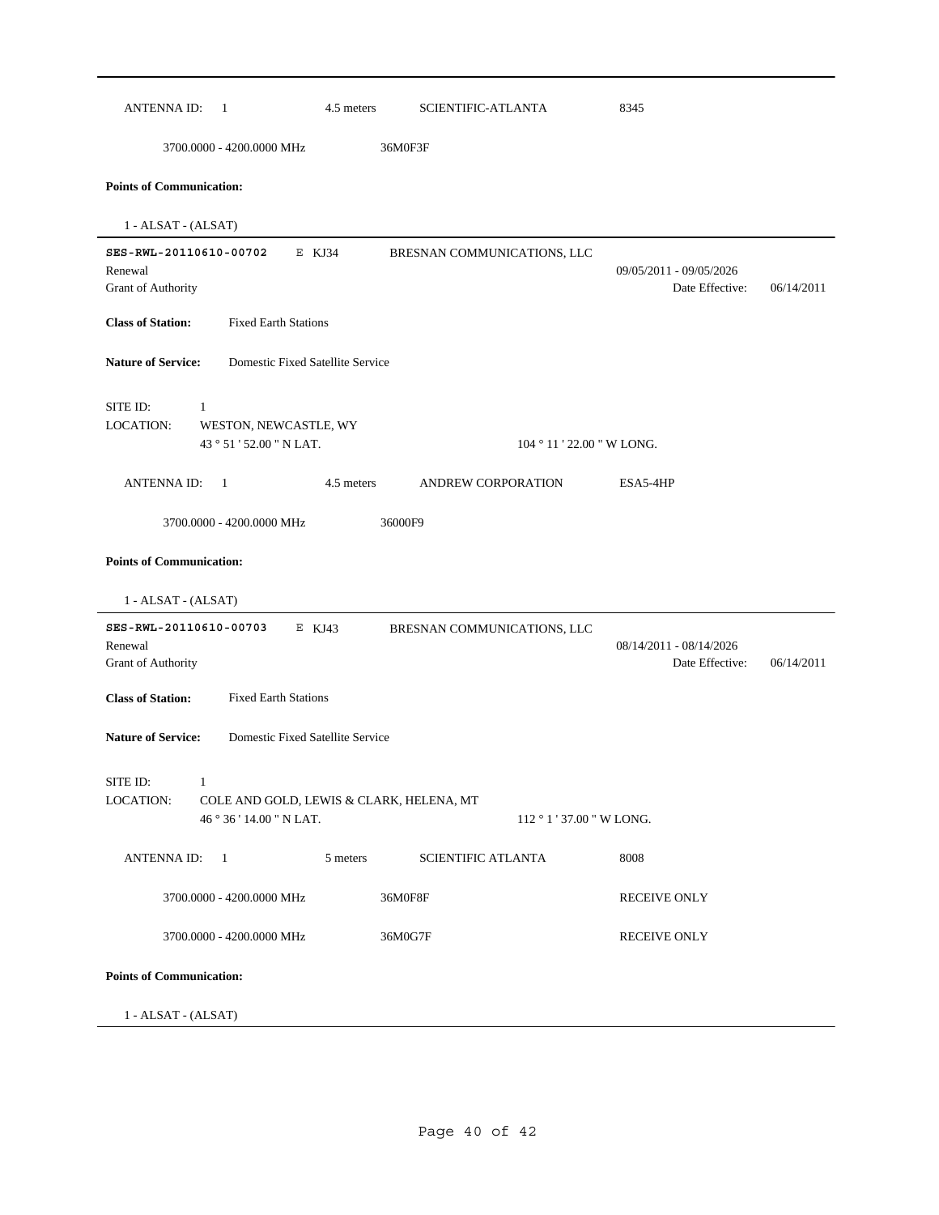ANTENNA ID: 1 &nbsp;&nbsp; 4.5 meters &nbsp;&nbsp; SCIENTIFIC-ATLANTA &nbsp;&nbsp; 8345

3700.0000 - 4200.0000 MHz &nbsp;&nbsp; 36M0F3F

**Points of Communication:**

1 - ALSAT - (ALSAT)

---

**SES-RWL-20110610-00702** &nbsp;&nbsp; E KJ34 &nbsp;&nbsp; BRESNAN COMMUNICATIONS, LLC

Renewal &nbsp;&nbsp; 09/05/2011 - 09/05/2026

Grant of Authority &nbsp;&nbsp; Date Effective: 06/14/2011

**Class of Station:** Fixed Earth Stations

**Nature of Service:** Domestic Fixed Satellite Service

SITE ID: 1

LOCATION: WESTON, NEWCASTLE, WY

43 ° 51 ' 52.00 " N LAT. &nbsp;&nbsp; 104 ° 11 ' 22.00 " W LONG.

ANTENNA ID: 1 &nbsp;&nbsp; 4.5 meters &nbsp;&nbsp; ANDREW CORPORATION &nbsp;&nbsp; ESA5-4HP

3700.0000 - 4200.0000 MHz &nbsp;&nbsp; 36000F9

**Points of Communication:**

1 - ALSAT - (ALSAT)

---

**SES-RWL-20110610-00703** &nbsp;&nbsp; E KJ43 &nbsp;&nbsp; BRESNAN COMMUNICATIONS, LLC

Renewal &nbsp;&nbsp; 08/14/2011 - 08/14/2026

Grant of Authority &nbsp;&nbsp; Date Effective: 06/14/2011

**Class of Station:** Fixed Earth Stations

**Nature of Service:** Domestic Fixed Satellite Service

SITE ID: 1

LOCATION: COLE AND GOLD, LEWIS & CLARK, HELENA, MT

46 ° 36 ' 14.00 " N LAT. &nbsp;&nbsp; 112 ° 1 ' 37.00 " W LONG.

ANTENNA ID: 1 &nbsp;&nbsp; 5 meters &nbsp;&nbsp; SCIENTIFIC ATLANTA &nbsp;&nbsp; 8008

3700.0000 - 4200.0000 MHz &nbsp;&nbsp; 36M0F8F &nbsp;&nbsp; RECEIVE ONLY

3700.0000 - 4200.0000 MHz &nbsp;&nbsp; 36M0G7F &nbsp;&nbsp; RECEIVE ONLY

**Points of Communication:**

1 - ALSAT - (ALSAT)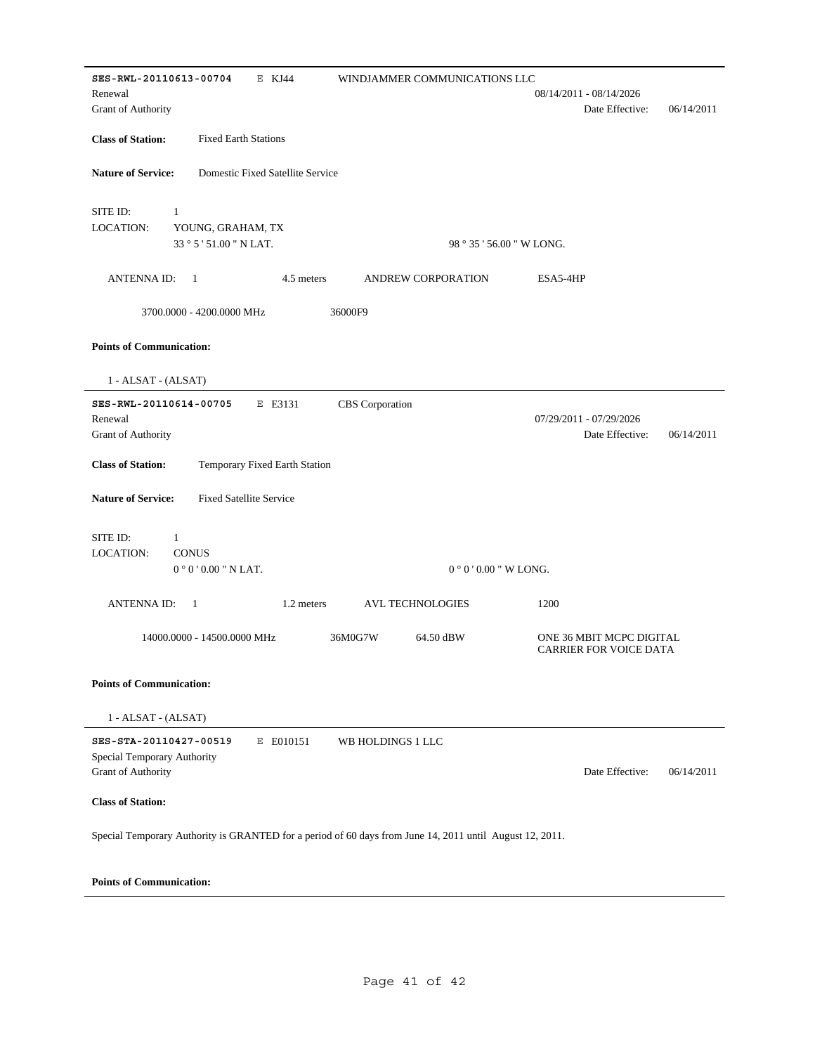---

**SES-RWL-20110613-00704** E KJ44 WINDJAMMER COMMUNICATIONS LLC

Renewal 08/14/2011 - 08/14/2026

Grant of Authority Date Effective: 06/14/2011

**Class of Station:** Fixed Earth Stations

**Nature of Service:** Domestic Fixed Satellite Service

SITE ID: 1

LOCATION: YOUNG, GRAHAM, TX

33 ° 5 ' 51.00 " N LAT. 98 ° 35 ' 56.00 " W LONG.

ANTENNA ID: 1 4.5 meters ANDREW CORPORATION ESA5-4HP

3700.0000 - 4200.0000 MHz 36000F9

**Points of Communication:**

1 - ALSAT - (ALSAT)

---

**SES-RWL-20110614-00705** E E3131 CBS Corporation

Renewal 07/29/2011 - 07/29/2026

Grant of Authority Date Effective: 06/14/2011

**Class of Station:** Temporary Fixed Earth Station

**Nature of Service:** Fixed Satellite Service

SITE ID: 1

LOCATION: CONUS

0 ° 0 ' 0.00 " N LAT. 0 ° 0 ' 0.00 " W LONG.

ANTENNA ID: 1 1.2 meters AVL TECHNOLOGIES 1200

14000.0000 - 14500.0000 MHz 36M0G7W 64.50 dBW ONE 36 MBIT MCPC DIGITAL CARRIER FOR VOICE DATA

**Points of Communication:**

1 - ALSAT - (ALSAT)

---

**SES-STA-20110427-00519** E E010151 WB HOLDINGS 1 LLC

Special Temporary Authority

Grant of Authority Date Effective: 06/14/2011

**Class of Station:**

Special Temporary Authority is GRANTED for a period of 60 days from June 14, 2011 until August 12, 2011.

**Points of Communication:**

---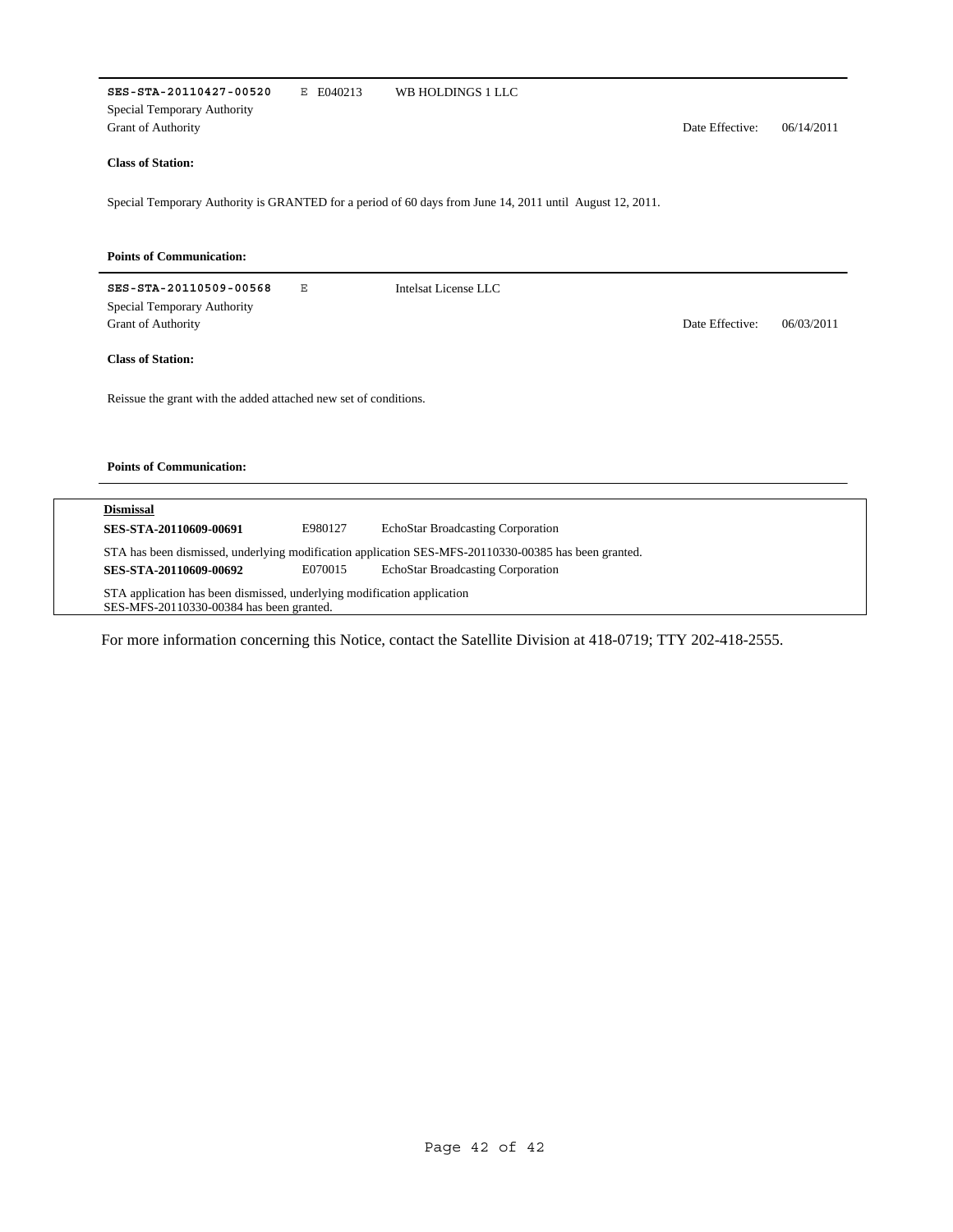**SES-STA-20110427-00520** E E040213 WB HOLDINGS 1 LLC

Special Temporary Authority

Grant of Authority — Date Effective: 06/14/2011

**Class of Station:**

Special Temporary Authority is GRANTED for a period of 60 days from June 14, 2011 until August 12, 2011.

**Points of Communication:**

---

**SES-STA-20110509-00568** E Intelsat License LLC

Special Temporary Authority

Grant of Authority — Date Effective: 06/03/2011

**Class of Station:**

Reissue the grant with the added attached new set of conditions.

**Points of Communication:**

---

**Dismissal**

**SES-STA-20110609-00691** E980127 EchoStar Broadcasting Corporation

STA has been dismissed, underlying modification application SES-MFS-20110330-00385 has been granted.

**SES-STA-20110609-00692** E070015 EchoStar Broadcasting Corporation

STA application has been dismissed, underlying modification application SES-MFS-20110330-00384 has been granted.

For more information concerning this Notice, contact the Satellite Division at 418-0719; TTY 202-418-2555.